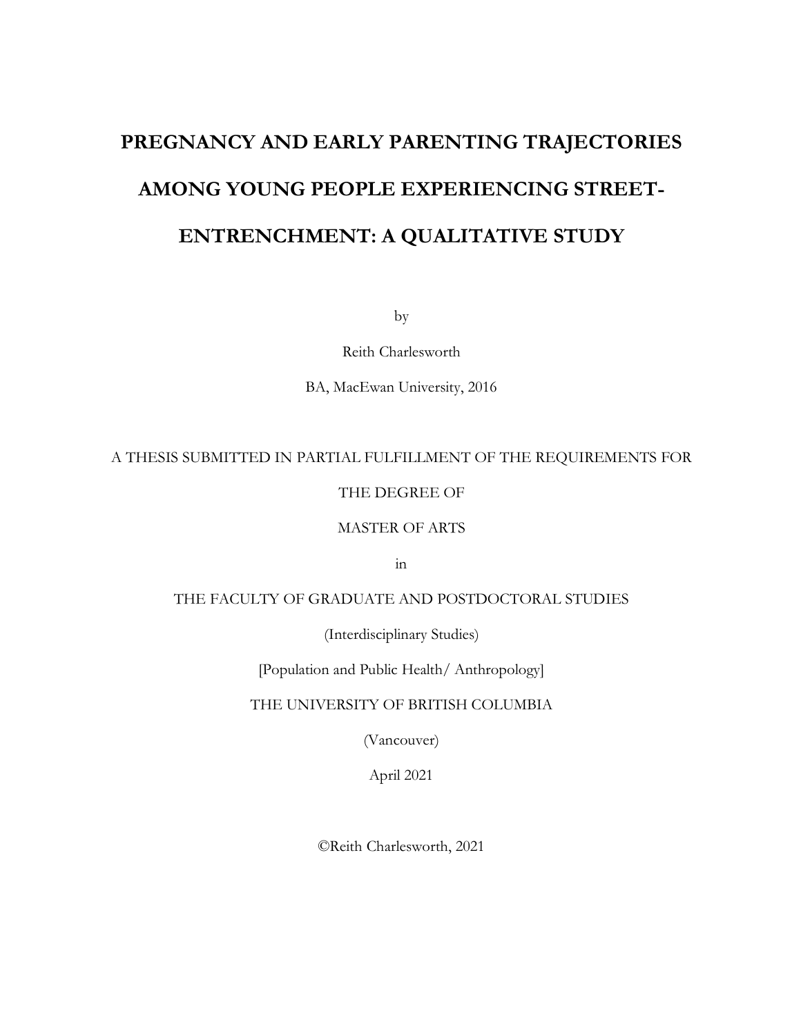# PREGNANCY AND EARLY PARENTING TRAJECTORIES AMONG YOUNG PEOPLE EXPERIENCING STREET-ENTRENCHMENT: A QUALITATIVE STUDY

by

Reith Charlesworth

BA, MacEwan University, 2016

A THESIS SUBMITTED IN PARTIAL FULFILLMENT OF THE REQUIREMENTS FOR

THE DEGREE OF

MASTER OF ARTS

in

THE FACULTY OF GRADUATE AND POSTDOCTORAL STUDIES

(Interdisciplinary Studies)

[Population and Public Health/ Anthropology]

THE UNIVERSITY OF BRITISH COLUMBIA

(Vancouver)

April 2021

©Reith Charlesworth, 2021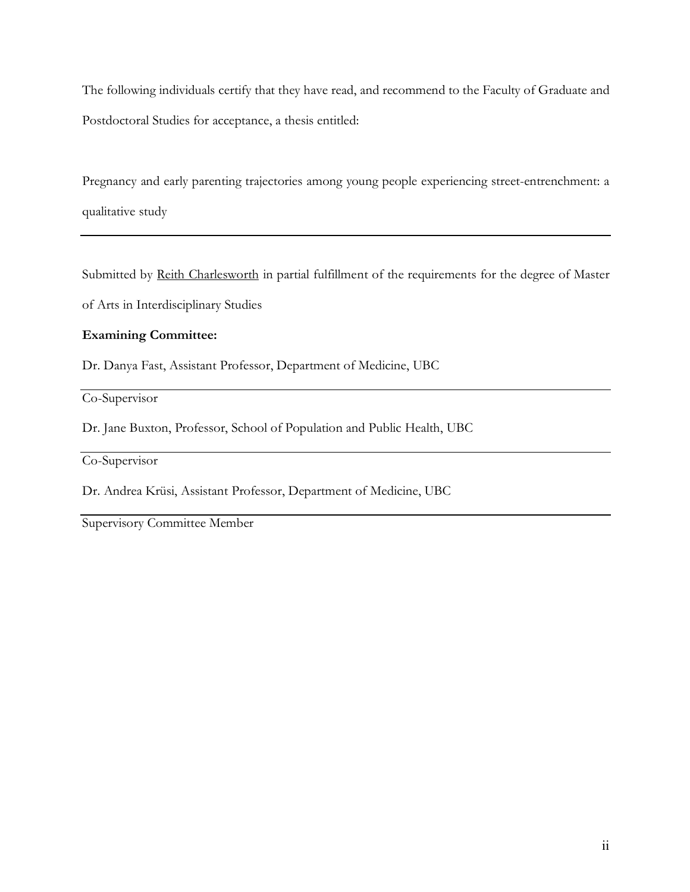The following individuals certify that they have read, and recommend to the Faculty of Graduate and Postdoctoral Studies for acceptance, a thesis entitled:

Pregnancy and early parenting trajectories among young people experiencing street-entrenchment: a qualitative study

---

Submitted by Reith Charlesworth in partial fulfillment of the requirements for the degree of Master of Arts in Interdisciplinary Studies

**Examining Committee:**

Dr. Danya Fast, Assistant Professor, Department of Medicine, UBC

Co-Supervisor

Dr. Jane Buxton, Professor, School of Population and Public Health, UBC

Co-Supervisor

Dr. Andrea Krüsi, Assistant Professor, Department of Medicine, UBC

Supervisory Committee Member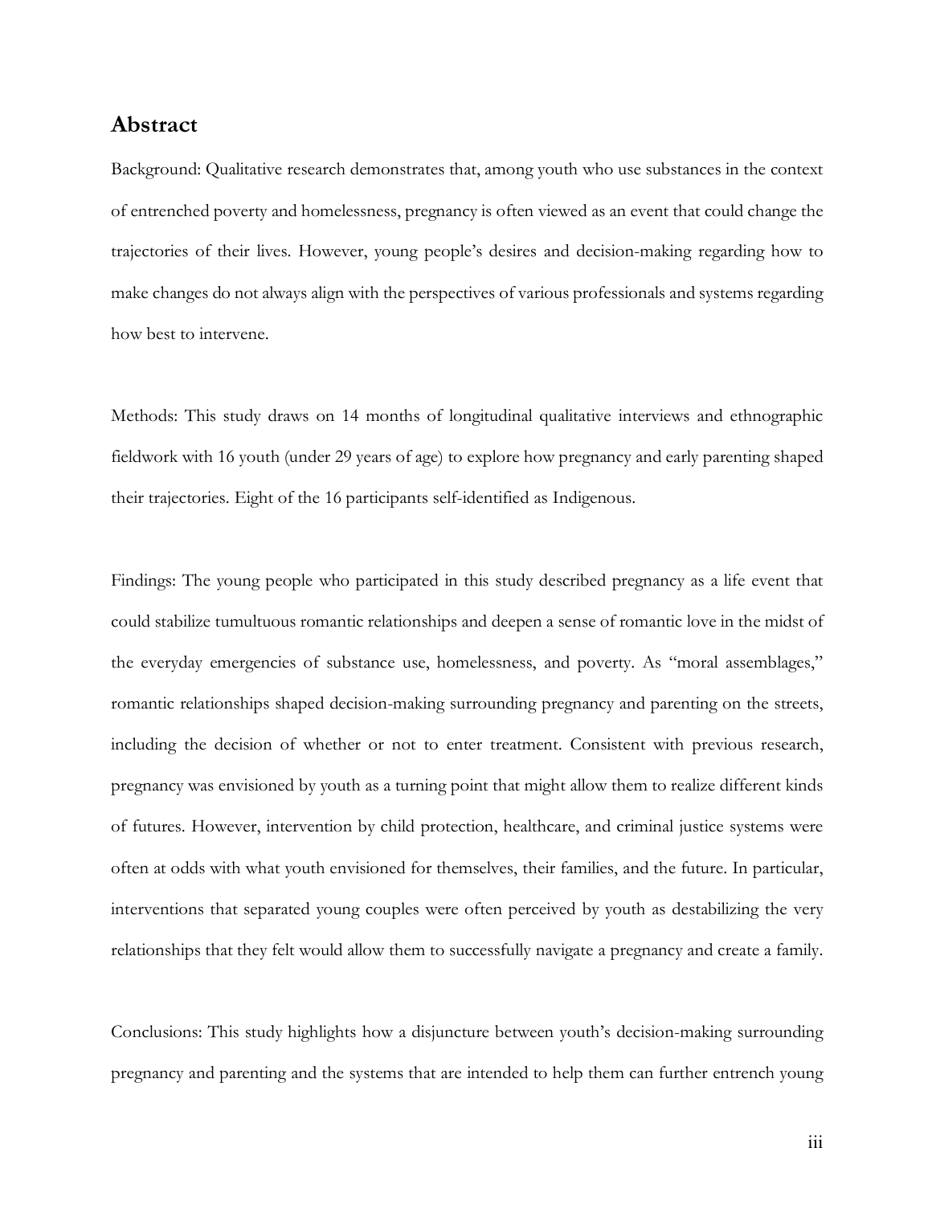## Abstract

Background: Qualitative research demonstrates that, among youth who use substances in the context of entrenched poverty and homelessness, pregnancy is often viewed as an event that could change the trajectories of their lives. However, young people's desires and decision-making regarding how to make changes do not always align with the perspectives of various professionals and systems regarding how best to intervene.

Methods: This study draws on 14 months of longitudinal qualitative interviews and ethnographic fieldwork with 16 youth (under 29 years of age) to explore how pregnancy and early parenting shaped their trajectories. Eight of the 16 participants self-identified as Indigenous.

Findings: The young people who participated in this study described pregnancy as a life event that could stabilize tumultuous romantic relationships and deepen a sense of romantic love in the midst of the everyday emergencies of substance use, homelessness, and poverty. As "moral assemblages," romantic relationships shaped decision-making surrounding pregnancy and parenting on the streets, including the decision of whether or not to enter treatment. Consistent with previous research, pregnancy was envisioned by youth as a turning point that might allow them to realize different kinds of futures. However, intervention by child protection, healthcare, and criminal justice systems were often at odds with what youth envisioned for themselves, their families, and the future. In particular, interventions that separated young couples were often perceived by youth as destabilizing the very relationships that they felt would allow them to successfully navigate a pregnancy and create a family.

Conclusions: This study highlights how a disjuncture between youth's decision-making surrounding pregnancy and parenting and the systems that are intended to help them can further entrench young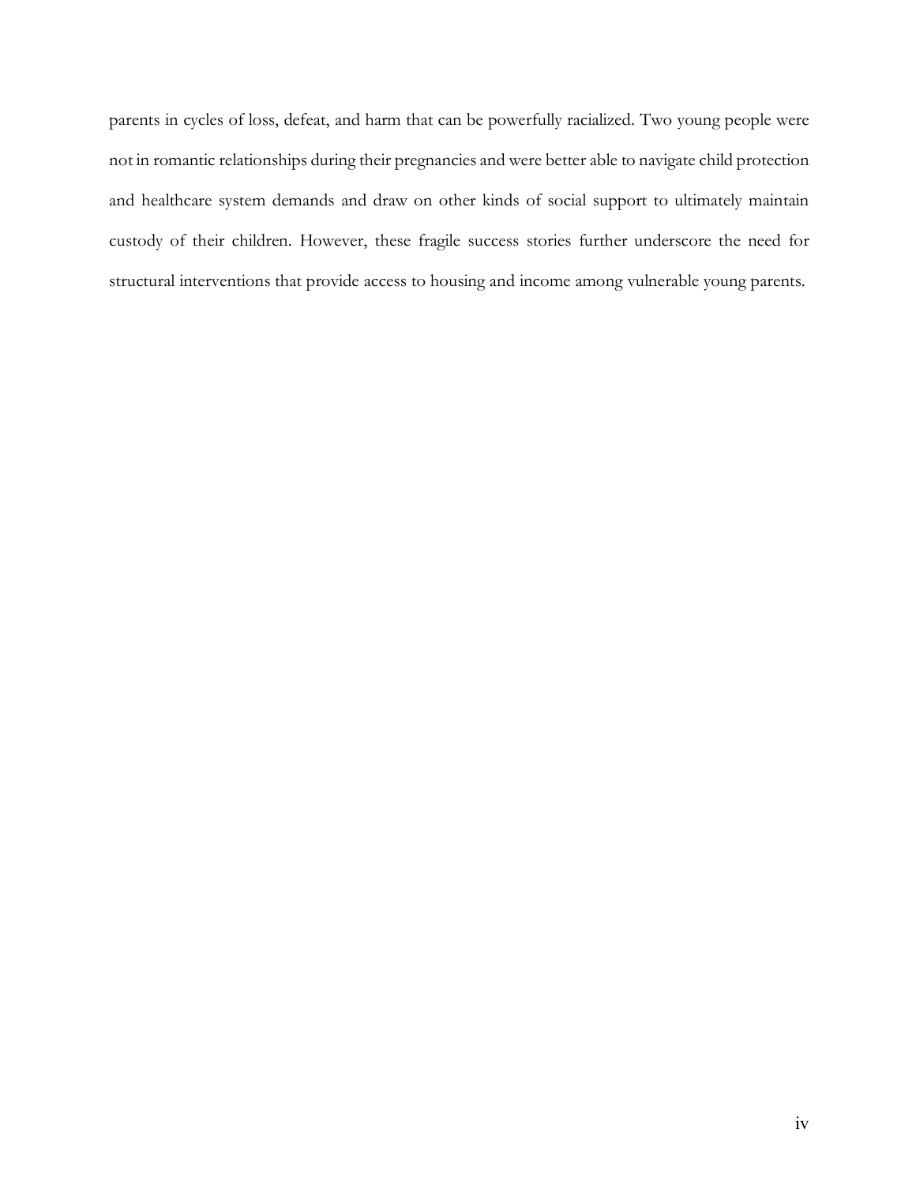parents in cycles of loss, defeat, and harm that can be powerfully racialized. Two young people were not in romantic relationships during their pregnancies and were better able to navigate child protection and healthcare system demands and draw on other kinds of social support to ultimately maintain custody of their children. However, these fragile success stories further underscore the need for structural interventions that provide access to housing and income among vulnerable young parents.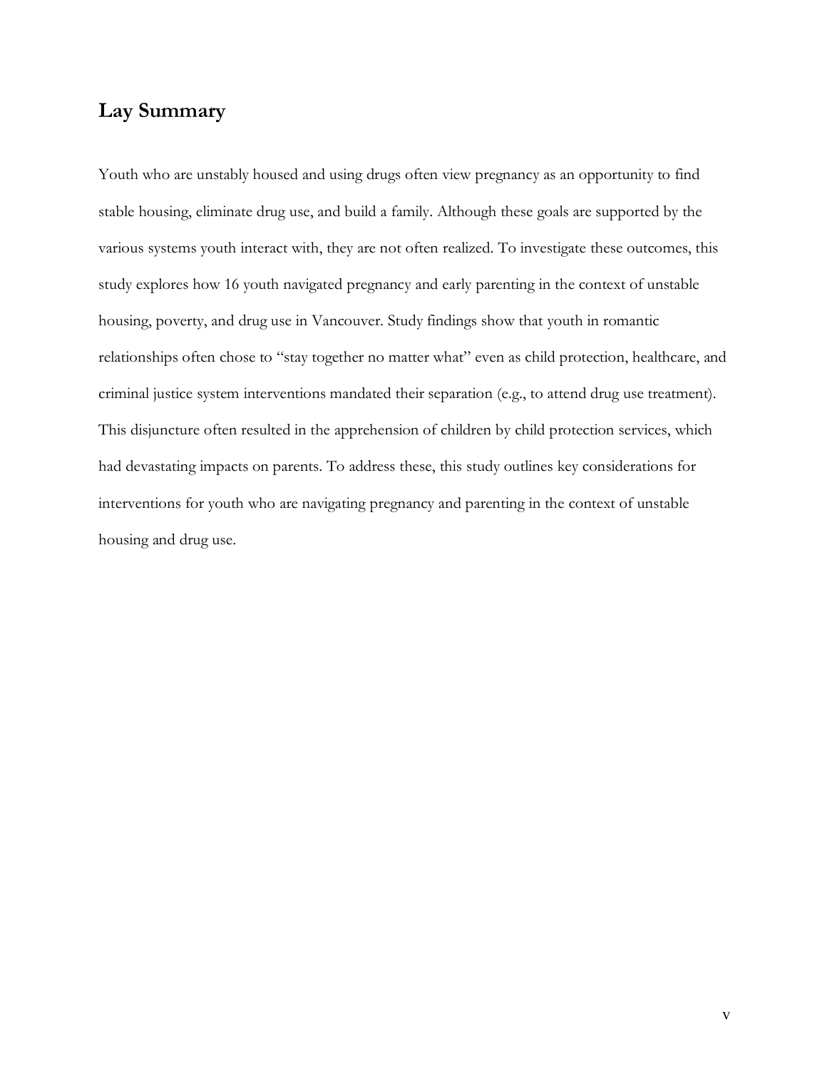## Lay Summary

Youth who are unstably housed and using drugs often view pregnancy as an opportunity to find stable housing, eliminate drug use, and build a family. Although these goals are supported by the various systems youth interact with, they are not often realized. To investigate these outcomes, this study explores how 16 youth navigated pregnancy and early parenting in the context of unstable housing, poverty, and drug use in Vancouver. Study findings show that youth in romantic relationships often chose to "stay together no matter what" even as child protection, healthcare, and criminal justice system interventions mandated their separation (e.g., to attend drug use treatment). This disjuncture often resulted in the apprehension of children by child protection services, which had devastating impacts on parents. To address these, this study outlines key considerations for interventions for youth who are navigating pregnancy and parenting in the context of unstable housing and drug use.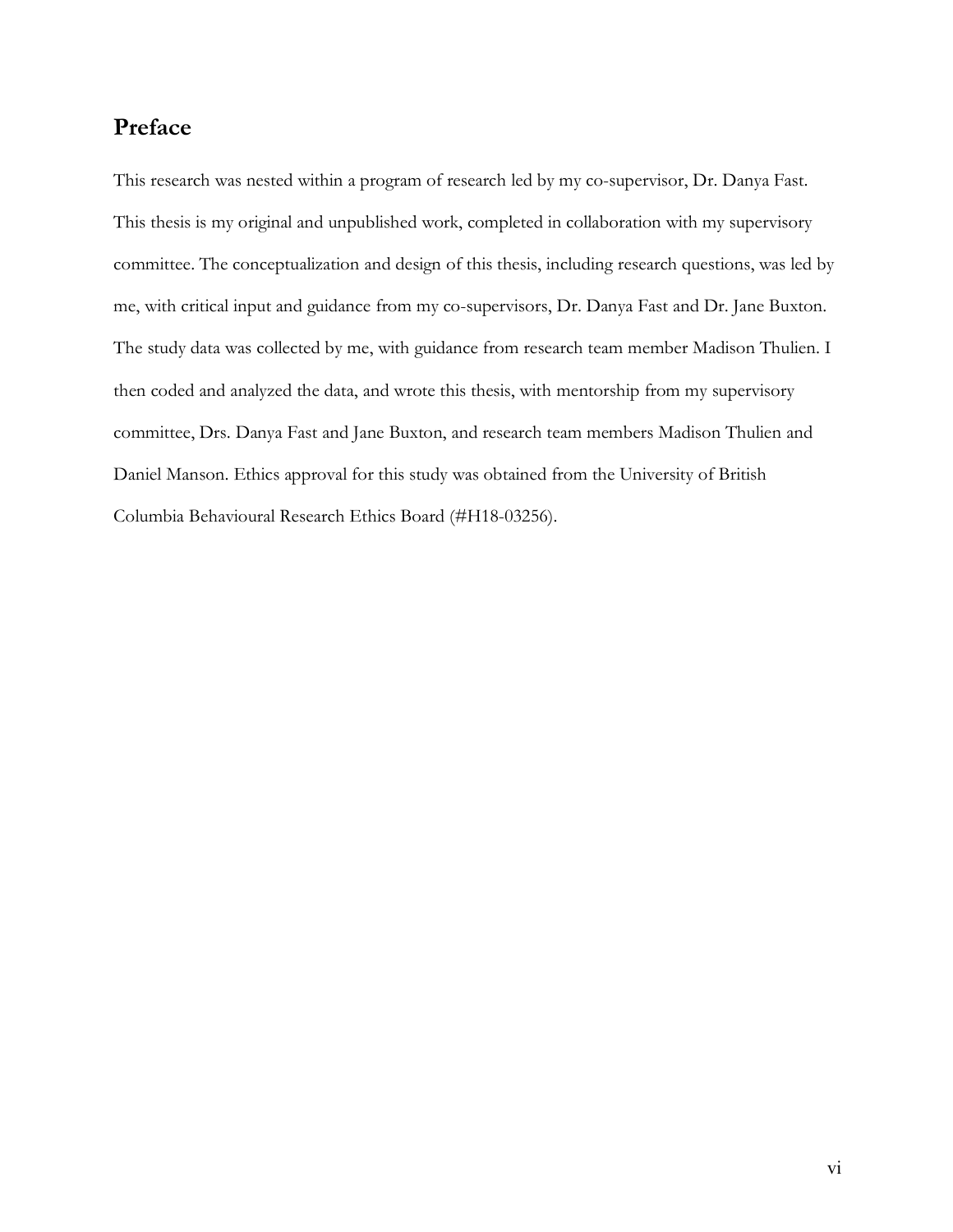## Preface

This research was nested within a program of research led by my co-supervisor, Dr. Danya Fast. This thesis is my original and unpublished work, completed in collaboration with my supervisory committee. The conceptualization and design of this thesis, including research questions, was led by me, with critical input and guidance from my co-supervisors, Dr. Danya Fast and Dr. Jane Buxton. The study data was collected by me, with guidance from research team member Madison Thulien. I then coded and analyzed the data, and wrote this thesis, with mentorship from my supervisory committee, Drs. Danya Fast and Jane Buxton, and research team members Madison Thulien and Daniel Manson. Ethics approval for this study was obtained from the University of British Columbia Behavioural Research Ethics Board (#H18-03256).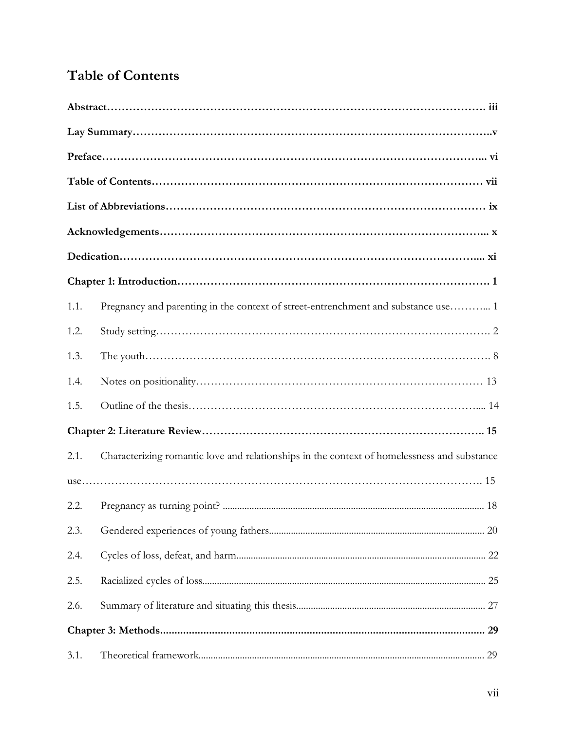# Table of Contents

**Abstract……………………………………………………………………………………………. iii**

**Lay Summary……………………………………………………………………………………..v**

**Preface……………………………………………………………………………………….. vi**

**Table of Contents……………………………………………………………………………… vii**

**List of Abbreviations…………………………………………………………………………… ix**

**Acknowledgements……………………………………………………………………………... x**

**Dedication…………………………………………………………………………………..... xi**

**Chapter 1: Introduction………………………………………………………………………. 1**

1.1. Pregnancy and parenting in the context of street-entrenchment and substance use………... 1

1.2. Study setting……………………………………………………………………………. 2

1.3. The youth………………………………………………………………………………. 8

1.4. Notes on positionality………………………………………………………………… 13

1.5. Outline of the thesis…………………………………………………………………..... 14

**Chapter 2: Literature Review……………………………………………………………….. 15**

2.1. Characterizing romantic love and relationships in the context of homelessness and substance use……………………………………………………………………………………………. 15

2.2. Pregnancy as turning point? ............................................................................................. 18

2.3. Gendered experiences of young fathers........................................................................... 20

2.4. Cycles of loss, defeat, and harm...................................................................................... 22

2.5. Racialized cycles of loss.................................................................................................. 25

2.6. Summary of literature and situating this thesis............................................................. 27

**Chapter 3: Methods.................................................................................................................. 29**

3.1. Theoretical framework.................................................................................................... 29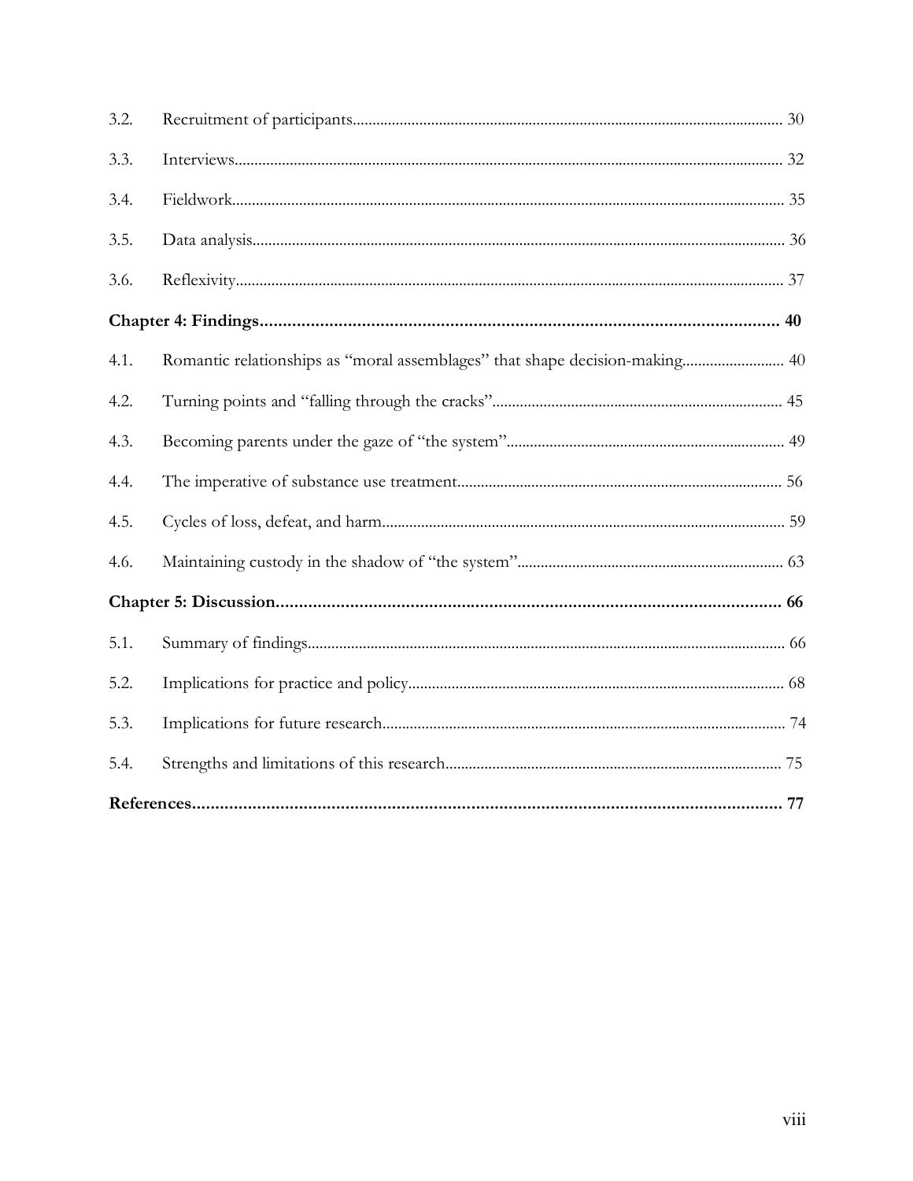| | | |
|---|---|---|
| 3.2. | Recruitment of participants | 30 |
| 3.3. | Interviews | 32 |
| 3.4. | Fieldwork | 35 |
| 3.5. | Data analysis | 36 |
| 3.6. | Reflexivity | 37 |
| **Chapter 4: Findings** | | **40** |
| 4.1. | Romantic relationships as "moral assemblages" that shape decision-making | 40 |
| 4.2. | Turning points and "falling through the cracks" | 45 |
| 4.3. | Becoming parents under the gaze of "the system" | 49 |
| 4.4. | The imperative of substance use treatment | 56 |
| 4.5. | Cycles of loss, defeat, and harm | 59 |
| 4.6. | Maintaining custody in the shadow of "the system" | 63 |
| **Chapter 5: Discussion** | | **66** |
| 5.1. | Summary of findings | 66 |
| 5.2. | Implications for practice and policy | 68 |
| 5.3. | Implications for future research | 74 |
| 5.4. | Strengths and limitations of this research | 75 |
| **References** | | **77** |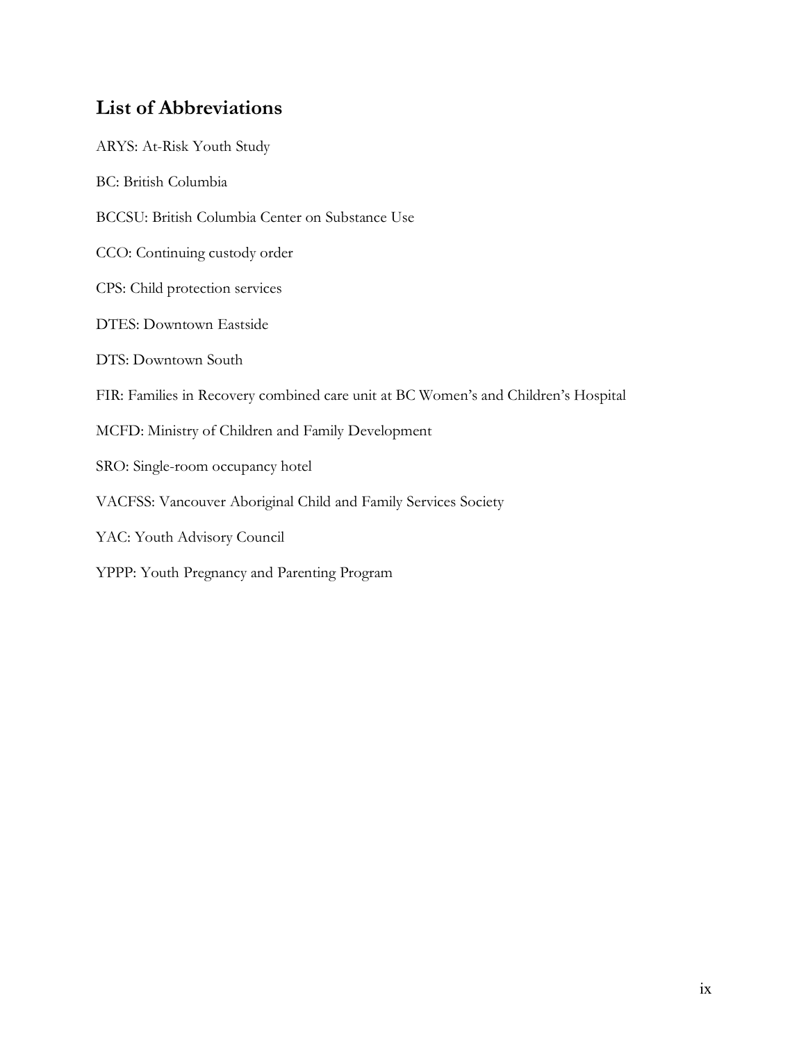## List of Abbreviations

ARYS: At-Risk Youth Study

BC: British Columbia

BCCSU: British Columbia Center on Substance Use

CCO: Continuing custody order

CPS: Child protection services

DTES: Downtown Eastside

DTS: Downtown South

FIR: Families in Recovery combined care unit at BC Women's and Children's Hospital

MCFD: Ministry of Children and Family Development

SRO: Single-room occupancy hotel

VACFSS: Vancouver Aboriginal Child and Family Services Society

YAC: Youth Advisory Council

YPPP: Youth Pregnancy and Parenting Program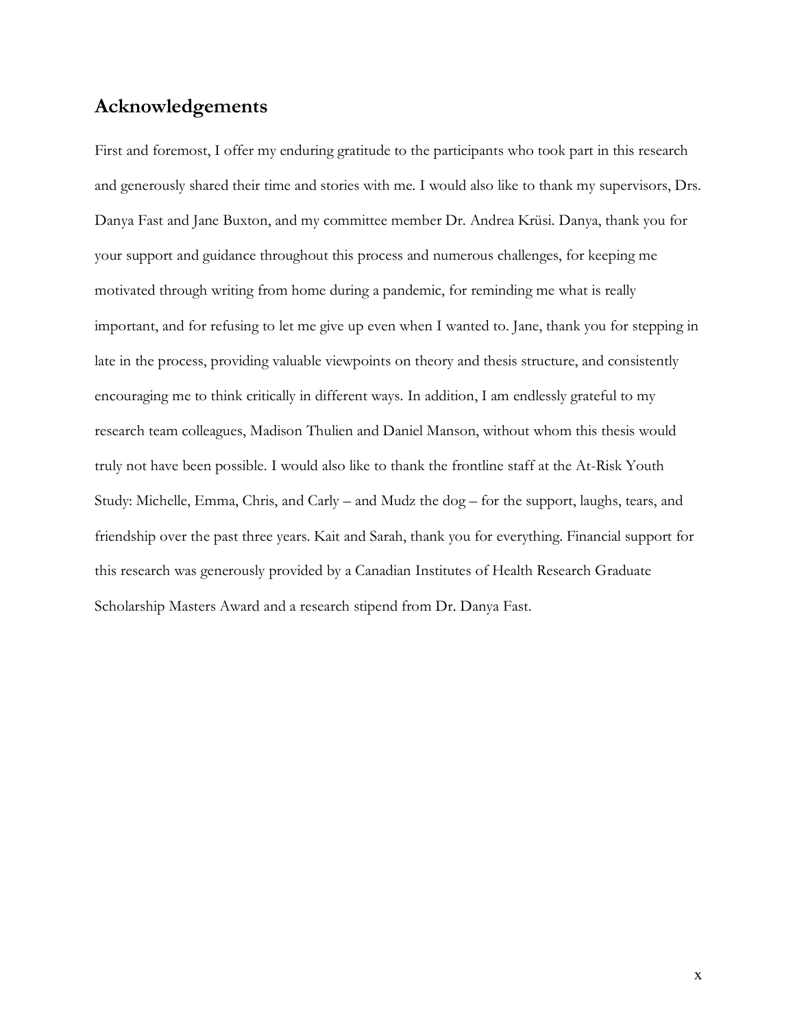## Acknowledgements

First and foremost, I offer my enduring gratitude to the participants who took part in this research and generously shared their time and stories with me. I would also like to thank my supervisors, Drs. Danya Fast and Jane Buxton, and my committee member Dr. Andrea Krüsi. Danya, thank you for your support and guidance throughout this process and numerous challenges, for keeping me motivated through writing from home during a pandemic, for reminding me what is really important, and for refusing to let me give up even when I wanted to. Jane, thank you for stepping in late in the process, providing valuable viewpoints on theory and thesis structure, and consistently encouraging me to think critically in different ways. In addition, I am endlessly grateful to my research team colleagues, Madison Thulien and Daniel Manson, without whom this thesis would truly not have been possible. I would also like to thank the frontline staff at the At-Risk Youth Study: Michelle, Emma, Chris, and Carly – and Mudz the dog – for the support, laughs, tears, and friendship over the past three years. Kait and Sarah, thank you for everything. Financial support for this research was generously provided by a Canadian Institutes of Health Research Graduate Scholarship Masters Award and a research stipend from Dr. Danya Fast.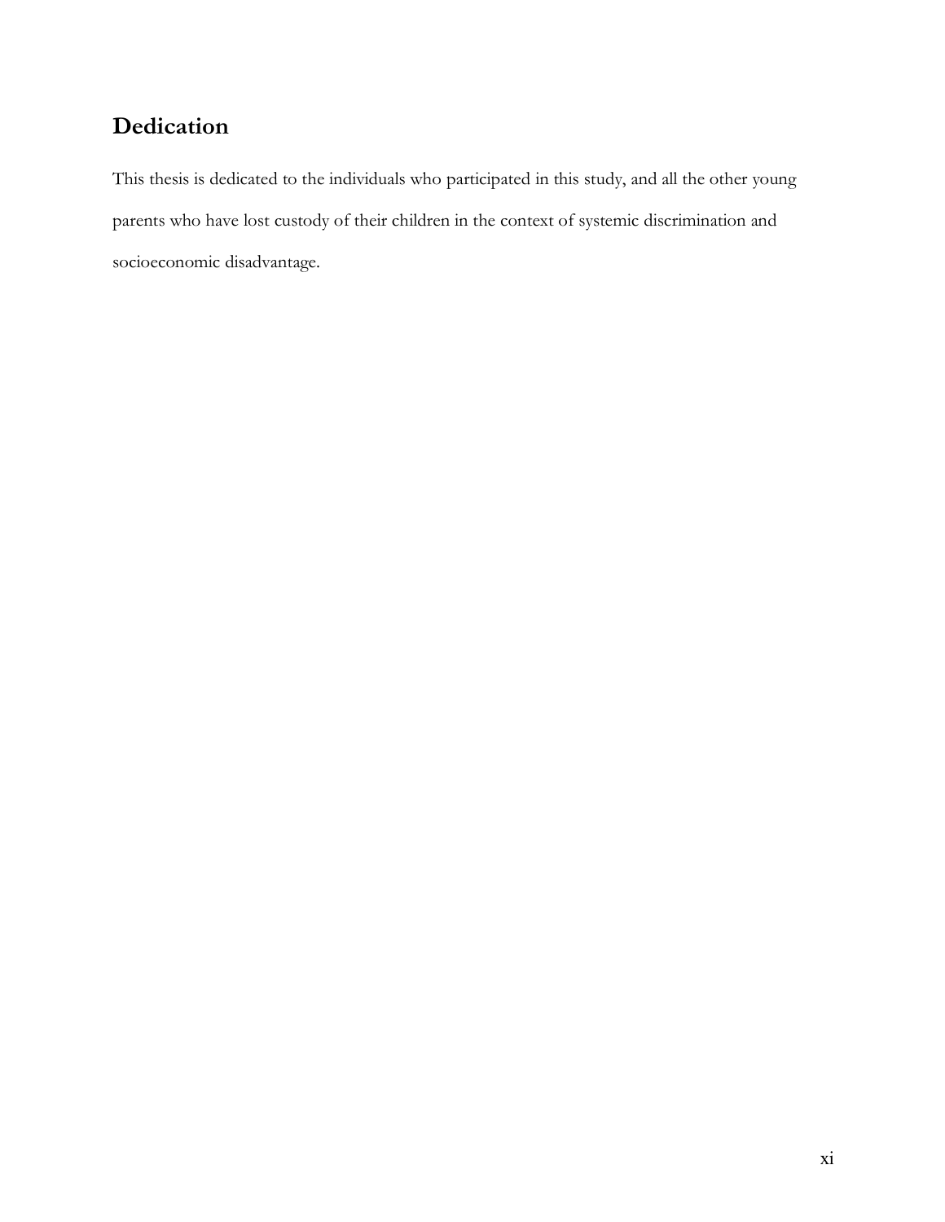## Dedication

This thesis is dedicated to the individuals who participated in this study, and all the other young parents who have lost custody of their children in the context of systemic discrimination and socioeconomic disadvantage.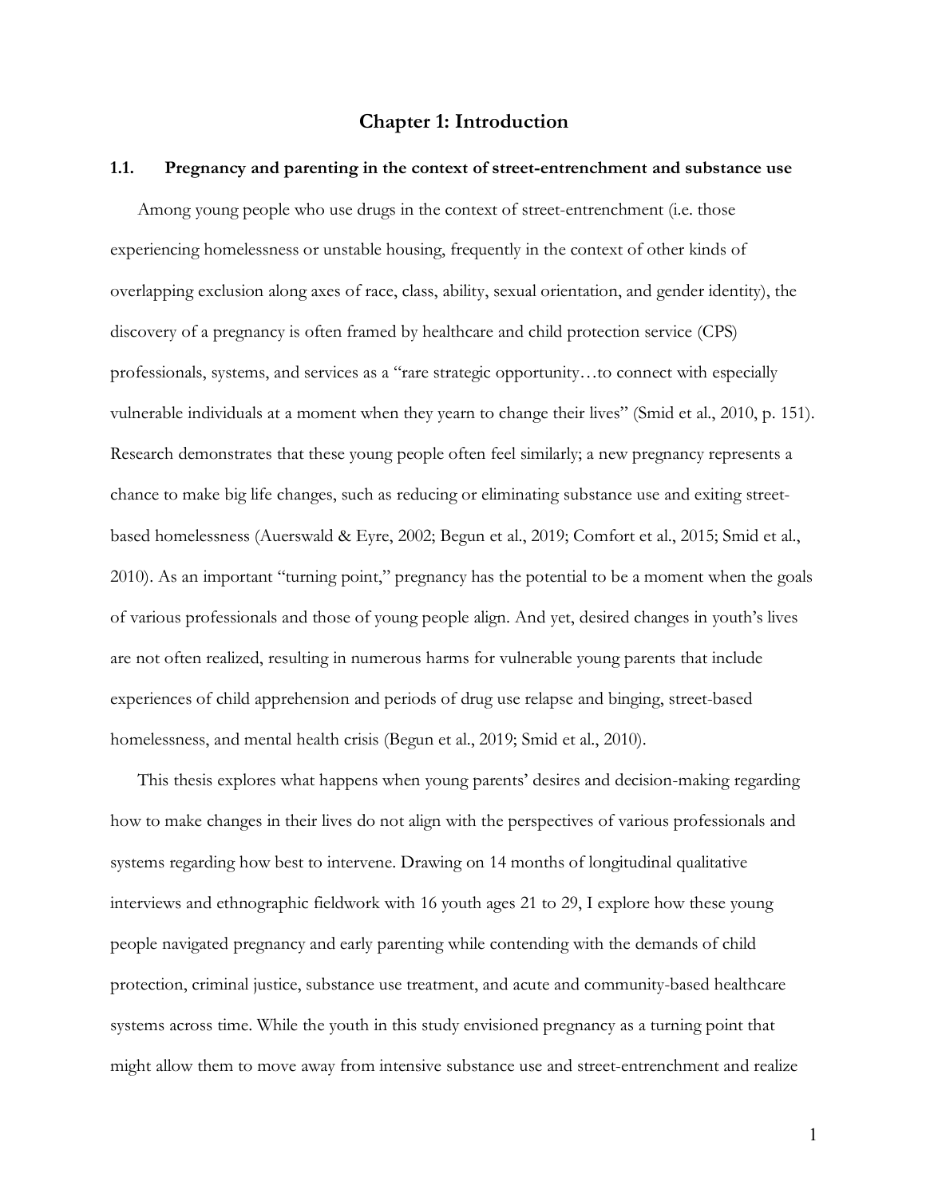# Chapter 1: Introduction

## 1.1. Pregnancy and parenting in the context of street-entrenchment and substance use

Among young people who use drugs in the context of street-entrenchment (i.e. those experiencing homelessness or unstable housing, frequently in the context of other kinds of overlapping exclusion along axes of race, class, ability, sexual orientation, and gender identity), the discovery of a pregnancy is often framed by healthcare and child protection service (CPS) professionals, systems, and services as a "rare strategic opportunity…to connect with especially vulnerable individuals at a moment when they yearn to change their lives" (Smid et al., 2010, p. 151). Research demonstrates that these young people often feel similarly; a new pregnancy represents a chance to make big life changes, such as reducing or eliminating substance use and exiting street-based homelessness (Auerswald & Eyre, 2002; Begun et al., 2019; Comfort et al., 2015; Smid et al., 2010). As an important "turning point," pregnancy has the potential to be a moment when the goals of various professionals and those of young people align. And yet, desired changes in youth's lives are not often realized, resulting in numerous harms for vulnerable young parents that include experiences of child apprehension and periods of drug use relapse and binging, street-based homelessness, and mental health crisis (Begun et al., 2019; Smid et al., 2010).

This thesis explores what happens when young parents' desires and decision-making regarding how to make changes in their lives do not align with the perspectives of various professionals and systems regarding how best to intervene. Drawing on 14 months of longitudinal qualitative interviews and ethnographic fieldwork with 16 youth ages 21 to 29, I explore how these young people navigated pregnancy and early parenting while contending with the demands of child protection, criminal justice, substance use treatment, and acute and community-based healthcare systems across time. While the youth in this study envisioned pregnancy as a turning point that might allow them to move away from intensive substance use and street-entrenchment and realize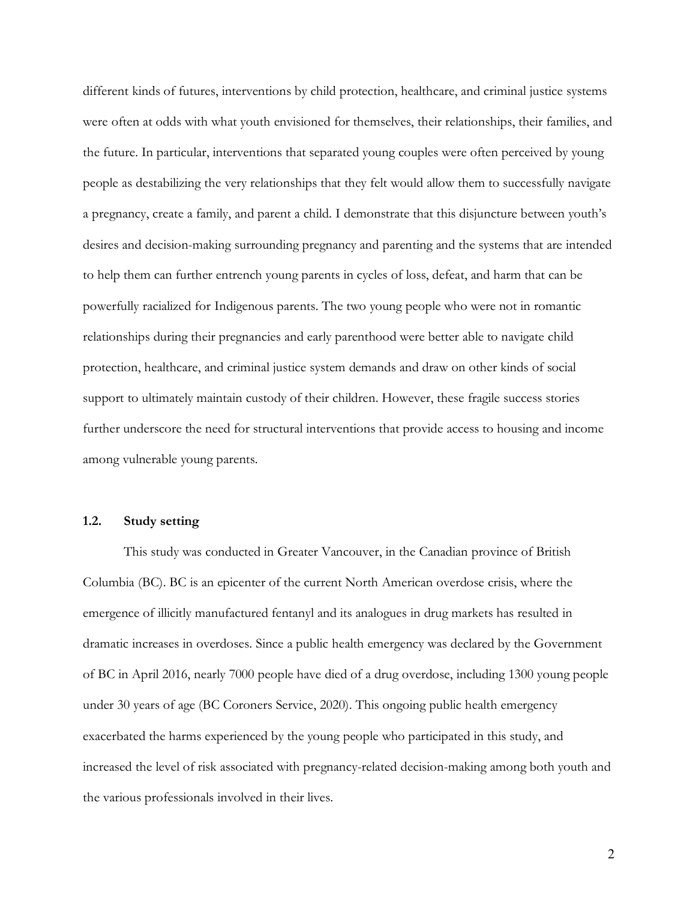different kinds of futures, interventions by child protection, healthcare, and criminal justice systems were often at odds with what youth envisioned for themselves, their relationships, their families, and the future. In particular, interventions that separated young couples were often perceived by young people as destabilizing the very relationships that they felt would allow them to successfully navigate a pregnancy, create a family, and parent a child. I demonstrate that this disjuncture between youth's desires and decision-making surrounding pregnancy and parenting and the systems that are intended to help them can further entrench young parents in cycles of loss, defeat, and harm that can be powerfully racialized for Indigenous parents. The two young people who were not in romantic relationships during their pregnancies and early parenthood were better able to navigate child protection, healthcare, and criminal justice system demands and draw on other kinds of social support to ultimately maintain custody of their children. However, these fragile success stories further underscore the need for structural interventions that provide access to housing and income among vulnerable young parents.

### 1.2. Study setting

This study was conducted in Greater Vancouver, in the Canadian province of British Columbia (BC). BC is an epicenter of the current North American overdose crisis, where the emergence of illicitly manufactured fentanyl and its analogues in drug markets has resulted in dramatic increases in overdoses. Since a public health emergency was declared by the Government of BC in April 2016, nearly 7000 people have died of a drug overdose, including 1300 young people under 30 years of age (BC Coroners Service, 2020). This ongoing public health emergency exacerbated the harms experienced by the young people who participated in this study, and increased the level of risk associated with pregnancy-related decision-making among both youth and the various professionals involved in their lives.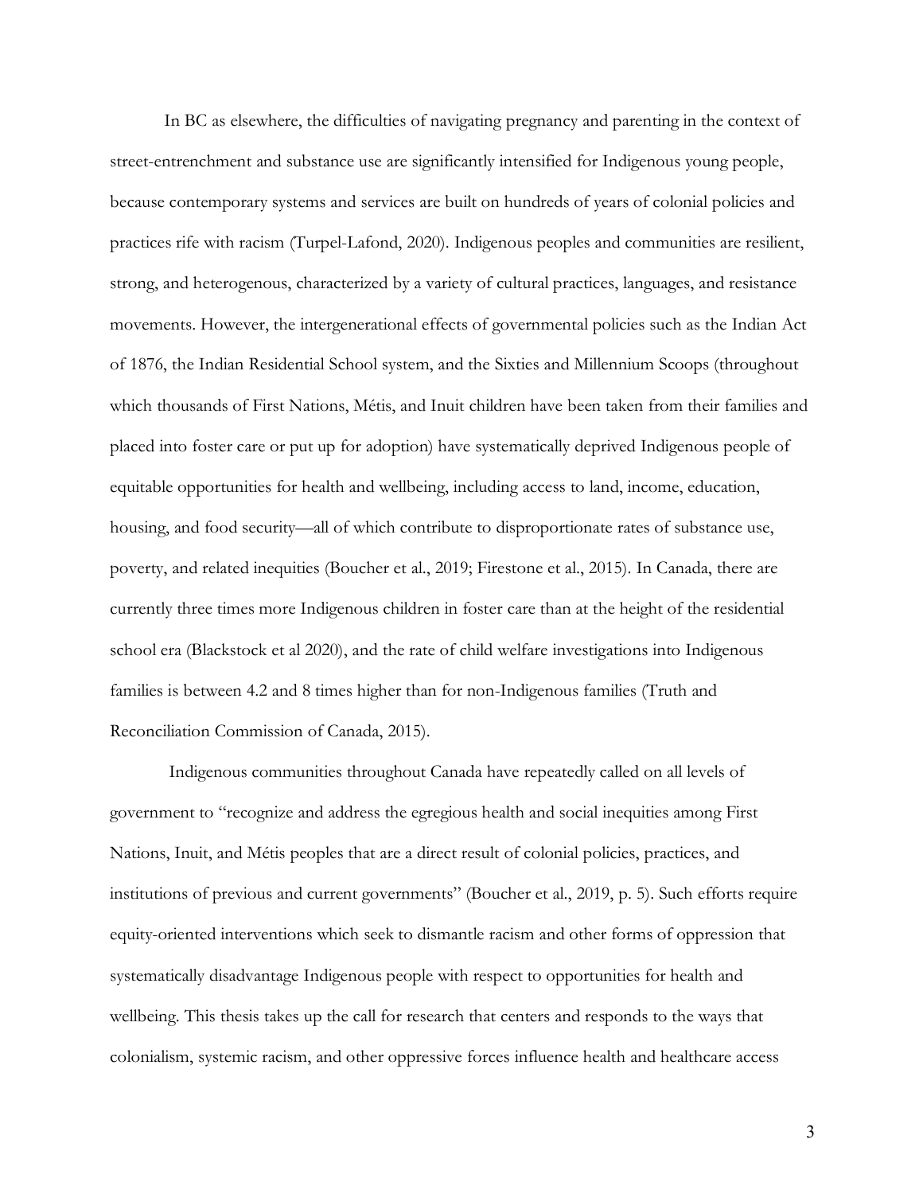In BC as elsewhere, the difficulties of navigating pregnancy and parenting in the context of street-entrenchment and substance use are significantly intensified for Indigenous young people, because contemporary systems and services are built on hundreds of years of colonial policies and practices rife with racism (Turpel-Lafond, 2020). Indigenous peoples and communities are resilient, strong, and heterogenous, characterized by a variety of cultural practices, languages, and resistance movements. However, the intergenerational effects of governmental policies such as the Indian Act of 1876, the Indian Residential School system, and the Sixties and Millennium Scoops (throughout which thousands of First Nations, Métis, and Inuit children have been taken from their families and placed into foster care or put up for adoption) have systematically deprived Indigenous people of equitable opportunities for health and wellbeing, including access to land, income, education, housing, and food security—all of which contribute to disproportionate rates of substance use, poverty, and related inequities (Boucher et al., 2019; Firestone et al., 2015). In Canada, there are currently three times more Indigenous children in foster care than at the height of the residential school era (Blackstock et al 2020), and the rate of child welfare investigations into Indigenous families is between 4.2 and 8 times higher than for non-Indigenous families (Truth and Reconciliation Commission of Canada, 2015).

Indigenous communities throughout Canada have repeatedly called on all levels of government to "recognize and address the egregious health and social inequities among First Nations, Inuit, and Métis peoples that are a direct result of colonial policies, practices, and institutions of previous and current governments" (Boucher et al., 2019, p. 5). Such efforts require equity-oriented interventions which seek to dismantle racism and other forms of oppression that systematically disadvantage Indigenous people with respect to opportunities for health and wellbeing. This thesis takes up the call for research that centers and responds to the ways that colonialism, systemic racism, and other oppressive forces influence health and healthcare access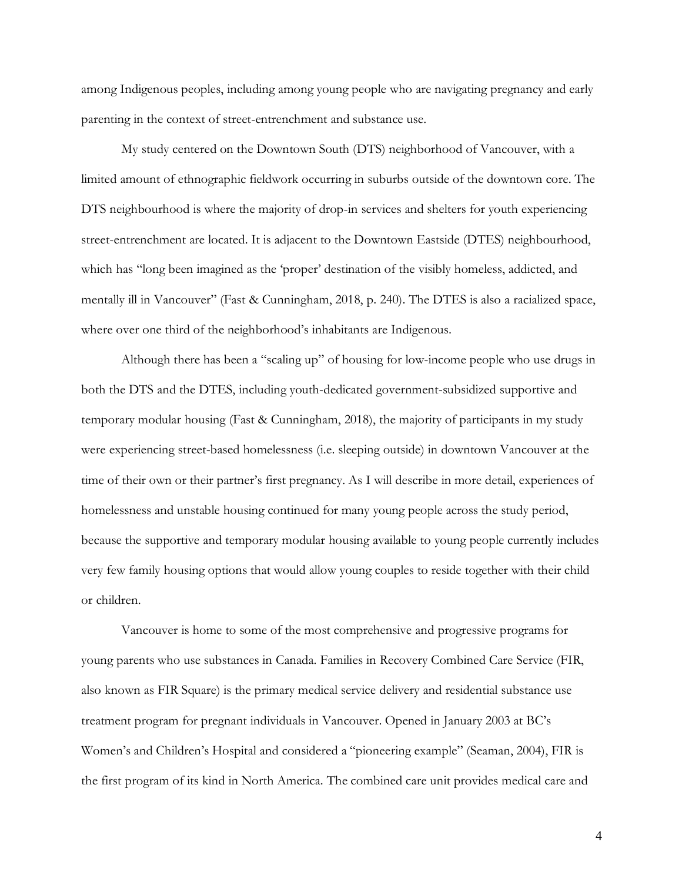among Indigenous peoples, including among young people who are navigating pregnancy and early parenting in the context of street-entrenchment and substance use.

My study centered on the Downtown South (DTS) neighborhood of Vancouver, with a limited amount of ethnographic fieldwork occurring in suburbs outside of the downtown core. The DTS neighbourhood is where the majority of drop-in services and shelters for youth experiencing street-entrenchment are located. It is adjacent to the Downtown Eastside (DTES) neighbourhood, which has "long been imagined as the 'proper' destination of the visibly homeless, addicted, and mentally ill in Vancouver" (Fast & Cunningham, 2018, p. 240). The DTES is also a racialized space, where over one third of the neighborhood's inhabitants are Indigenous.

Although there has been a "scaling up" of housing for low-income people who use drugs in both the DTS and the DTES, including youth-dedicated government-subsidized supportive and temporary modular housing (Fast & Cunningham, 2018), the majority of participants in my study were experiencing street-based homelessness (i.e. sleeping outside) in downtown Vancouver at the time of their own or their partner's first pregnancy. As I will describe in more detail, experiences of homelessness and unstable housing continued for many young people across the study period, because the supportive and temporary modular housing available to young people currently includes very few family housing options that would allow young couples to reside together with their child or children.

Vancouver is home to some of the most comprehensive and progressive programs for young parents who use substances in Canada. Families in Recovery Combined Care Service (FIR, also known as FIR Square) is the primary medical service delivery and residential substance use treatment program for pregnant individuals in Vancouver. Opened in January 2003 at BC's Women's and Children's Hospital and considered a "pioneering example" (Seaman, 2004), FIR is the first program of its kind in North America. The combined care unit provides medical care and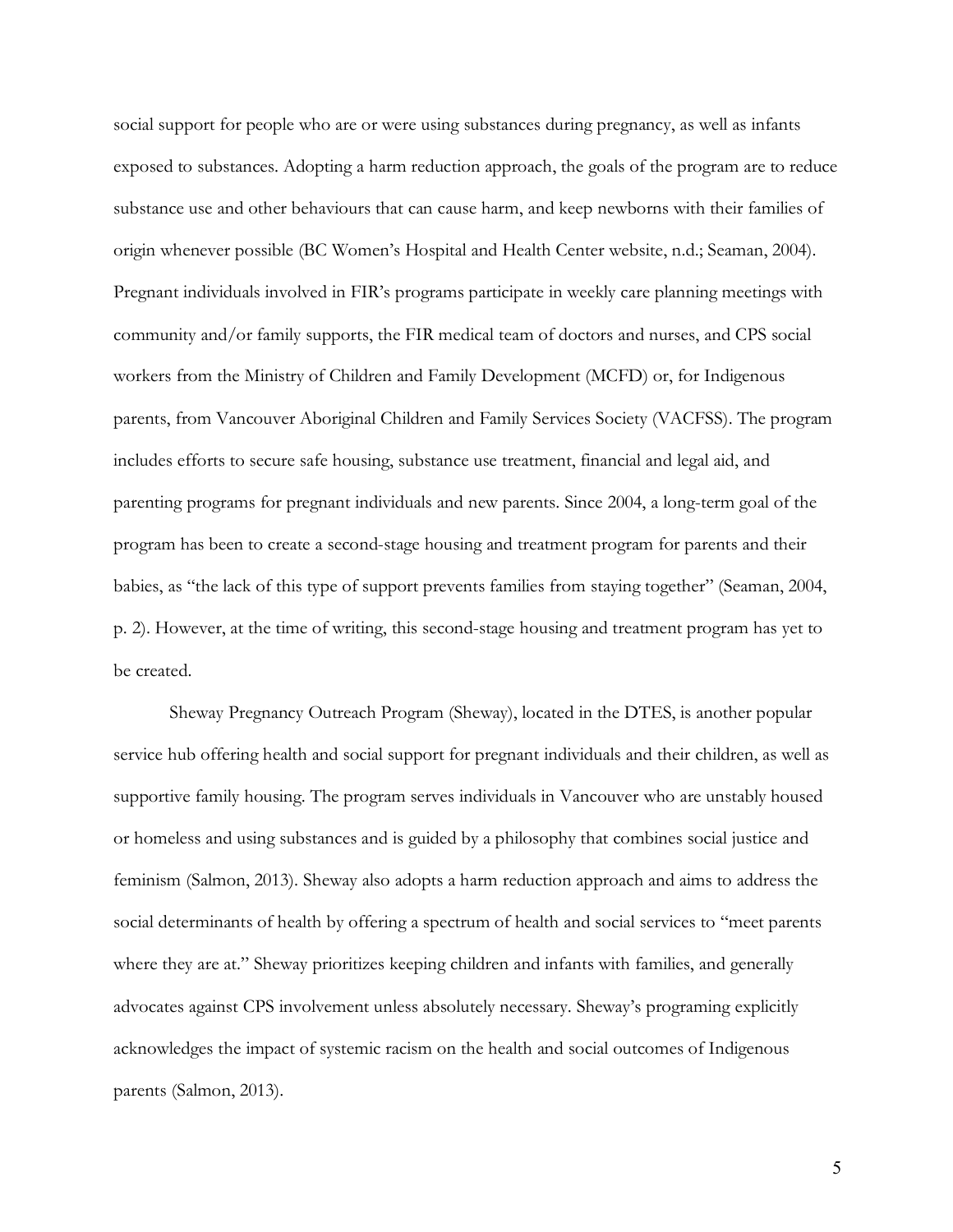social support for people who are or were using substances during pregnancy, as well as infants exposed to substances. Adopting a harm reduction approach, the goals of the program are to reduce substance use and other behaviours that can cause harm, and keep newborns with their families of origin whenever possible (BC Women's Hospital and Health Center website, n.d.; Seaman, 2004). Pregnant individuals involved in FIR's programs participate in weekly care planning meetings with community and/or family supports, the FIR medical team of doctors and nurses, and CPS social workers from the Ministry of Children and Family Development (MCFD) or, for Indigenous parents, from Vancouver Aboriginal Children and Family Services Society (VACFSS). The program includes efforts to secure safe housing, substance use treatment, financial and legal aid, and parenting programs for pregnant individuals and new parents. Since 2004, a long-term goal of the program has been to create a second-stage housing and treatment program for parents and their babies, as "the lack of this type of support prevents families from staying together" (Seaman, 2004, p. 2). However, at the time of writing, this second-stage housing and treatment program has yet to be created.

Sheway Pregnancy Outreach Program (Sheway), located in the DTES, is another popular service hub offering health and social support for pregnant individuals and their children, as well as supportive family housing. The program serves individuals in Vancouver who are unstably housed or homeless and using substances and is guided by a philosophy that combines social justice and feminism (Salmon, 2013). Sheway also adopts a harm reduction approach and aims to address the social determinants of health by offering a spectrum of health and social services to "meet parents where they are at." Sheway prioritizes keeping children and infants with families, and generally advocates against CPS involvement unless absolutely necessary. Sheway's programing explicitly acknowledges the impact of systemic racism on the health and social outcomes of Indigenous parents (Salmon, 2013).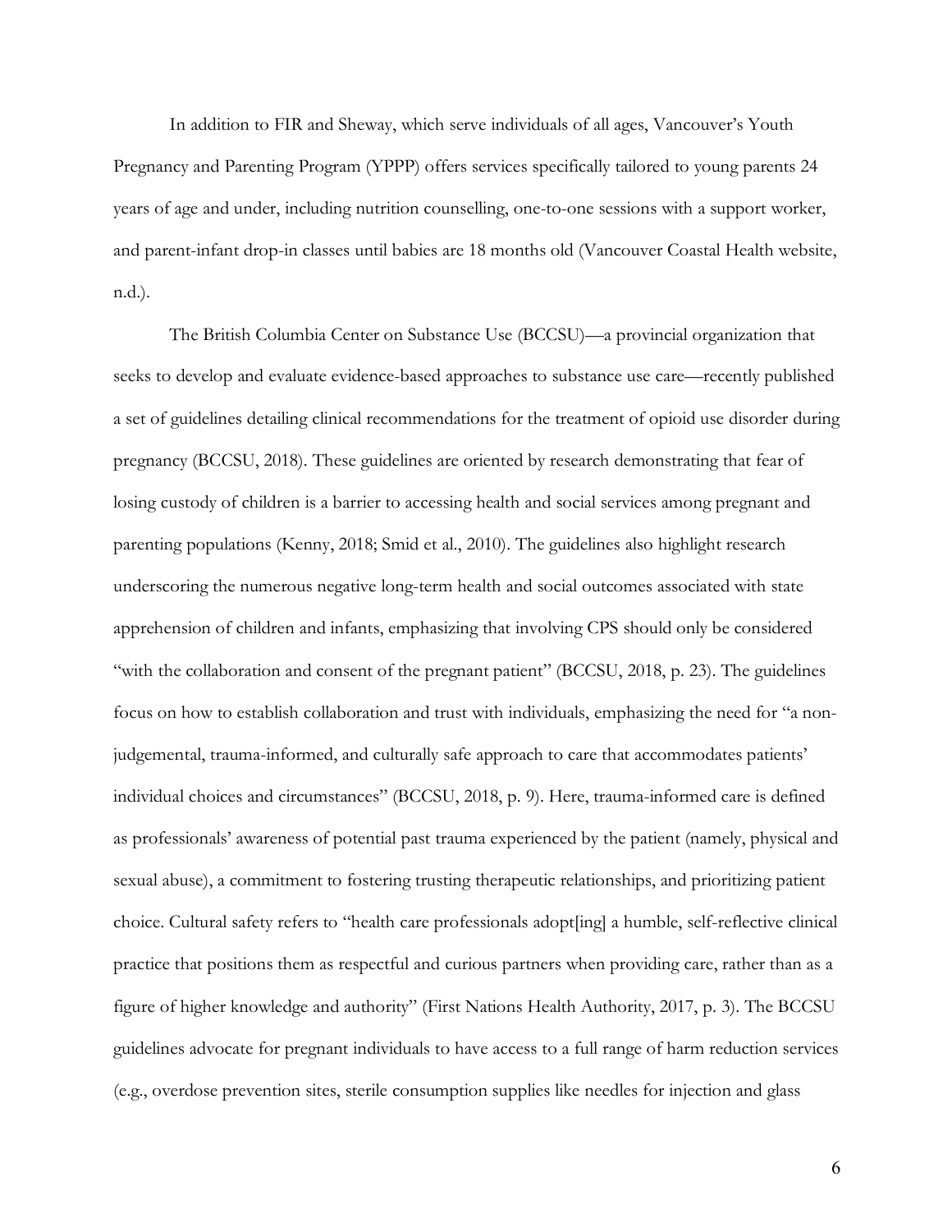In addition to FIR and Sheway, which serve individuals of all ages, Vancouver's Youth Pregnancy and Parenting Program (YPPP) offers services specifically tailored to young parents 24 years of age and under, including nutrition counselling, one-to-one sessions with a support worker, and parent-infant drop-in classes until babies are 18 months old (Vancouver Coastal Health website, n.d.).

The British Columbia Center on Substance Use (BCCSU)—a provincial organization that seeks to develop and evaluate evidence-based approaches to substance use care—recently published a set of guidelines detailing clinical recommendations for the treatment of opioid use disorder during pregnancy (BCCSU, 2018). These guidelines are oriented by research demonstrating that fear of losing custody of children is a barrier to accessing health and social services among pregnant and parenting populations (Kenny, 2018; Smid et al., 2010). The guidelines also highlight research underscoring the numerous negative long-term health and social outcomes associated with state apprehension of children and infants, emphasizing that involving CPS should only be considered "with the collaboration and consent of the pregnant patient" (BCCSU, 2018, p. 23). The guidelines focus on how to establish collaboration and trust with individuals, emphasizing the need for "a non-judgemental, trauma-informed, and culturally safe approach to care that accommodates patients' individual choices and circumstances" (BCCSU, 2018, p. 9). Here, trauma-informed care is defined as professionals' awareness of potential past trauma experienced by the patient (namely, physical and sexual abuse), a commitment to fostering trusting therapeutic relationships, and prioritizing patient choice. Cultural safety refers to "health care professionals adopt[ing] a humble, self-reflective clinical practice that positions them as respectful and curious partners when providing care, rather than as a figure of higher knowledge and authority" (First Nations Health Authority, 2017, p. 3). The BCCSU guidelines advocate for pregnant individuals to have access to a full range of harm reduction services (e.g., overdose prevention sites, sterile consumption supplies like needles for injection and glass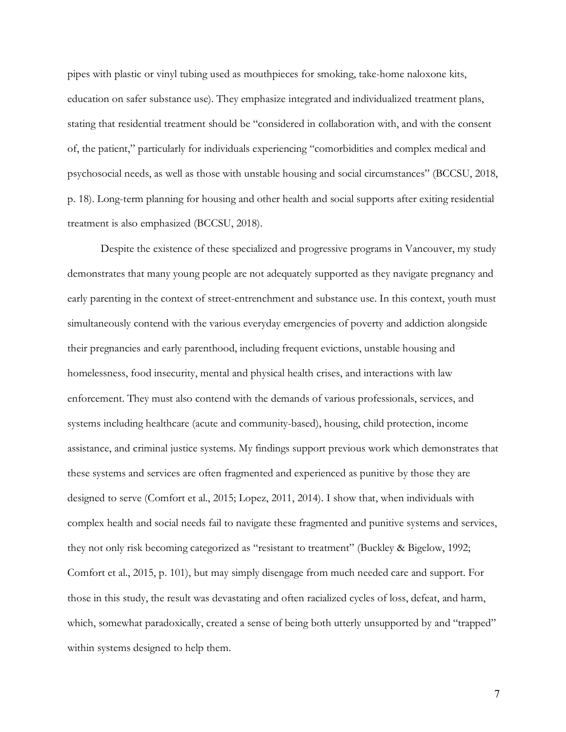pipes with plastic or vinyl tubing used as mouthpieces for smoking, take-home naloxone kits, education on safer substance use). They emphasize integrated and individualized treatment plans, stating that residential treatment should be "considered in collaboration with, and with the consent of, the patient," particularly for individuals experiencing "comorbidities and complex medical and psychosocial needs, as well as those with unstable housing and social circumstances" (BCCSU, 2018, p. 18). Long-term planning for housing and other health and social supports after exiting residential treatment is also emphasized (BCCSU, 2018).

Despite the existence of these specialized and progressive programs in Vancouver, my study demonstrates that many young people are not adequately supported as they navigate pregnancy and early parenting in the context of street-entrenchment and substance use. In this context, youth must simultaneously contend with the various everyday emergencies of poverty and addiction alongside their pregnancies and early parenthood, including frequent evictions, unstable housing and homelessness, food insecurity, mental and physical health crises, and interactions with law enforcement. They must also contend with the demands of various professionals, services, and systems including healthcare (acute and community-based), housing, child protection, income assistance, and criminal justice systems. My findings support previous work which demonstrates that these systems and services are often fragmented and experienced as punitive by those they are designed to serve (Comfort et al., 2015; Lopez, 2011, 2014). I show that, when individuals with complex health and social needs fail to navigate these fragmented and punitive systems and services, they not only risk becoming categorized as "resistant to treatment" (Buckley & Bigelow, 1992; Comfort et al., 2015, p. 101), but may simply disengage from much needed care and support. For those in this study, the result was devastating and often racialized cycles of loss, defeat, and harm, which, somewhat paradoxically, created a sense of being both utterly unsupported by and "trapped" within systems designed to help them.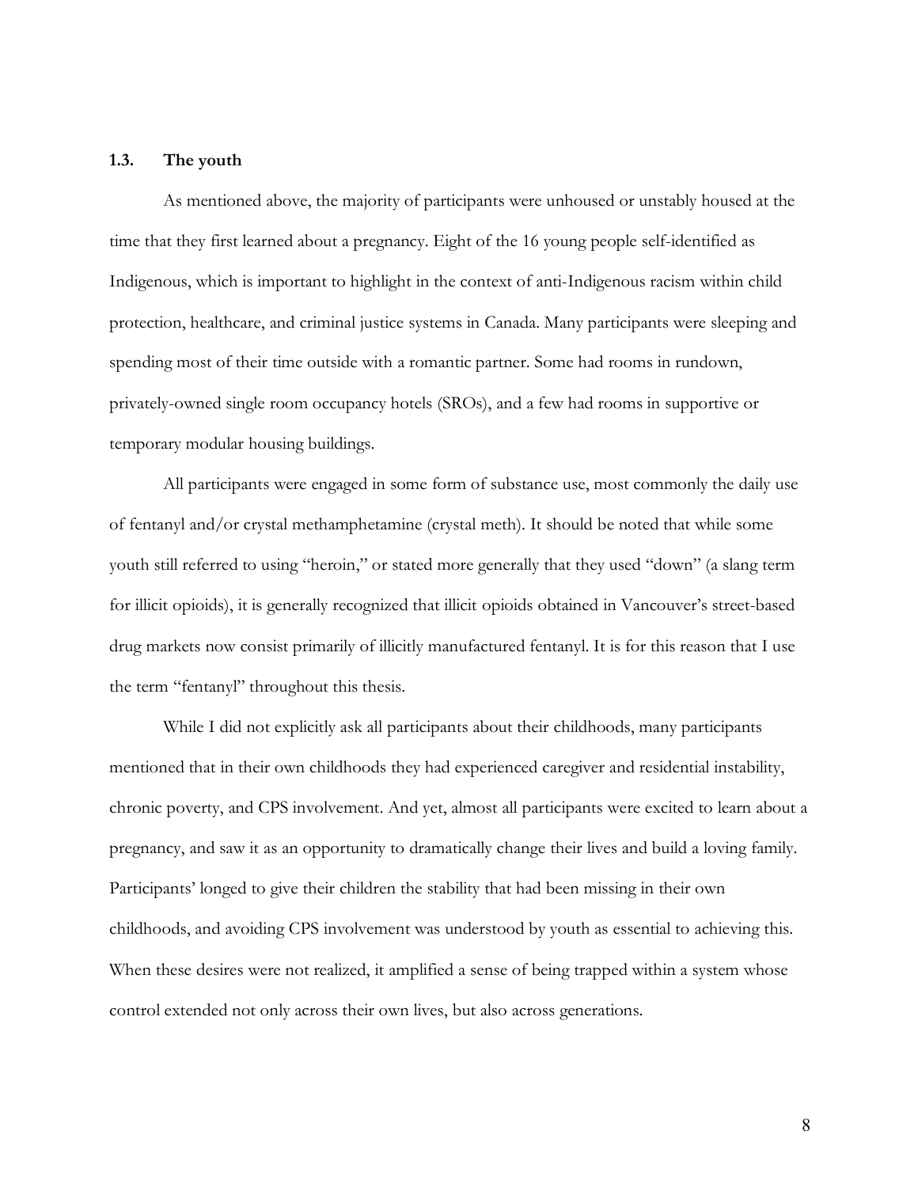### 1.3. The youth

As mentioned above, the majority of participants were unhoused or unstably housed at the time that they first learned about a pregnancy. Eight of the 16 young people self-identified as Indigenous, which is important to highlight in the context of anti-Indigenous racism within child protection, healthcare, and criminal justice systems in Canada. Many participants were sleeping and spending most of their time outside with a romantic partner. Some had rooms in rundown, privately-owned single room occupancy hotels (SROs), and a few had rooms in supportive or temporary modular housing buildings.

All participants were engaged in some form of substance use, most commonly the daily use of fentanyl and/or crystal methamphetamine (crystal meth). It should be noted that while some youth still referred to using "heroin," or stated more generally that they used "down" (a slang term for illicit opioids), it is generally recognized that illicit opioids obtained in Vancouver's street-based drug markets now consist primarily of illicitly manufactured fentanyl. It is for this reason that I use the term "fentanyl" throughout this thesis.

While I did not explicitly ask all participants about their childhoods, many participants mentioned that in their own childhoods they had experienced caregiver and residential instability, chronic poverty, and CPS involvement. And yet, almost all participants were excited to learn about a pregnancy, and saw it as an opportunity to dramatically change their lives and build a loving family. Participants' longed to give their children the stability that had been missing in their own childhoods, and avoiding CPS involvement was understood by youth as essential to achieving this. When these desires were not realized, it amplified a sense of being trapped within a system whose control extended not only across their own lives, but also across generations.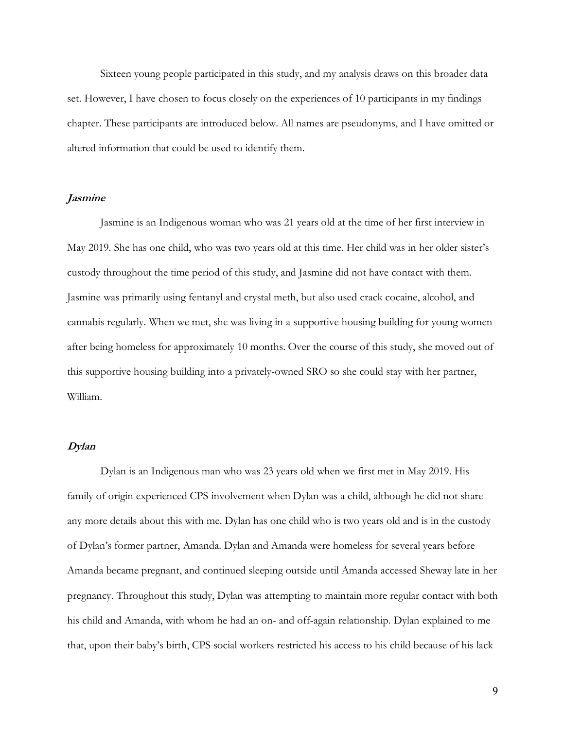Sixteen young people participated in this study, and my analysis draws on this broader data set. However, I have chosen to focus closely on the experiences of 10 participants in my findings chapter. These participants are introduced below. All names are pseudonyms, and I have omitted or altered information that could be used to identify them.

### *Jasmine*

Jasmine is an Indigenous woman who was 21 years old at the time of her first interview in May 2019. She has one child, who was two years old at this time. Her child was in her older sister's custody throughout the time period of this study, and Jasmine did not have contact with them. Jasmine was primarily using fentanyl and crystal meth, but also used crack cocaine, alcohol, and cannabis regularly. When we met, she was living in a supportive housing building for young women after being homeless for approximately 10 months. Over the course of this study, she moved out of this supportive housing building into a privately-owned SRO so she could stay with her partner, William.

### *Dylan*

Dylan is an Indigenous man who was 23 years old when we first met in May 2019. His family of origin experienced CPS involvement when Dylan was a child, although he did not share any more details about this with me. Dylan has one child who is two years old and is in the custody of Dylan's former partner, Amanda. Dylan and Amanda were homeless for several years before Amanda became pregnant, and continued sleeping outside until Amanda accessed Sheway late in her pregnancy. Throughout this study, Dylan was attempting to maintain more regular contact with both his child and Amanda, with whom he had an on- and off-again relationship. Dylan explained to me that, upon their baby's birth, CPS social workers restricted his access to his child because of his lack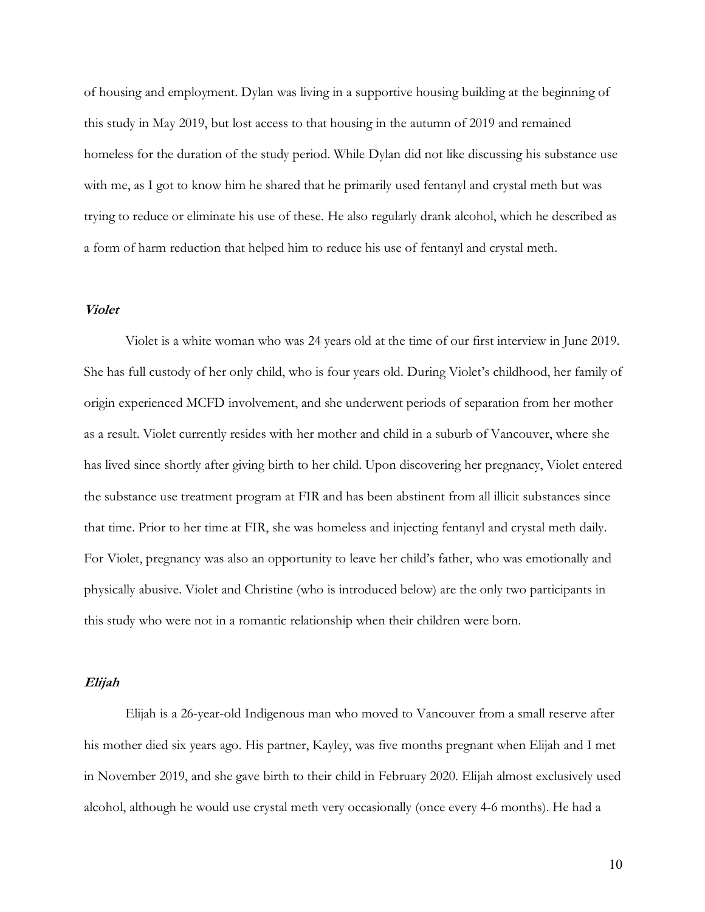of housing and employment. Dylan was living in a supportive housing building at the beginning of this study in May 2019, but lost access to that housing in the autumn of 2019 and remained homeless for the duration of the study period. While Dylan did not like discussing his substance use with me, as I got to know him he shared that he primarily used fentanyl and crystal meth but was trying to reduce or eliminate his use of these. He also regularly drank alcohol, which he described as a form of harm reduction that helped him to reduce his use of fentanyl and crystal meth.

### ***Violet***

Violet is a white woman who was 24 years old at the time of our first interview in June 2019. She has full custody of her only child, who is four years old. During Violet's childhood, her family of origin experienced MCFD involvement, and she underwent periods of separation from her mother as a result. Violet currently resides with her mother and child in a suburb of Vancouver, where she has lived since shortly after giving birth to her child. Upon discovering her pregnancy, Violet entered the substance use treatment program at FIR and has been abstinent from all illicit substances since that time. Prior to her time at FIR, she was homeless and injecting fentanyl and crystal meth daily. For Violet, pregnancy was also an opportunity to leave her child's father, who was emotionally and physically abusive. Violet and Christine (who is introduced below) are the only two participants in this study who were not in a romantic relationship when their children were born.

### ***Elijah***

Elijah is a 26-year-old Indigenous man who moved to Vancouver from a small reserve after his mother died six years ago. His partner, Kayley, was five months pregnant when Elijah and I met in November 2019, and she gave birth to their child in February 2020. Elijah almost exclusively used alcohol, although he would use crystal meth very occasionally (once every 4-6 months). He had a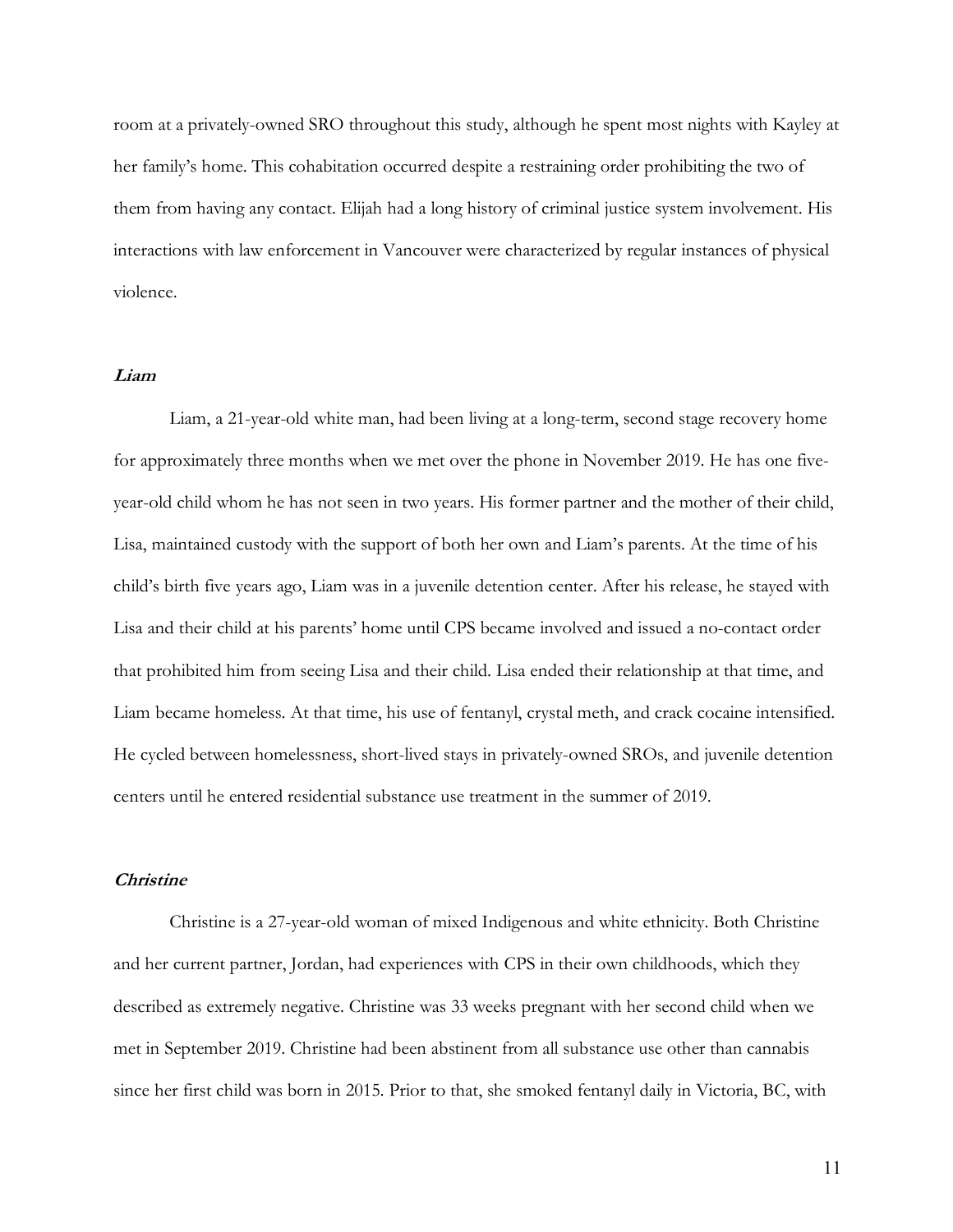room at a privately-owned SRO throughout this study, although he spent most nights with Kayley at her family's home. This cohabitation occurred despite a restraining order prohibiting the two of them from having any contact. Elijah had a long history of criminal justice system involvement. His interactions with law enforcement in Vancouver were characterized by regular instances of physical violence.

### *Liam*

Liam, a 21-year-old white man, had been living at a long-term, second stage recovery home for approximately three months when we met over the phone in November 2019. He has one five-year-old child whom he has not seen in two years. His former partner and the mother of their child, Lisa, maintained custody with the support of both her own and Liam's parents. At the time of his child's birth five years ago, Liam was in a juvenile detention center. After his release, he stayed with Lisa and their child at his parents' home until CPS became involved and issued a no-contact order that prohibited him from seeing Lisa and their child. Lisa ended their relationship at that time, and Liam became homeless. At that time, his use of fentanyl, crystal meth, and crack cocaine intensified. He cycled between homelessness, short-lived stays in privately-owned SROs, and juvenile detention centers until he entered residential substance use treatment in the summer of 2019.

### *Christine*

Christine is a 27-year-old woman of mixed Indigenous and white ethnicity. Both Christine and her current partner, Jordan, had experiences with CPS in their own childhoods, which they described as extremely negative. Christine was 33 weeks pregnant with her second child when we met in September 2019. Christine had been abstinent from all substance use other than cannabis since her first child was born in 2015. Prior to that, she smoked fentanyl daily in Victoria, BC, with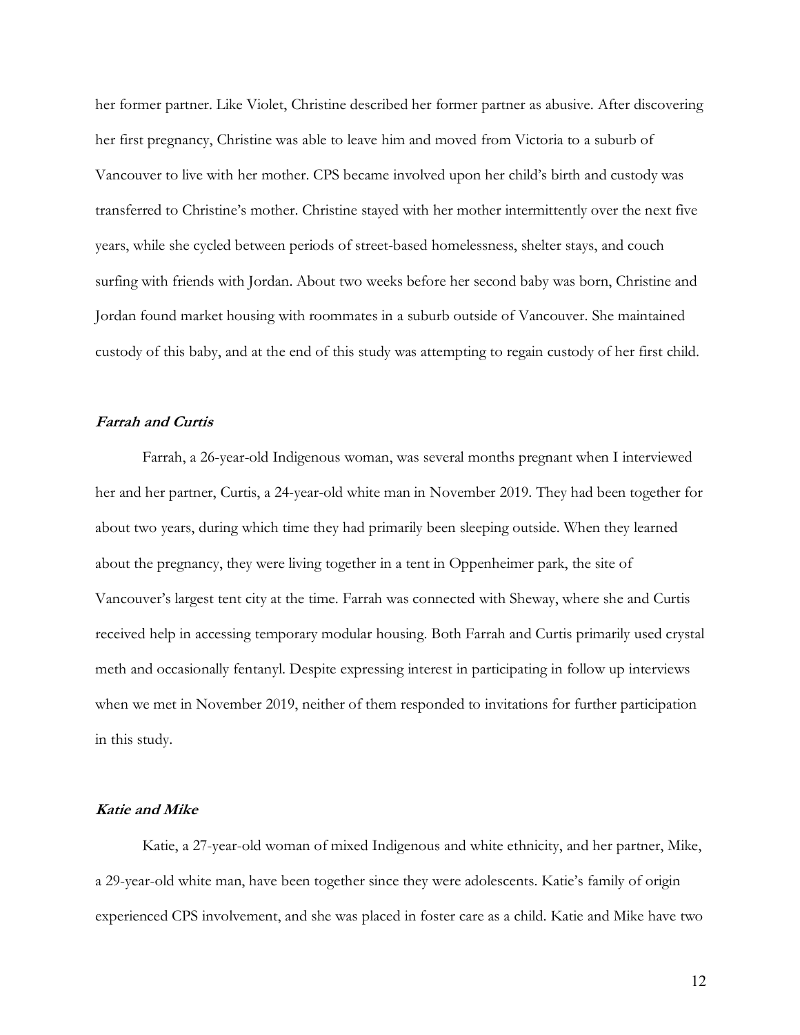her former partner. Like Violet, Christine described her former partner as abusive. After discovering her first pregnancy, Christine was able to leave him and moved from Victoria to a suburb of Vancouver to live with her mother. CPS became involved upon her child's birth and custody was transferred to Christine's mother. Christine stayed with her mother intermittently over the next five years, while she cycled between periods of street-based homelessness, shelter stays, and couch surfing with friends with Jordan. About two weeks before her second baby was born, Christine and Jordan found market housing with roommates in a suburb outside of Vancouver. She maintained custody of this baby, and at the end of this study was attempting to regain custody of her first child.

### *Farrah and Curtis*

Farrah, a 26-year-old Indigenous woman, was several months pregnant when I interviewed her and her partner, Curtis, a 24-year-old white man in November 2019. They had been together for about two years, during which time they had primarily been sleeping outside. When they learned about the pregnancy, they were living together in a tent in Oppenheimer park, the site of Vancouver's largest tent city at the time. Farrah was connected with Sheway, where she and Curtis received help in accessing temporary modular housing. Both Farrah and Curtis primarily used crystal meth and occasionally fentanyl. Despite expressing interest in participating in follow up interviews when we met in November 2019, neither of them responded to invitations for further participation in this study.

### *Katie and Mike*

Katie, a 27-year-old woman of mixed Indigenous and white ethnicity, and her partner, Mike, a 29-year-old white man, have been together since they were adolescents. Katie's family of origin experienced CPS involvement, and she was placed in foster care as a child. Katie and Mike have two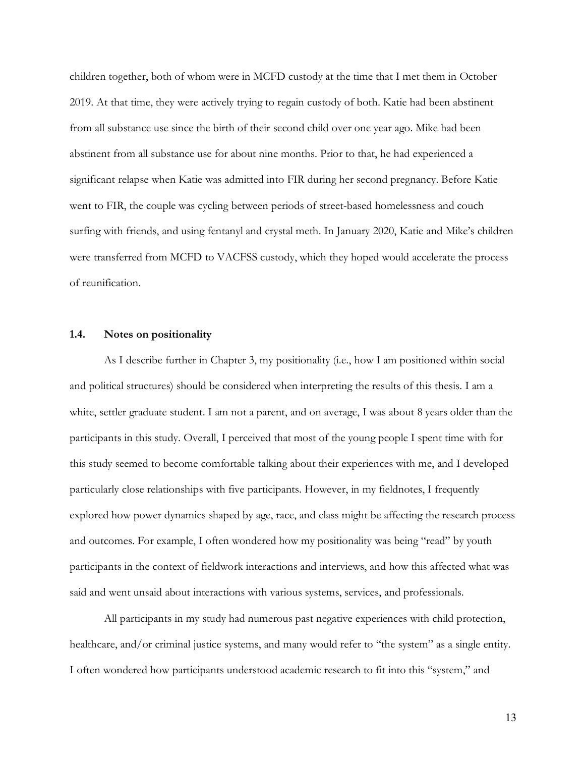children together, both of whom were in MCFD custody at the time that I met them in October 2019. At that time, they were actively trying to regain custody of both. Katie had been abstinent from all substance use since the birth of their second child over one year ago. Mike had been abstinent from all substance use for about nine months. Prior to that, he had experienced a significant relapse when Katie was admitted into FIR during her second pregnancy. Before Katie went to FIR, the couple was cycling between periods of street-based homelessness and couch surfing with friends, and using fentanyl and crystal meth. In January 2020, Katie and Mike's children were transferred from MCFD to VACFSS custody, which they hoped would accelerate the process of reunification.

### 1.4. Notes on positionality

As I describe further in Chapter 3, my positionality (i.e., how I am positioned within social and political structures) should be considered when interpreting the results of this thesis. I am a white, settler graduate student. I am not a parent, and on average, I was about 8 years older than the participants in this study. Overall, I perceived that most of the young people I spent time with for this study seemed to become comfortable talking about their experiences with me, and I developed particularly close relationships with five participants. However, in my fieldnotes, I frequently explored how power dynamics shaped by age, race, and class might be affecting the research process and outcomes. For example, I often wondered how my positionality was being "read" by youth participants in the context of fieldwork interactions and interviews, and how this affected what was said and went unsaid about interactions with various systems, services, and professionals.

All participants in my study had numerous past negative experiences with child protection, healthcare, and/or criminal justice systems, and many would refer to "the system" as a single entity. I often wondered how participants understood academic research to fit into this "system," and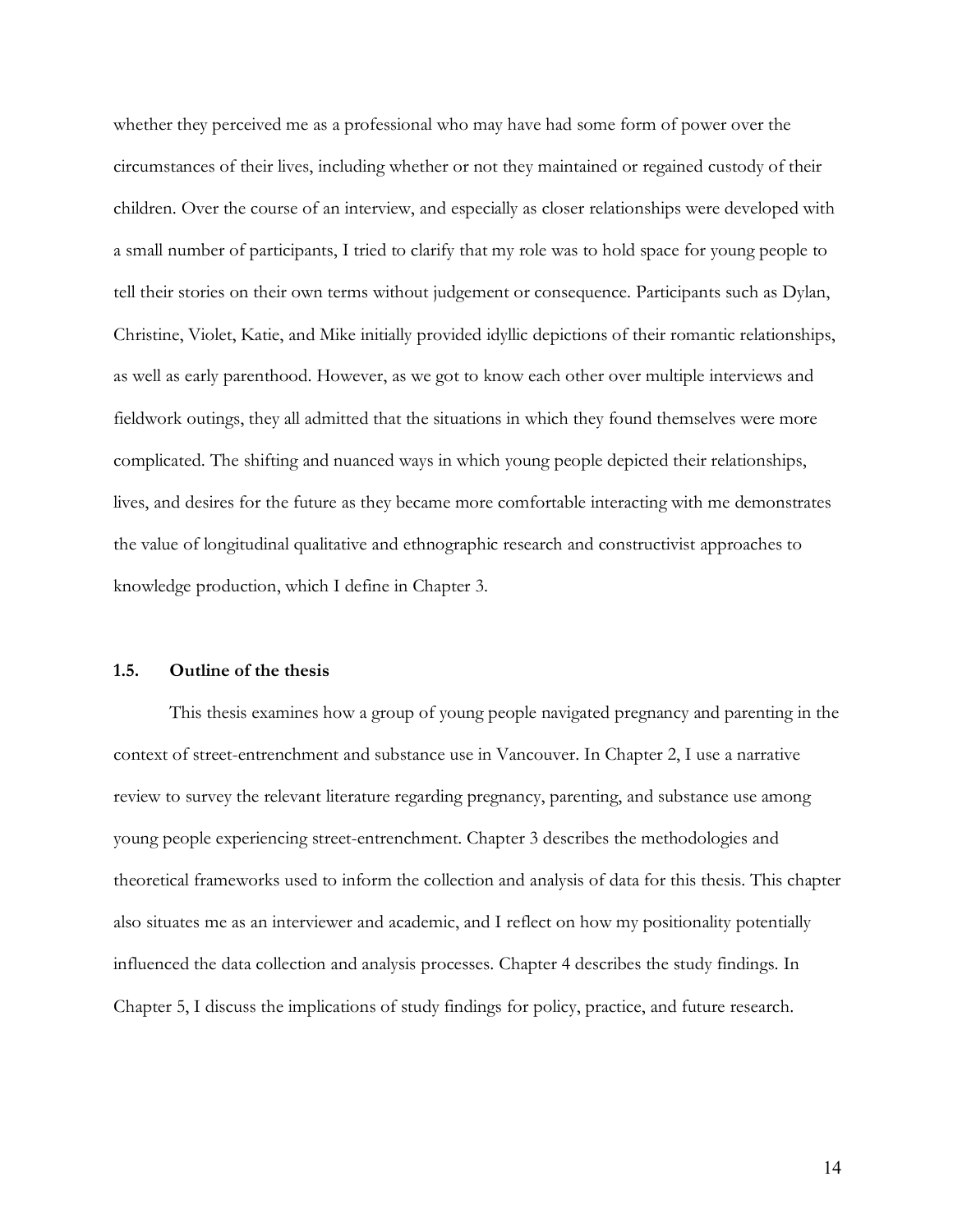whether they perceived me as a professional who may have had some form of power over the circumstances of their lives, including whether or not they maintained or regained custody of their children. Over the course of an interview, and especially as closer relationships were developed with a small number of participants, I tried to clarify that my role was to hold space for young people to tell their stories on their own terms without judgement or consequence. Participants such as Dylan, Christine, Violet, Katie, and Mike initially provided idyllic depictions of their romantic relationships, as well as early parenthood. However, as we got to know each other over multiple interviews and fieldwork outings, they all admitted that the situations in which they found themselves were more complicated. The shifting and nuanced ways in which young people depicted their relationships, lives, and desires for the future as they became more comfortable interacting with me demonstrates the value of longitudinal qualitative and ethnographic research and constructivist approaches to knowledge production, which I define in Chapter 3.

### 1.5. Outline of the thesis

This thesis examines how a group of young people navigated pregnancy and parenting in the context of street-entrenchment and substance use in Vancouver. In Chapter 2, I use a narrative review to survey the relevant literature regarding pregnancy, parenting, and substance use among young people experiencing street-entrenchment. Chapter 3 describes the methodologies and theoretical frameworks used to inform the collection and analysis of data for this thesis. This chapter also situates me as an interviewer and academic, and I reflect on how my positionality potentially influenced the data collection and analysis processes. Chapter 4 describes the study findings. In Chapter 5, I discuss the implications of study findings for policy, practice, and future research.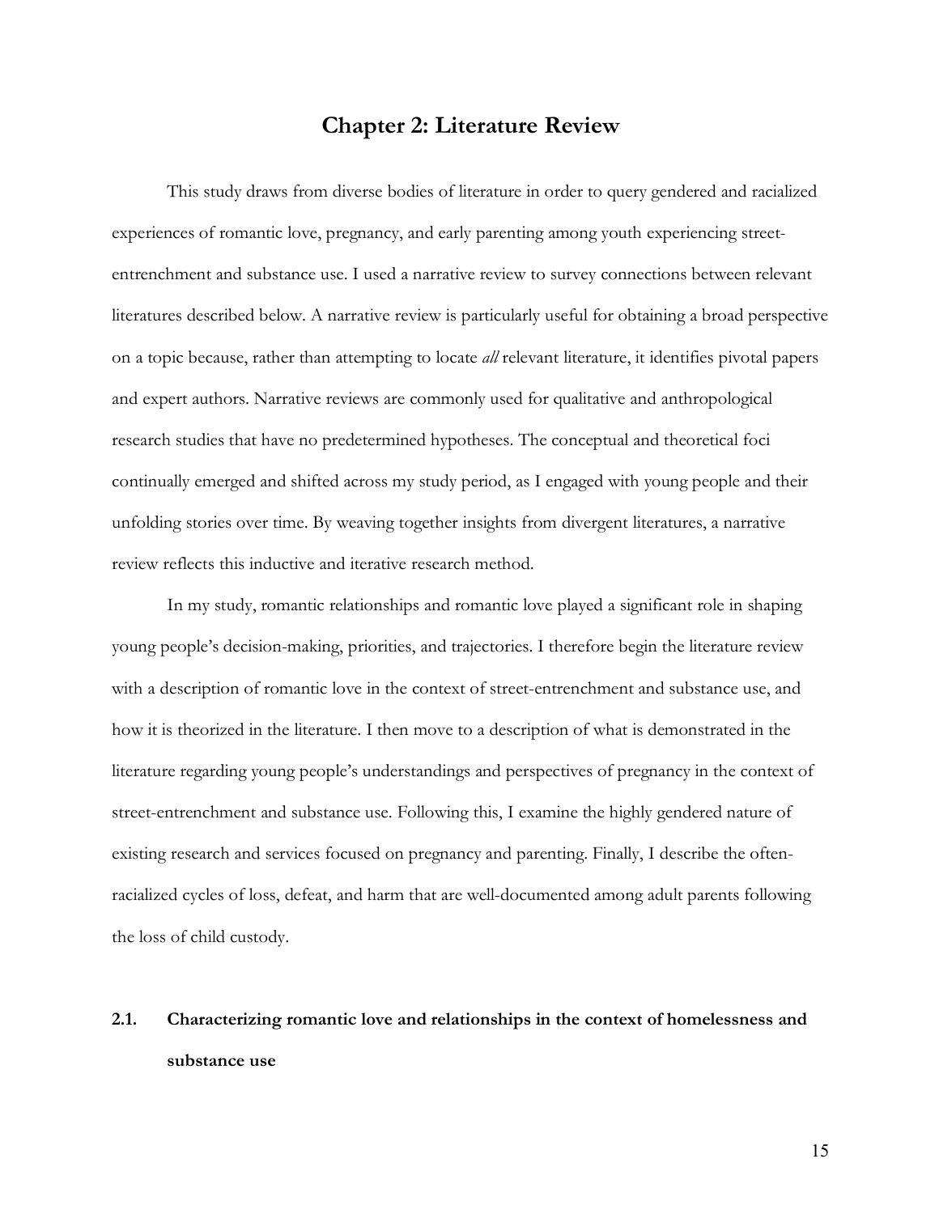# Chapter 2: Literature Review

This study draws from diverse bodies of literature in order to query gendered and racialized experiences of romantic love, pregnancy, and early parenting among youth experiencing street-entrenchment and substance use. I used a narrative review to survey connections between relevant literatures described below. A narrative review is particularly useful for obtaining a broad perspective on a topic because, rather than attempting to locate *all* relevant literature, it identifies pivotal papers and expert authors. Narrative reviews are commonly used for qualitative and anthropological research studies that have no predetermined hypotheses. The conceptual and theoretical foci continually emerged and shifted across my study period, as I engaged with young people and their unfolding stories over time. By weaving together insights from divergent literatures, a narrative review reflects this inductive and iterative research method.

In my study, romantic relationships and romantic love played a significant role in shaping young people's decision-making, priorities, and trajectories. I therefore begin the literature review with a description of romantic love in the context of street-entrenchment and substance use, and how it is theorized in the literature. I then move to a description of what is demonstrated in the literature regarding young people's understandings and perspectives of pregnancy in the context of street-entrenchment and substance use. Following this, I examine the highly gendered nature of existing research and services focused on pregnancy and parenting. Finally, I describe the often-racialized cycles of loss, defeat, and harm that are well-documented among adult parents following the loss of child custody.

## 2.1. Characterizing romantic love and relationships in the context of homelessness and substance use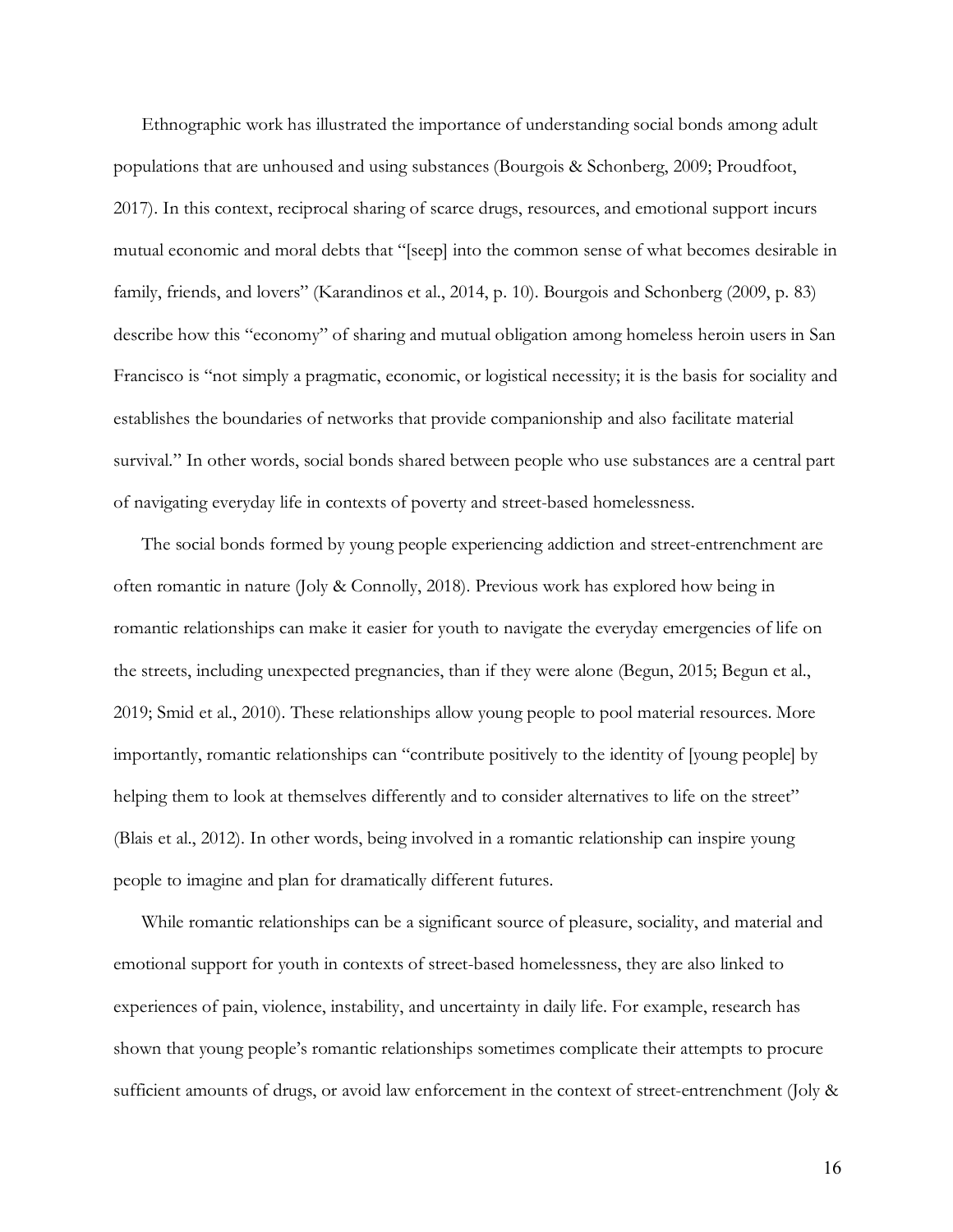Ethnographic work has illustrated the importance of understanding social bonds among adult populations that are unhoused and using substances (Bourgois & Schonberg, 2009; Proudfoot, 2017). In this context, reciprocal sharing of scarce drugs, resources, and emotional support incurs mutual economic and moral debts that "[seep] into the common sense of what becomes desirable in family, friends, and lovers" (Karandinos et al., 2014, p. 10). Bourgois and Schonberg (2009, p. 83) describe how this "economy" of sharing and mutual obligation among homeless heroin users in San Francisco is "not simply a pragmatic, economic, or logistical necessity; it is the basis for sociality and establishes the boundaries of networks that provide companionship and also facilitate material survival." In other words, social bonds shared between people who use substances are a central part of navigating everyday life in contexts of poverty and street-based homelessness.

The social bonds formed by young people experiencing addiction and street-entrenchment are often romantic in nature (Joly & Connolly, 2018). Previous work has explored how being in romantic relationships can make it easier for youth to navigate the everyday emergencies of life on the streets, including unexpected pregnancies, than if they were alone (Begun, 2015; Begun et al., 2019; Smid et al., 2010). These relationships allow young people to pool material resources. More importantly, romantic relationships can "contribute positively to the identity of [young people] by helping them to look at themselves differently and to consider alternatives to life on the street" (Blais et al., 2012). In other words, being involved in a romantic relationship can inspire young people to imagine and plan for dramatically different futures.

While romantic relationships can be a significant source of pleasure, sociality, and material and emotional support for youth in contexts of street-based homelessness, they are also linked to experiences of pain, violence, instability, and uncertainty in daily life. For example, research has shown that young people's romantic relationships sometimes complicate their attempts to procure sufficient amounts of drugs, or avoid law enforcement in the context of street-entrenchment (Joly &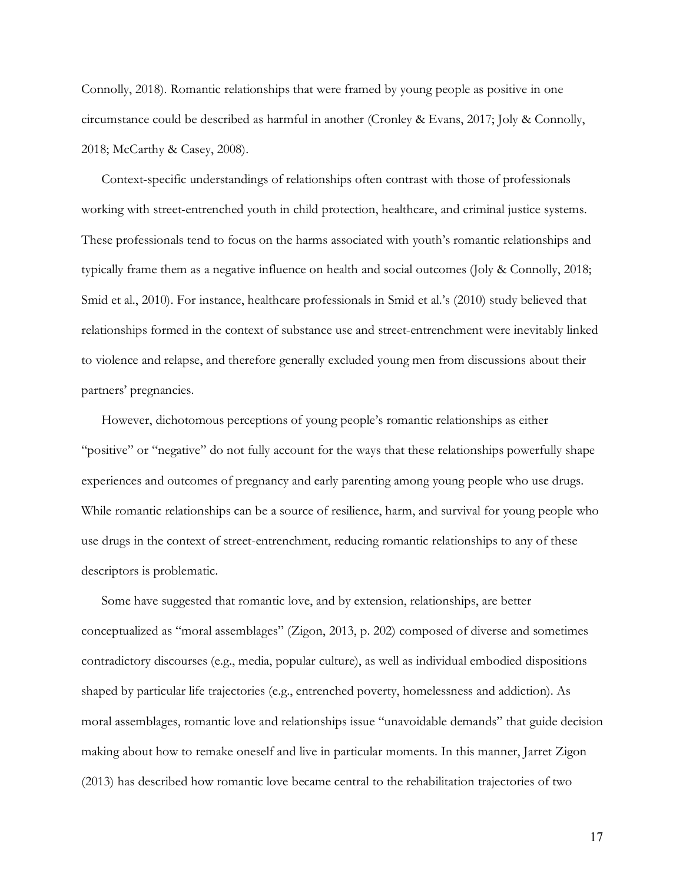Connolly, 2018). Romantic relationships that were framed by young people as positive in one circumstance could be described as harmful in another (Cronley & Evans, 2017; Joly & Connolly, 2018; McCarthy & Casey, 2008).

Context-specific understandings of relationships often contrast with those of professionals working with street-entrenched youth in child protection, healthcare, and criminal justice systems. These professionals tend to focus on the harms associated with youth's romantic relationships and typically frame them as a negative influence on health and social outcomes (Joly & Connolly, 2018; Smid et al., 2010). For instance, healthcare professionals in Smid et al.'s (2010) study believed that relationships formed in the context of substance use and street-entrenchment were inevitably linked to violence and relapse, and therefore generally excluded young men from discussions about their partners' pregnancies.

However, dichotomous perceptions of young people's romantic relationships as either "positive" or "negative" do not fully account for the ways that these relationships powerfully shape experiences and outcomes of pregnancy and early parenting among young people who use drugs. While romantic relationships can be a source of resilience, harm, and survival for young people who use drugs in the context of street-entrenchment, reducing romantic relationships to any of these descriptors is problematic.

Some have suggested that romantic love, and by extension, relationships, are better conceptualized as "moral assemblages" (Zigon, 2013, p. 202) composed of diverse and sometimes contradictory discourses (e.g., media, popular culture), as well as individual embodied dispositions shaped by particular life trajectories (e.g., entrenched poverty, homelessness and addiction). As moral assemblages, romantic love and relationships issue "unavoidable demands" that guide decision making about how to remake oneself and live in particular moments. In this manner, Jarret Zigon (2013) has described how romantic love became central to the rehabilitation trajectories of two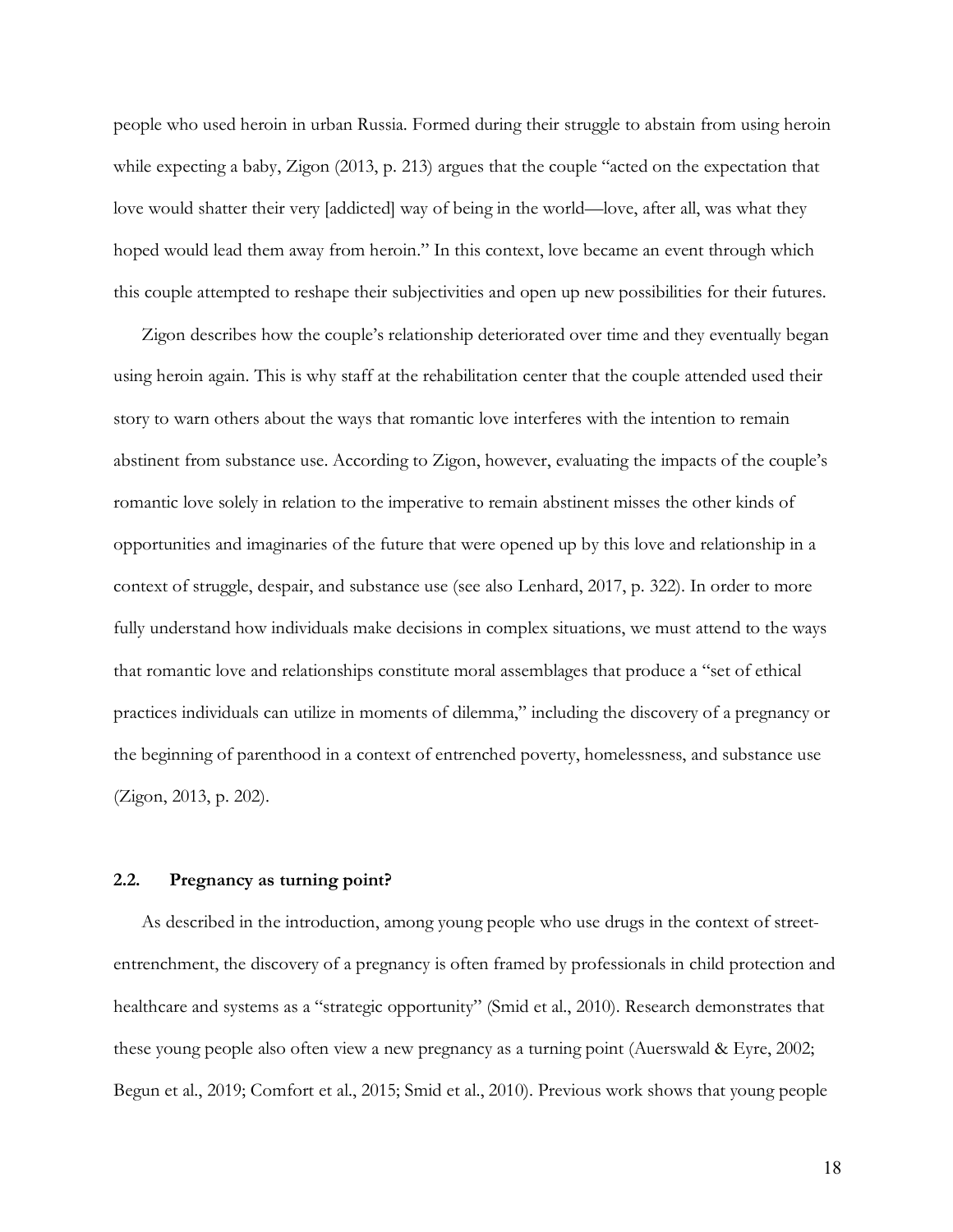people who used heroin in urban Russia. Formed during their struggle to abstain from using heroin while expecting a baby, Zigon (2013, p. 213) argues that the couple "acted on the expectation that love would shatter their very [addicted] way of being in the world—love, after all, was what they hoped would lead them away from heroin." In this context, love became an event through which this couple attempted to reshape their subjectivities and open up new possibilities for their futures.

Zigon describes how the couple's relationship deteriorated over time and they eventually began using heroin again. This is why staff at the rehabilitation center that the couple attended used their story to warn others about the ways that romantic love interferes with the intention to remain abstinent from substance use. According to Zigon, however, evaluating the impacts of the couple's romantic love solely in relation to the imperative to remain abstinent misses the other kinds of opportunities and imaginaries of the future that were opened up by this love and relationship in a context of struggle, despair, and substance use (see also Lenhard, 2017, p. 322). In order to more fully understand how individuals make decisions in complex situations, we must attend to the ways that romantic love and relationships constitute moral assemblages that produce a "set of ethical practices individuals can utilize in moments of dilemma," including the discovery of a pregnancy or the beginning of parenthood in a context of entrenched poverty, homelessness, and substance use (Zigon, 2013, p. 202).

### 2.2. Pregnancy as turning point?

As described in the introduction, among young people who use drugs in the context of street-entrenchment, the discovery of a pregnancy is often framed by professionals in child protection and healthcare and systems as a "strategic opportunity" (Smid et al., 2010). Research demonstrates that these young people also often view a new pregnancy as a turning point (Auerswald & Eyre, 2002; Begun et al., 2019; Comfort et al., 2015; Smid et al., 2010). Previous work shows that young people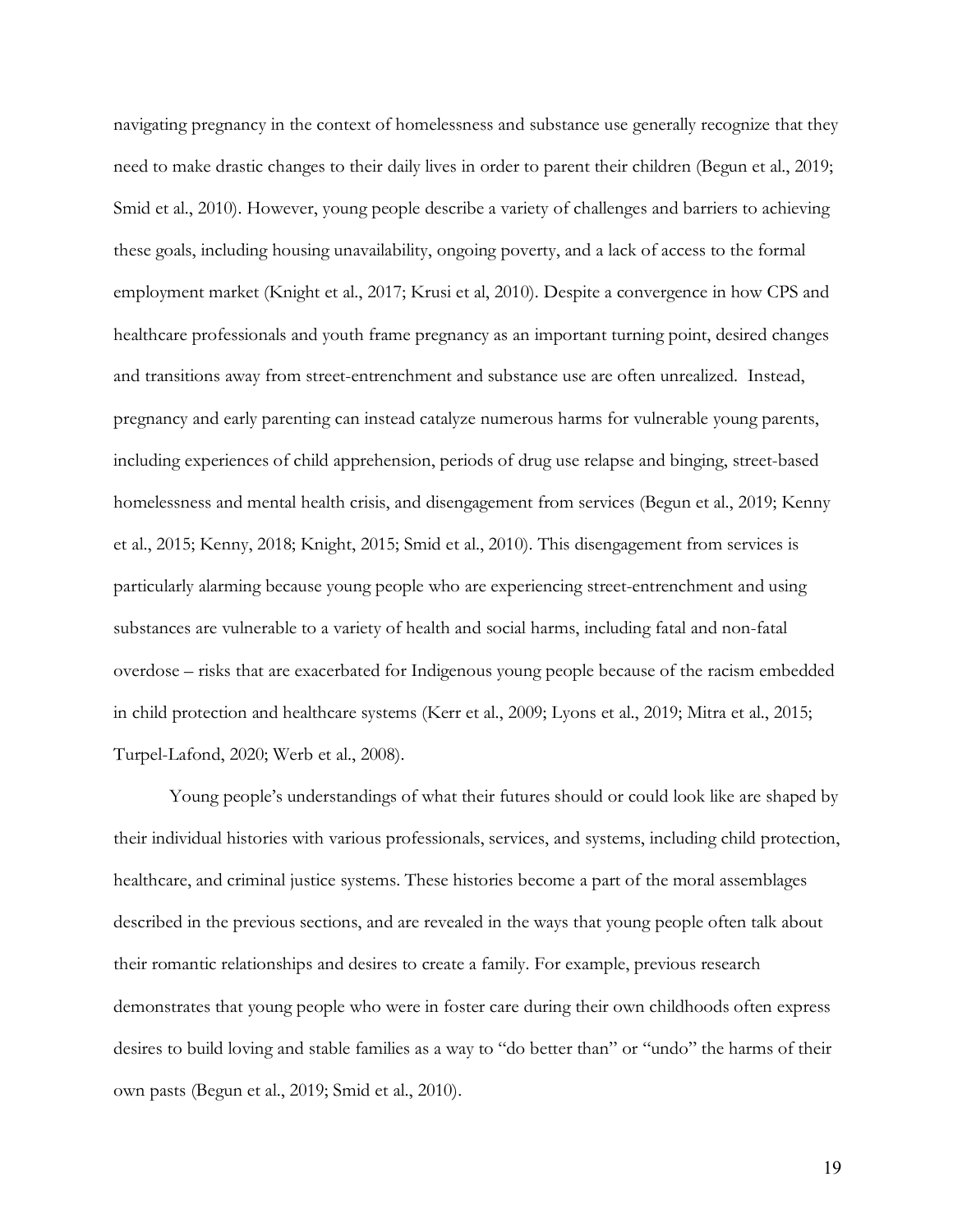navigating pregnancy in the context of homelessness and substance use generally recognize that they need to make drastic changes to their daily lives in order to parent their children (Begun et al., 2019; Smid et al., 2010). However, young people describe a variety of challenges and barriers to achieving these goals, including housing unavailability, ongoing poverty, and a lack of access to the formal employment market (Knight et al., 2017; Krusi et al, 2010). Despite a convergence in how CPS and healthcare professionals and youth frame pregnancy as an important turning point, desired changes and transitions away from street-entrenchment and substance use are often unrealized. Instead, pregnancy and early parenting can instead catalyze numerous harms for vulnerable young parents, including experiences of child apprehension, periods of drug use relapse and binging, street-based homelessness and mental health crisis, and disengagement from services (Begun et al., 2019; Kenny et al., 2015; Kenny, 2018; Knight, 2015; Smid et al., 2010). This disengagement from services is particularly alarming because young people who are experiencing street-entrenchment and using substances are vulnerable to a variety of health and social harms, including fatal and non-fatal overdose – risks that are exacerbated for Indigenous young people because of the racism embedded in child protection and healthcare systems (Kerr et al., 2009; Lyons et al., 2019; Mitra et al., 2015; Turpel-Lafond, 2020; Werb et al., 2008).

Young people's understandings of what their futures should or could look like are shaped by their individual histories with various professionals, services, and systems, including child protection, healthcare, and criminal justice systems. These histories become a part of the moral assemblages described in the previous sections, and are revealed in the ways that young people often talk about their romantic relationships and desires to create a family. For example, previous research demonstrates that young people who were in foster care during their own childhoods often express desires to build loving and stable families as a way to "do better than" or "undo" the harms of their own pasts (Begun et al., 2019; Smid et al., 2010).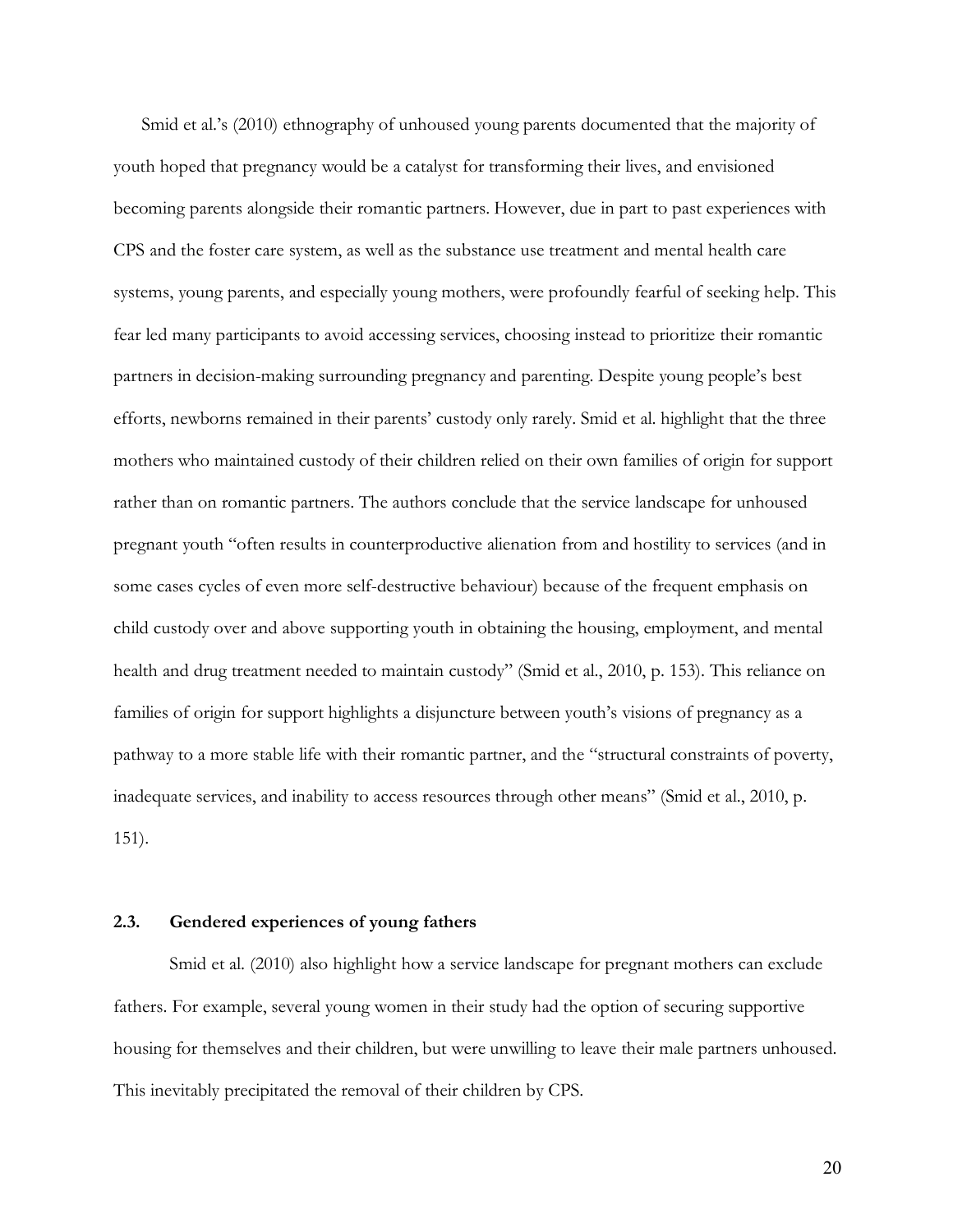Smid et al.'s (2010) ethnography of unhoused young parents documented that the majority of youth hoped that pregnancy would be a catalyst for transforming their lives, and envisioned becoming parents alongside their romantic partners. However, due in part to past experiences with CPS and the foster care system, as well as the substance use treatment and mental health care systems, young parents, and especially young mothers, were profoundly fearful of seeking help. This fear led many participants to avoid accessing services, choosing instead to prioritize their romantic partners in decision-making surrounding pregnancy and parenting. Despite young people's best efforts, newborns remained in their parents' custody only rarely. Smid et al. highlight that the three mothers who maintained custody of their children relied on their own families of origin for support rather than on romantic partners. The authors conclude that the service landscape for unhoused pregnant youth "often results in counterproductive alienation from and hostility to services (and in some cases cycles of even more self-destructive behaviour) because of the frequent emphasis on child custody over and above supporting youth in obtaining the housing, employment, and mental health and drug treatment needed to maintain custody" (Smid et al., 2010, p. 153). This reliance on families of origin for support highlights a disjuncture between youth's visions of pregnancy as a pathway to a more stable life with their romantic partner, and the "structural constraints of poverty, inadequate services, and inability to access resources through other means" (Smid et al., 2010, p. 151).

### 2.3. Gendered experiences of young fathers

Smid et al. (2010) also highlight how a service landscape for pregnant mothers can exclude fathers. For example, several young women in their study had the option of securing supportive housing for themselves and their children, but were unwilling to leave their male partners unhoused. This inevitably precipitated the removal of their children by CPS.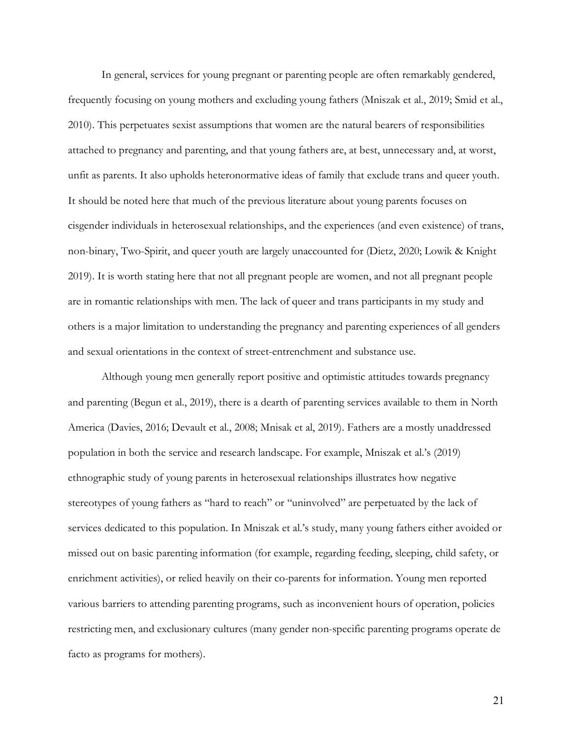In general, services for young pregnant or parenting people are often remarkably gendered, frequently focusing on young mothers and excluding young fathers (Mniszak et al., 2019; Smid et al., 2010). This perpetuates sexist assumptions that women are the natural bearers of responsibilities attached to pregnancy and parenting, and that young fathers are, at best, unnecessary and, at worst, unfit as parents. It also upholds heteronormative ideas of family that exclude trans and queer youth. It should be noted here that much of the previous literature about young parents focuses on cisgender individuals in heterosexual relationships, and the experiences (and even existence) of trans, non-binary, Two-Spirit, and queer youth are largely unaccounted for (Dietz, 2020; Lowik & Knight 2019). It is worth stating here that not all pregnant people are women, and not all pregnant people are in romantic relationships with men. The lack of queer and trans participants in my study and others is a major limitation to understanding the pregnancy and parenting experiences of all genders and sexual orientations in the context of street-entrenchment and substance use.

Although young men generally report positive and optimistic attitudes towards pregnancy and parenting (Begun et al., 2019), there is a dearth of parenting services available to them in North America (Davies, 2016; Devault et al., 2008; Mnisak et al, 2019). Fathers are a mostly unaddressed population in both the service and research landscape. For example, Mniszak et al.'s (2019) ethnographic study of young parents in heterosexual relationships illustrates how negative stereotypes of young fathers as "hard to reach" or "uninvolved" are perpetuated by the lack of services dedicated to this population. In Mniszak et al.'s study, many young fathers either avoided or missed out on basic parenting information (for example, regarding feeding, sleeping, child safety, or enrichment activities), or relied heavily on their co-parents for information. Young men reported various barriers to attending parenting programs, such as inconvenient hours of operation, policies restricting men, and exclusionary cultures (many gender non-specific parenting programs operate de facto as programs for mothers).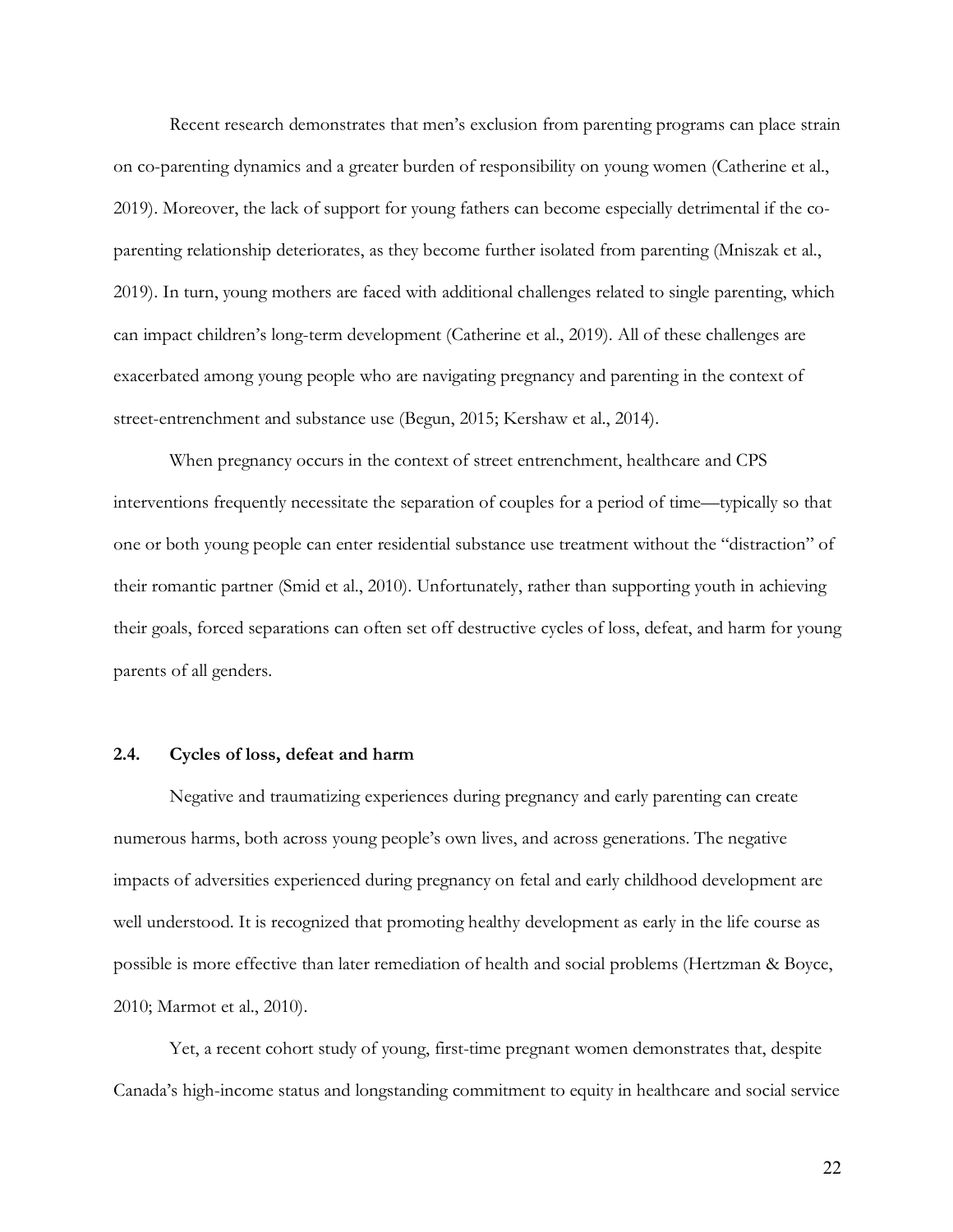Recent research demonstrates that men's exclusion from parenting programs can place strain on co-parenting dynamics and a greater burden of responsibility on young women (Catherine et al., 2019). Moreover, the lack of support for young fathers can become especially detrimental if the co-parenting relationship deteriorates, as they become further isolated from parenting (Mniszak et al., 2019). In turn, young mothers are faced with additional challenges related to single parenting, which can impact children's long-term development (Catherine et al., 2019). All of these challenges are exacerbated among young people who are navigating pregnancy and parenting in the context of street-entrenchment and substance use (Begun, 2015; Kershaw et al., 2014).

When pregnancy occurs in the context of street entrenchment, healthcare and CPS interventions frequently necessitate the separation of couples for a period of time—typically so that one or both young people can enter residential substance use treatment without the "distraction" of their romantic partner (Smid et al., 2010). Unfortunately, rather than supporting youth in achieving their goals, forced separations can often set off destructive cycles of loss, defeat, and harm for young parents of all genders.

### 2.4. Cycles of loss, defeat and harm

Negative and traumatizing experiences during pregnancy and early parenting can create numerous harms, both across young people's own lives, and across generations. The negative impacts of adversities experienced during pregnancy on fetal and early childhood development are well understood. It is recognized that promoting healthy development as early in the life course as possible is more effective than later remediation of health and social problems (Hertzman & Boyce, 2010; Marmot et al., 2010).

Yet, a recent cohort study of young, first-time pregnant women demonstrates that, despite Canada's high-income status and longstanding commitment to equity in healthcare and social service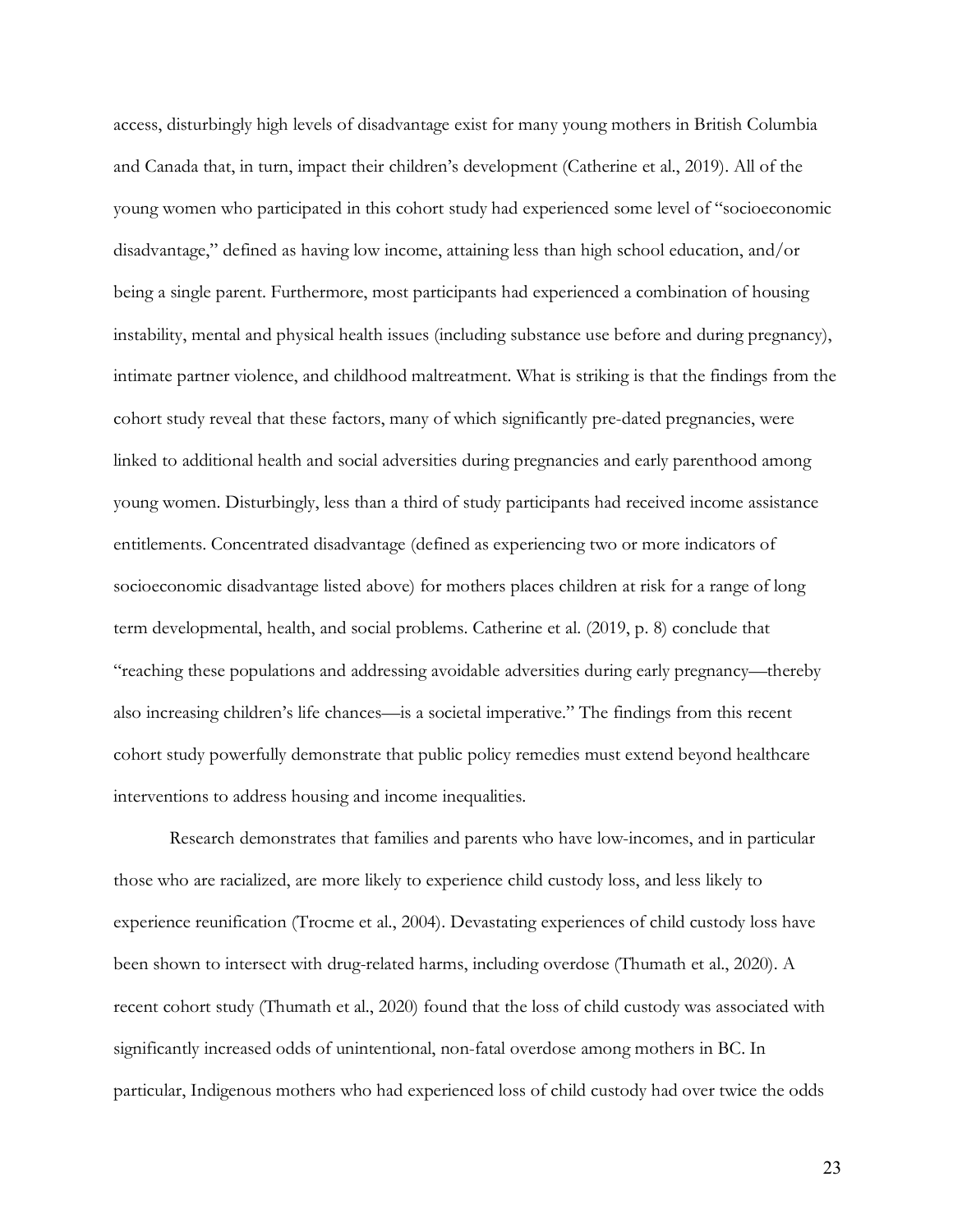access, disturbingly high levels of disadvantage exist for many young mothers in British Columbia and Canada that, in turn, impact their children's development (Catherine et al., 2019). All of the young women who participated in this cohort study had experienced some level of "socioeconomic disadvantage," defined as having low income, attaining less than high school education, and/or being a single parent. Furthermore, most participants had experienced a combination of housing instability, mental and physical health issues (including substance use before and during pregnancy), intimate partner violence, and childhood maltreatment. What is striking is that the findings from the cohort study reveal that these factors, many of which significantly pre-dated pregnancies, were linked to additional health and social adversities during pregnancies and early parenthood among young women. Disturbingly, less than a third of study participants had received income assistance entitlements. Concentrated disadvantage (defined as experiencing two or more indicators of socioeconomic disadvantage listed above) for mothers places children at risk for a range of long term developmental, health, and social problems. Catherine et al. (2019, p. 8) conclude that "reaching these populations and addressing avoidable adversities during early pregnancy—thereby also increasing children's life chances—is a societal imperative." The findings from this recent cohort study powerfully demonstrate that public policy remedies must extend beyond healthcare interventions to address housing and income inequalities.

Research demonstrates that families and parents who have low-incomes, and in particular those who are racialized, are more likely to experience child custody loss, and less likely to experience reunification (Trocme et al., 2004). Devastating experiences of child custody loss have been shown to intersect with drug-related harms, including overdose (Thumath et al., 2020). A recent cohort study (Thumath et al., 2020) found that the loss of child custody was associated with significantly increased odds of unintentional, non-fatal overdose among mothers in BC. In particular, Indigenous mothers who had experienced loss of child custody had over twice the odds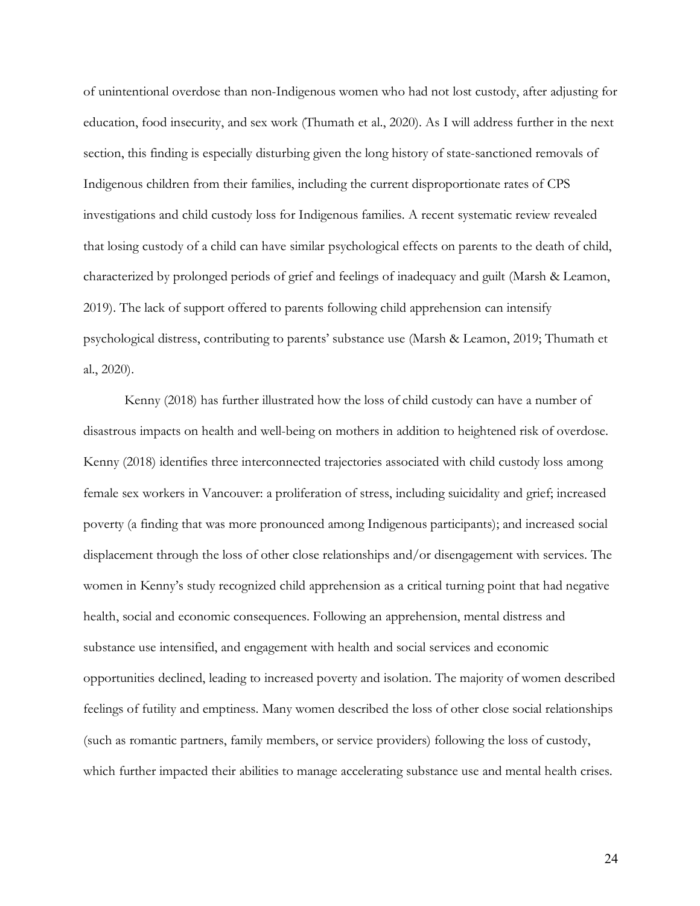of unintentional overdose than non-Indigenous women who had not lost custody, after adjusting for education, food insecurity, and sex work (Thumath et al., 2020). As I will address further in the next section, this finding is especially disturbing given the long history of state-sanctioned removals of Indigenous children from their families, including the current disproportionate rates of CPS investigations and child custody loss for Indigenous families. A recent systematic review revealed that losing custody of a child can have similar psychological effects on parents to the death of child, characterized by prolonged periods of grief and feelings of inadequacy and guilt (Marsh & Leamon, 2019). The lack of support offered to parents following child apprehension can intensify psychological distress, contributing to parents' substance use (Marsh & Leamon, 2019; Thumath et al., 2020).

Kenny (2018) has further illustrated how the loss of child custody can have a number of disastrous impacts on health and well-being on mothers in addition to heightened risk of overdose. Kenny (2018) identifies three interconnected trajectories associated with child custody loss among female sex workers in Vancouver: a proliferation of stress, including suicidality and grief; increased poverty (a finding that was more pronounced among Indigenous participants); and increased social displacement through the loss of other close relationships and/or disengagement with services. The women in Kenny's study recognized child apprehension as a critical turning point that had negative health, social and economic consequences. Following an apprehension, mental distress and substance use intensified, and engagement with health and social services and economic opportunities declined, leading to increased poverty and isolation. The majority of women described feelings of futility and emptiness. Many women described the loss of other close social relationships (such as romantic partners, family members, or service providers) following the loss of custody, which further impacted their abilities to manage accelerating substance use and mental health crises.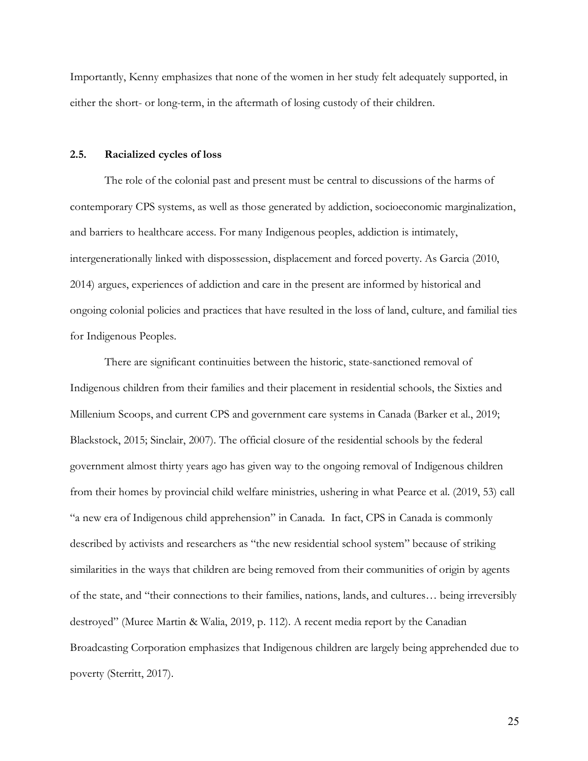Importantly, Kenny emphasizes that none of the women in her study felt adequately supported, in either the short- or long-term, in the aftermath of losing custody of their children.

### 2.5. Racialized cycles of loss

The role of the colonial past and present must be central to discussions of the harms of contemporary CPS systems, as well as those generated by addiction, socioeconomic marginalization, and barriers to healthcare access. For many Indigenous peoples, addiction is intimately, intergenerationally linked with dispossession, displacement and forced poverty. As Garcia (2010, 2014) argues, experiences of addiction and care in the present are informed by historical and ongoing colonial policies and practices that have resulted in the loss of land, culture, and familial ties for Indigenous Peoples.

There are significant continuities between the historic, state-sanctioned removal of Indigenous children from their families and their placement in residential schools, the Sixties and Millenium Scoops, and current CPS and government care systems in Canada (Barker et al., 2019; Blackstock, 2015; Sinclair, 2007). The official closure of the residential schools by the federal government almost thirty years ago has given way to the ongoing removal of Indigenous children from their homes by provincial child welfare ministries, ushering in what Pearce et al. (2019, 53) call "a new era of Indigenous child apprehension" in Canada. In fact, CPS in Canada is commonly described by activists and researchers as "the new residential school system" because of striking similarities in the ways that children are being removed from their communities of origin by agents of the state, and "their connections to their families, nations, lands, and cultures… being irreversibly destroyed" (Muree Martin & Walia, 2019, p. 112). A recent media report by the Canadian Broadcasting Corporation emphasizes that Indigenous children are largely being apprehended due to poverty (Sterritt, 2017).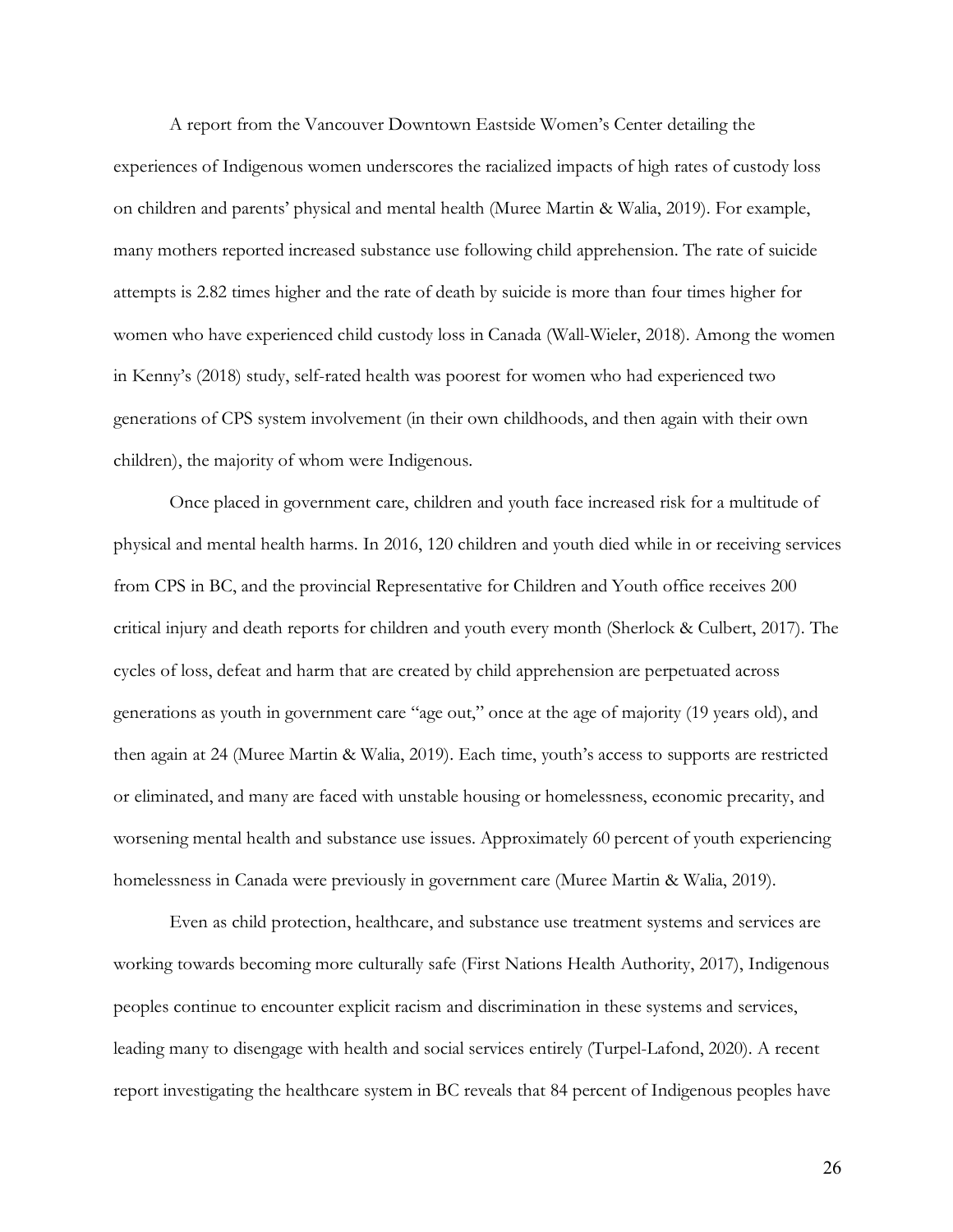A report from the Vancouver Downtown Eastside Women's Center detailing the experiences of Indigenous women underscores the racialized impacts of high rates of custody loss on children and parents' physical and mental health (Muree Martin & Walia, 2019). For example, many mothers reported increased substance use following child apprehension. The rate of suicide attempts is 2.82 times higher and the rate of death by suicide is more than four times higher for women who have experienced child custody loss in Canada (Wall-Wieler, 2018). Among the women in Kenny's (2018) study, self-rated health was poorest for women who had experienced two generations of CPS system involvement (in their own childhoods, and then again with their own children), the majority of whom were Indigenous.

Once placed in government care, children and youth face increased risk for a multitude of physical and mental health harms. In 2016, 120 children and youth died while in or receiving services from CPS in BC, and the provincial Representative for Children and Youth office receives 200 critical injury and death reports for children and youth every month (Sherlock & Culbert, 2017). The cycles of loss, defeat and harm that are created by child apprehension are perpetuated across generations as youth in government care "age out," once at the age of majority (19 years old), and then again at 24 (Muree Martin & Walia, 2019). Each time, youth's access to supports are restricted or eliminated, and many are faced with unstable housing or homelessness, economic precarity, and worsening mental health and substance use issues. Approximately 60 percent of youth experiencing homelessness in Canada were previously in government care (Muree Martin & Walia, 2019).

Even as child protection, healthcare, and substance use treatment systems and services are working towards becoming more culturally safe (First Nations Health Authority, 2017), Indigenous peoples continue to encounter explicit racism and discrimination in these systems and services, leading many to disengage with health and social services entirely (Turpel-Lafond, 2020). A recent report investigating the healthcare system in BC reveals that 84 percent of Indigenous peoples have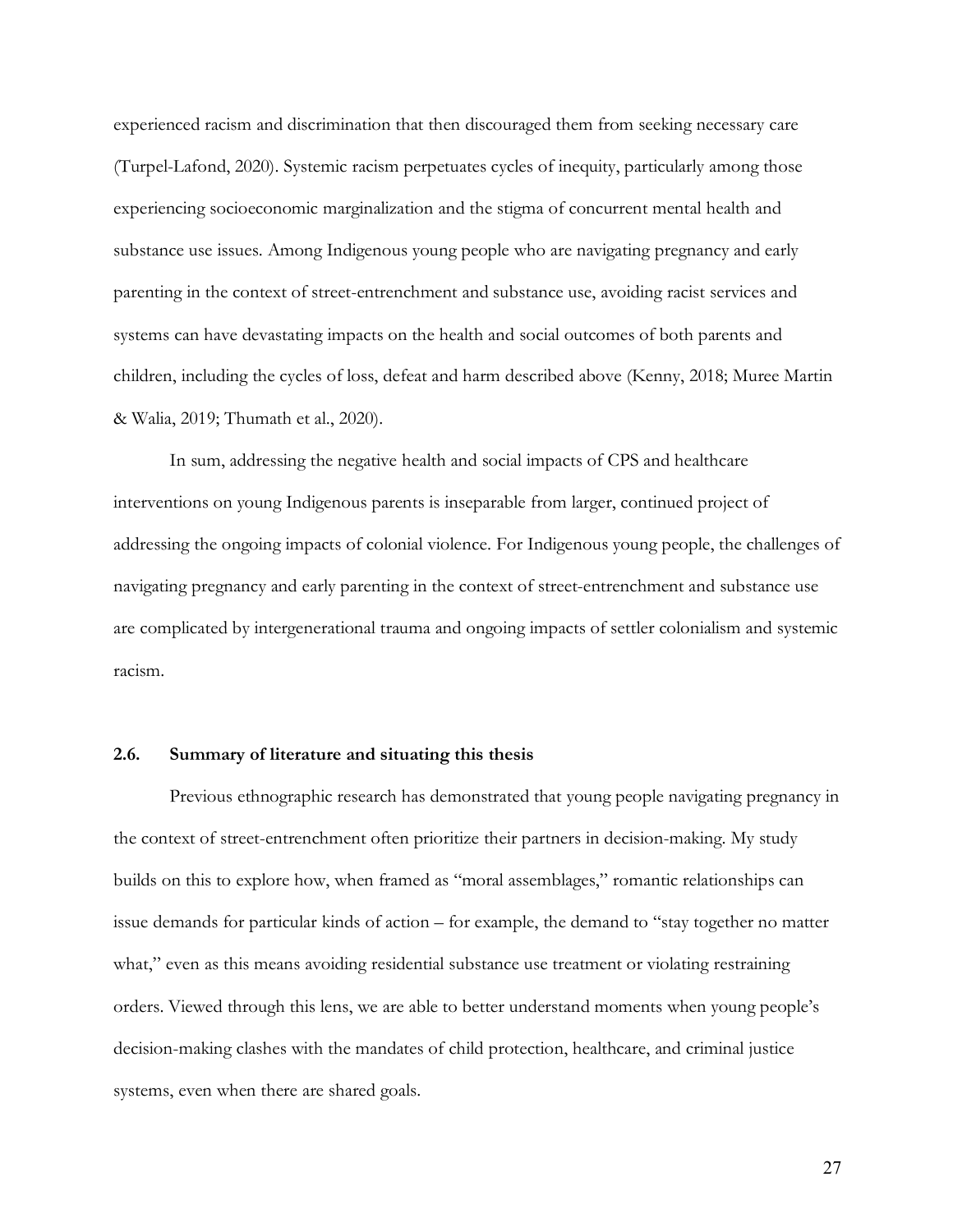experienced racism and discrimination that then discouraged them from seeking necessary care (Turpel-Lafond, 2020). Systemic racism perpetuates cycles of inequity, particularly among those experiencing socioeconomic marginalization and the stigma of concurrent mental health and substance use issues. Among Indigenous young people who are navigating pregnancy and early parenting in the context of street-entrenchment and substance use, avoiding racist services and systems can have devastating impacts on the health and social outcomes of both parents and children, including the cycles of loss, defeat and harm described above (Kenny, 2018; Muree Martin & Walia, 2019; Thumath et al., 2020).

In sum, addressing the negative health and social impacts of CPS and healthcare interventions on young Indigenous parents is inseparable from larger, continued project of addressing the ongoing impacts of colonial violence. For Indigenous young people, the challenges of navigating pregnancy and early parenting in the context of street-entrenchment and substance use are complicated by intergenerational trauma and ongoing impacts of settler colonialism and systemic racism.

### 2.6. Summary of literature and situating this thesis

Previous ethnographic research has demonstrated that young people navigating pregnancy in the context of street-entrenchment often prioritize their partners in decision-making. My study builds on this to explore how, when framed as "moral assemblages," romantic relationships can issue demands for particular kinds of action – for example, the demand to "stay together no matter what," even as this means avoiding residential substance use treatment or violating restraining orders. Viewed through this lens, we are able to better understand moments when young people's decision-making clashes with the mandates of child protection, healthcare, and criminal justice systems, even when there are shared goals.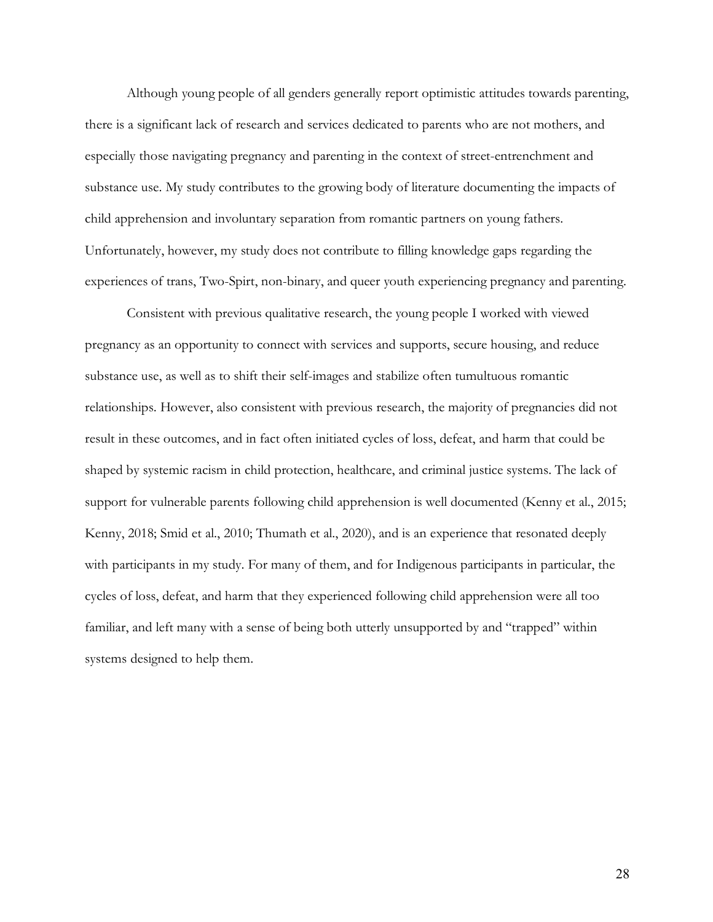Although young people of all genders generally report optimistic attitudes towards parenting, there is a significant lack of research and services dedicated to parents who are not mothers, and especially those navigating pregnancy and parenting in the context of street-entrenchment and substance use. My study contributes to the growing body of literature documenting the impacts of child apprehension and involuntary separation from romantic partners on young fathers. Unfortunately, however, my study does not contribute to filling knowledge gaps regarding the experiences of trans, Two-Spirt, non-binary, and queer youth experiencing pregnancy and parenting.

Consistent with previous qualitative research, the young people I worked with viewed pregnancy as an opportunity to connect with services and supports, secure housing, and reduce substance use, as well as to shift their self-images and stabilize often tumultuous romantic relationships. However, also consistent with previous research, the majority of pregnancies did not result in these outcomes, and in fact often initiated cycles of loss, defeat, and harm that could be shaped by systemic racism in child protection, healthcare, and criminal justice systems. The lack of support for vulnerable parents following child apprehension is well documented (Kenny et al., 2015; Kenny, 2018; Smid et al., 2010; Thumath et al., 2020), and is an experience that resonated deeply with participants in my study. For many of them, and for Indigenous participants in particular, the cycles of loss, defeat, and harm that they experienced following child apprehension were all too familiar, and left many with a sense of being both utterly unsupported by and "trapped" within systems designed to help them.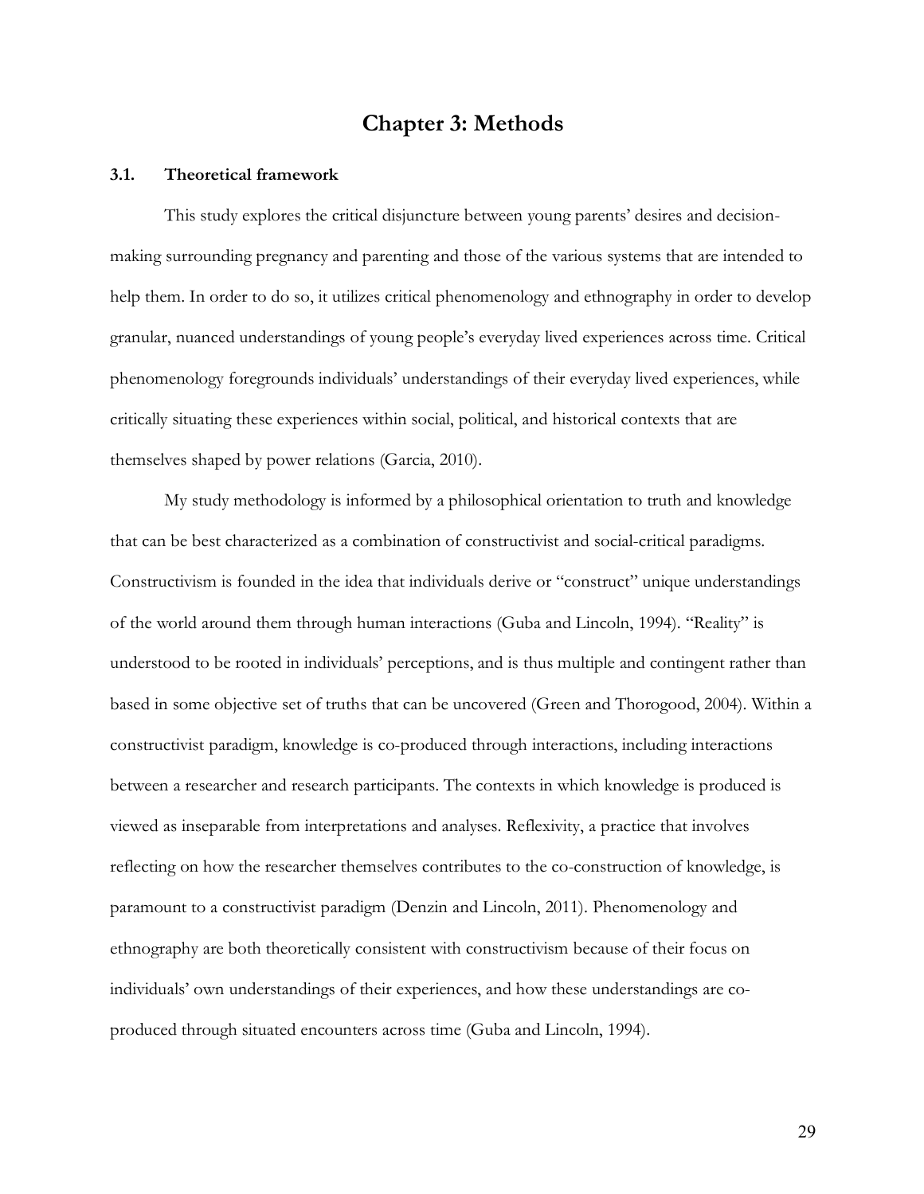# Chapter 3: Methods

## 3.1. Theoretical framework

This study explores the critical disjuncture between young parents' desires and decision-making surrounding pregnancy and parenting and those of the various systems that are intended to help them. In order to do so, it utilizes critical phenomenology and ethnography in order to develop granular, nuanced understandings of young people's everyday lived experiences across time. Critical phenomenology foregrounds individuals' understandings of their everyday lived experiences, while critically situating these experiences within social, political, and historical contexts that are themselves shaped by power relations (Garcia, 2010).

My study methodology is informed by a philosophical orientation to truth and knowledge that can be best characterized as a combination of constructivist and social-critical paradigms. Constructivism is founded in the idea that individuals derive or "construct" unique understandings of the world around them through human interactions (Guba and Lincoln, 1994). "Reality" is understood to be rooted in individuals' perceptions, and is thus multiple and contingent rather than based in some objective set of truths that can be uncovered (Green and Thorogood, 2004). Within a constructivist paradigm, knowledge is co-produced through interactions, including interactions between a researcher and research participants. The contexts in which knowledge is produced is viewed as inseparable from interpretations and analyses. Reflexivity, a practice that involves reflecting on how the researcher themselves contributes to the co-construction of knowledge, is paramount to a constructivist paradigm (Denzin and Lincoln, 2011). Phenomenology and ethnography are both theoretically consistent with constructivism because of their focus on individuals' own understandings of their experiences, and how these understandings are co-produced through situated encounters across time (Guba and Lincoln, 1994).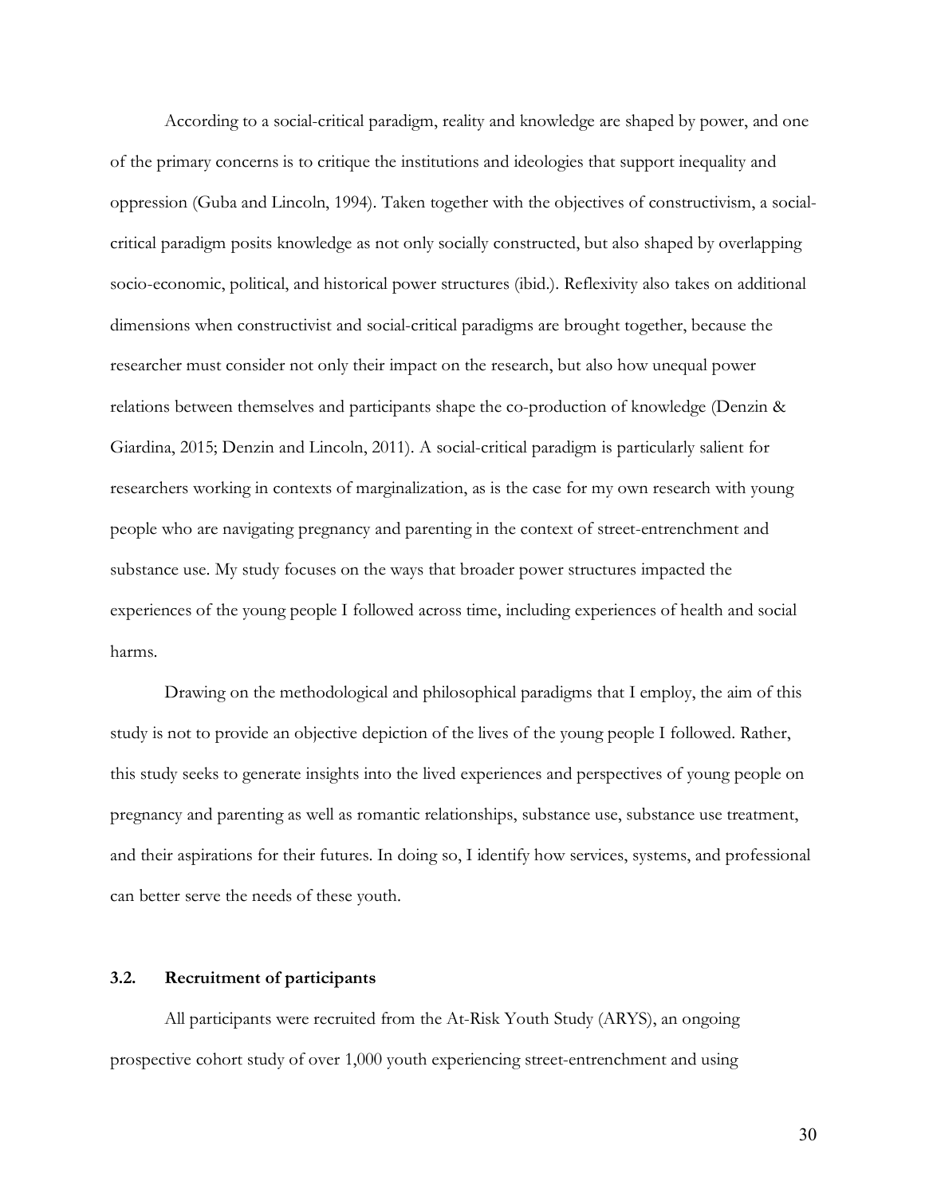According to a social-critical paradigm, reality and knowledge are shaped by power, and one of the primary concerns is to critique the institutions and ideologies that support inequality and oppression (Guba and Lincoln, 1994). Taken together with the objectives of constructivism, a social-critical paradigm posits knowledge as not only socially constructed, but also shaped by overlapping socio-economic, political, and historical power structures (ibid.). Reflexivity also takes on additional dimensions when constructivist and social-critical paradigms are brought together, because the researcher must consider not only their impact on the research, but also how unequal power relations between themselves and participants shape the co-production of knowledge (Denzin & Giardina, 2015; Denzin and Lincoln, 2011). A social-critical paradigm is particularly salient for researchers working in contexts of marginalization, as is the case for my own research with young people who are navigating pregnancy and parenting in the context of street-entrenchment and substance use. My study focuses on the ways that broader power structures impacted the experiences of the young people I followed across time, including experiences of health and social harms.

Drawing on the methodological and philosophical paradigms that I employ, the aim of this study is not to provide an objective depiction of the lives of the young people I followed. Rather, this study seeks to generate insights into the lived experiences and perspectives of young people on pregnancy and parenting as well as romantic relationships, substance use, substance use treatment, and their aspirations for their futures. In doing so, I identify how services, systems, and professional can better serve the needs of these youth.

### 3.2. Recruitment of participants

All participants were recruited from the At-Risk Youth Study (ARYS), an ongoing prospective cohort study of over 1,000 youth experiencing street-entrenchment and using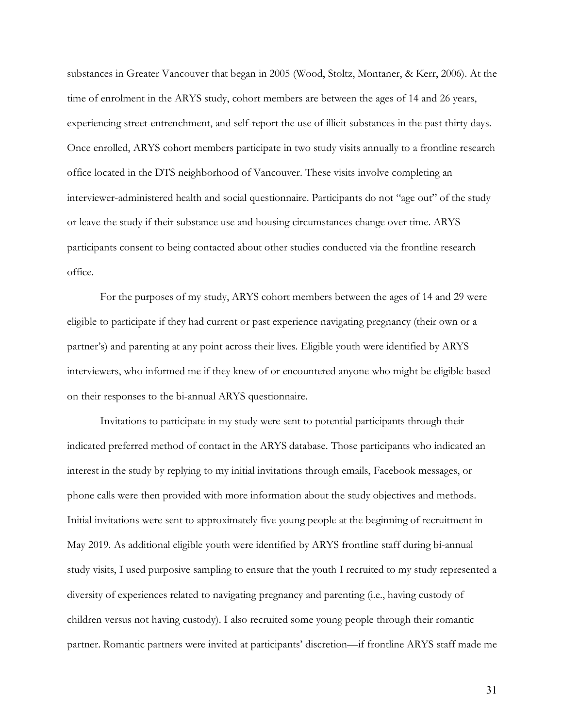substances in Greater Vancouver that began in 2005 (Wood, Stoltz, Montaner, & Kerr, 2006). At the time of enrolment in the ARYS study, cohort members are between the ages of 14 and 26 years, experiencing street-entrenchment, and self-report the use of illicit substances in the past thirty days. Once enrolled, ARYS cohort members participate in two study visits annually to a frontline research office located in the DTS neighborhood of Vancouver. These visits involve completing an interviewer-administered health and social questionnaire. Participants do not "age out" of the study or leave the study if their substance use and housing circumstances change over time. ARYS participants consent to being contacted about other studies conducted via the frontline research office.

For the purposes of my study, ARYS cohort members between the ages of 14 and 29 were eligible to participate if they had current or past experience navigating pregnancy (their own or a partner's) and parenting at any point across their lives. Eligible youth were identified by ARYS interviewers, who informed me if they knew of or encountered anyone who might be eligible based on their responses to the bi-annual ARYS questionnaire.

Invitations to participate in my study were sent to potential participants through their indicated preferred method of contact in the ARYS database. Those participants who indicated an interest in the study by replying to my initial invitations through emails, Facebook messages, or phone calls were then provided with more information about the study objectives and methods. Initial invitations were sent to approximately five young people at the beginning of recruitment in May 2019. As additional eligible youth were identified by ARYS frontline staff during bi-annual study visits, I used purposive sampling to ensure that the youth I recruited to my study represented a diversity of experiences related to navigating pregnancy and parenting (i.e., having custody of children versus not having custody). I also recruited some young people through their romantic partner. Romantic partners were invited at participants' discretion—if frontline ARYS staff made me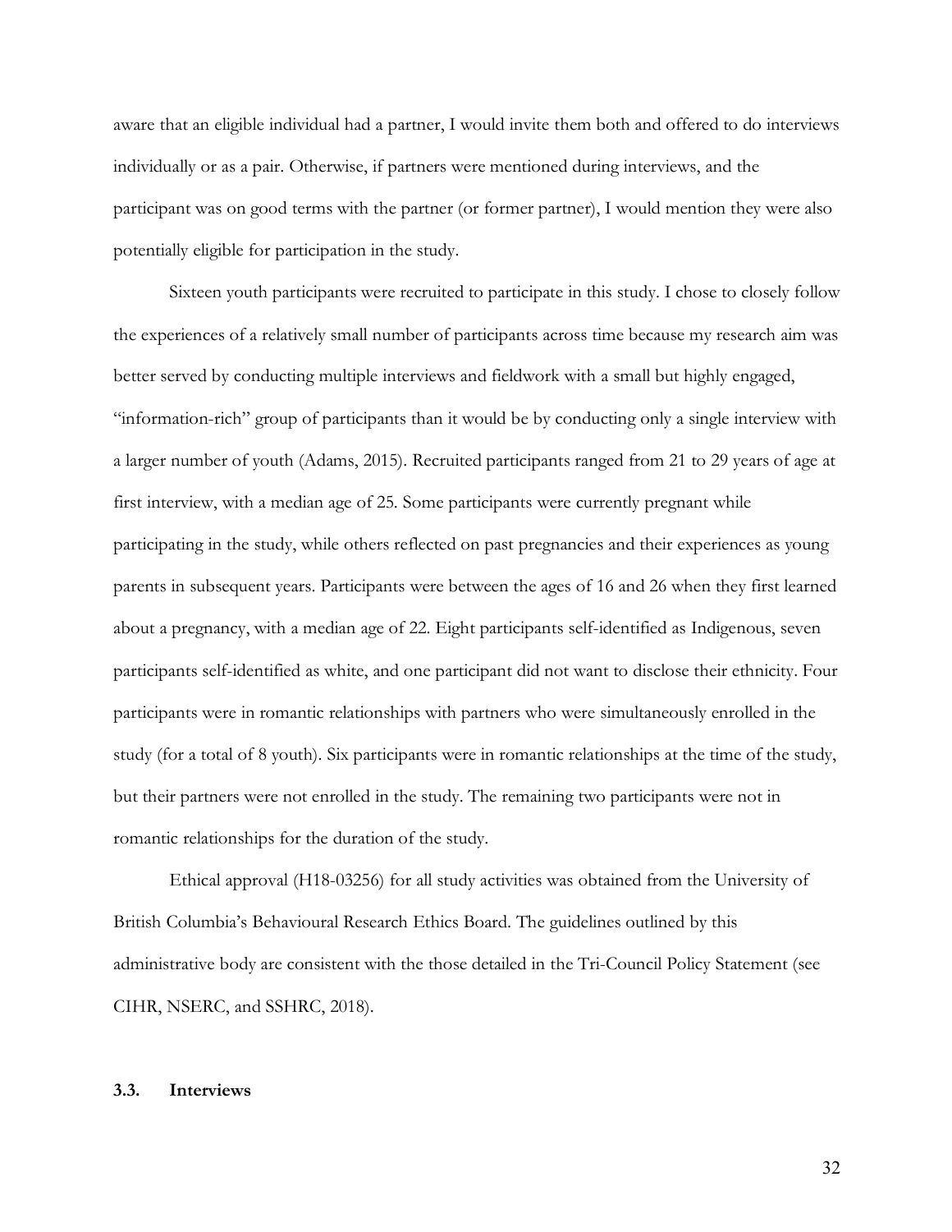aware that an eligible individual had a partner, I would invite them both and offered to do interviews individually or as a pair. Otherwise, if partners were mentioned during interviews, and the participant was on good terms with the partner (or former partner), I would mention they were also potentially eligible for participation in the study.

Sixteen youth participants were recruited to participate in this study. I chose to closely follow the experiences of a relatively small number of participants across time because my research aim was better served by conducting multiple interviews and fieldwork with a small but highly engaged, "information-rich" group of participants than it would be by conducting only a single interview with a larger number of youth (Adams, 2015). Recruited participants ranged from 21 to 29 years of age at first interview, with a median age of 25. Some participants were currently pregnant while participating in the study, while others reflected on past pregnancies and their experiences as young parents in subsequent years. Participants were between the ages of 16 and 26 when they first learned about a pregnancy, with a median age of 22. Eight participants self-identified as Indigenous, seven participants self-identified as white, and one participant did not want to disclose their ethnicity. Four participants were in romantic relationships with partners who were simultaneously enrolled in the study (for a total of 8 youth). Six participants were in romantic relationships at the time of the study, but their partners were not enrolled in the study. The remaining two participants were not in romantic relationships for the duration of the study.

Ethical approval (H18-03256) for all study activities was obtained from the University of British Columbia's Behavioural Research Ethics Board. The guidelines outlined by this administrative body are consistent with the those detailed in the Tri-Council Policy Statement (see CIHR, NSERC, and SSHRC, 2018).

### 3.3. Interviews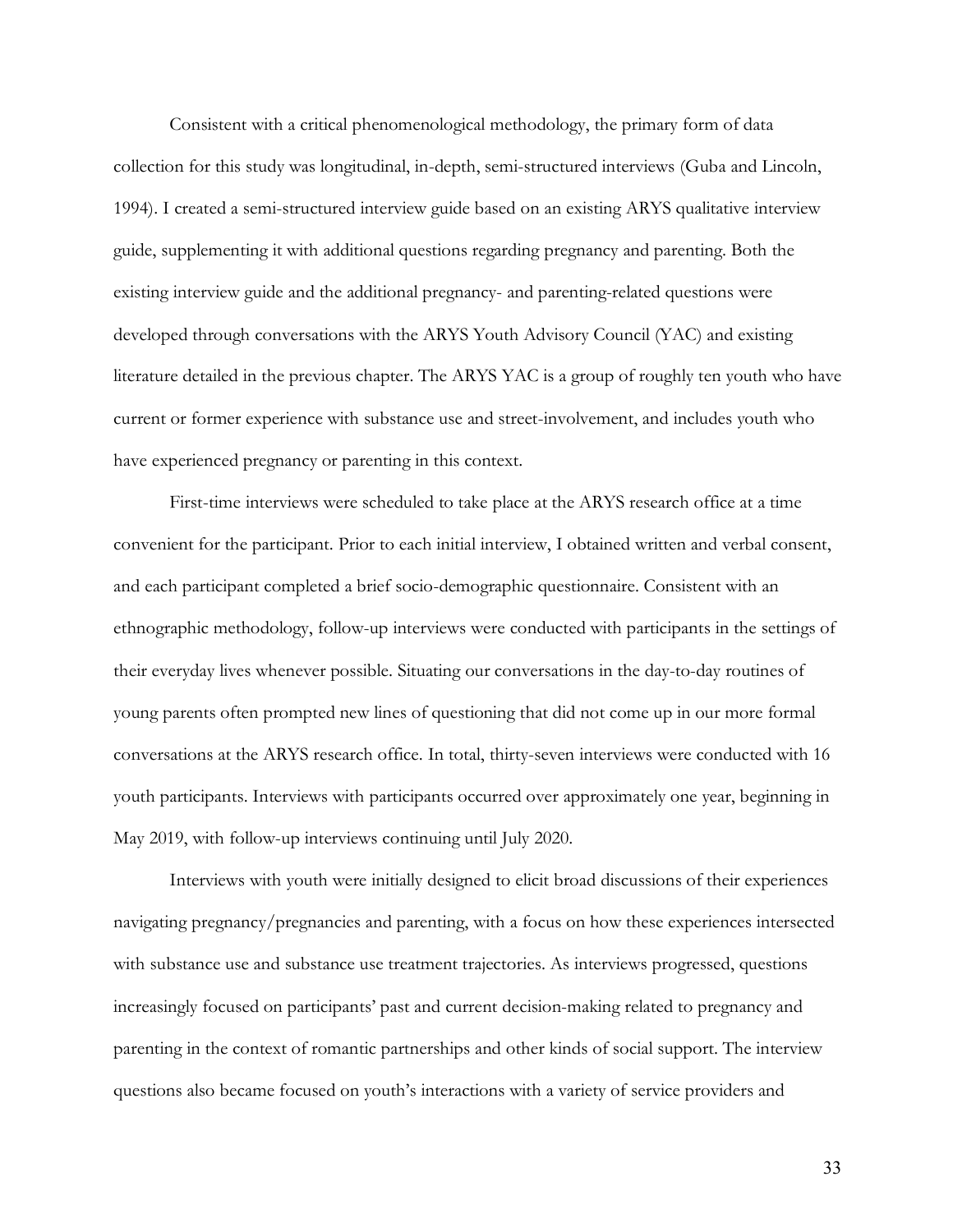Consistent with a critical phenomenological methodology, the primary form of data collection for this study was longitudinal, in-depth, semi-structured interviews (Guba and Lincoln, 1994). I created a semi-structured interview guide based on an existing ARYS qualitative interview guide, supplementing it with additional questions regarding pregnancy and parenting. Both the existing interview guide and the additional pregnancy- and parenting-related questions were developed through conversations with the ARYS Youth Advisory Council (YAC) and existing literature detailed in the previous chapter. The ARYS YAC is a group of roughly ten youth who have current or former experience with substance use and street-involvement, and includes youth who have experienced pregnancy or parenting in this context.

First-time interviews were scheduled to take place at the ARYS research office at a time convenient for the participant. Prior to each initial interview, I obtained written and verbal consent, and each participant completed a brief socio-demographic questionnaire. Consistent with an ethnographic methodology, follow-up interviews were conducted with participants in the settings of their everyday lives whenever possible. Situating our conversations in the day-to-day routines of young parents often prompted new lines of questioning that did not come up in our more formal conversations at the ARYS research office. In total, thirty-seven interviews were conducted with 16 youth participants. Interviews with participants occurred over approximately one year, beginning in May 2019, with follow-up interviews continuing until July 2020.

Interviews with youth were initially designed to elicit broad discussions of their experiences navigating pregnancy/pregnancies and parenting, with a focus on how these experiences intersected with substance use and substance use treatment trajectories. As interviews progressed, questions increasingly focused on participants' past and current decision-making related to pregnancy and parenting in the context of romantic partnerships and other kinds of social support. The interview questions also became focused on youth's interactions with a variety of service providers and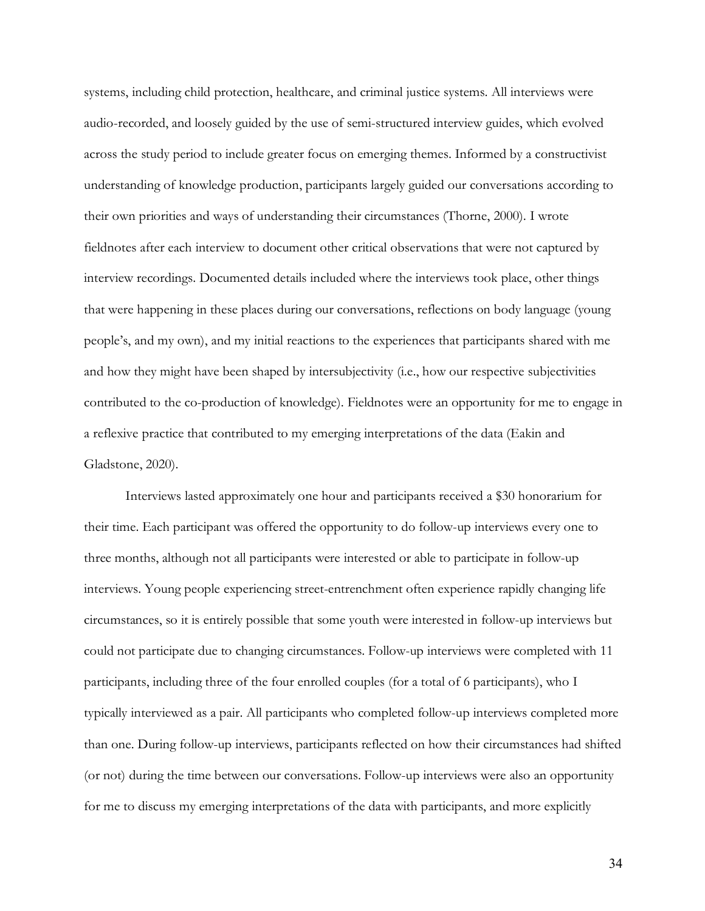systems, including child protection, healthcare, and criminal justice systems. All interviews were audio-recorded, and loosely guided by the use of semi-structured interview guides, which evolved across the study period to include greater focus on emerging themes. Informed by a constructivist understanding of knowledge production, participants largely guided our conversations according to their own priorities and ways of understanding their circumstances (Thorne, 2000). I wrote fieldnotes after each interview to document other critical observations that were not captured by interview recordings. Documented details included where the interviews took place, other things that were happening in these places during our conversations, reflections on body language (young people's, and my own), and my initial reactions to the experiences that participants shared with me and how they might have been shaped by intersubjectivity (i.e., how our respective subjectivities contributed to the co-production of knowledge). Fieldnotes were an opportunity for me to engage in a reflexive practice that contributed to my emerging interpretations of the data (Eakin and Gladstone, 2020).

Interviews lasted approximately one hour and participants received a $30 honorarium for their time. Each participant was offered the opportunity to do follow-up interviews every one to three months, although not all participants were interested or able to participate in follow-up interviews. Young people experiencing street-entrenchment often experience rapidly changing life circumstances, so it is entirely possible that some youth were interested in follow-up interviews but could not participate due to changing circumstances. Follow-up interviews were completed with 11 participants, including three of the four enrolled couples (for a total of 6 participants), who I typically interviewed as a pair. All participants who completed follow-up interviews completed more than one. During follow-up interviews, participants reflected on how their circumstances had shifted (or not) during the time between our conversations. Follow-up interviews were also an opportunity for me to discuss my emerging interpretations of the data with participants, and more explicitly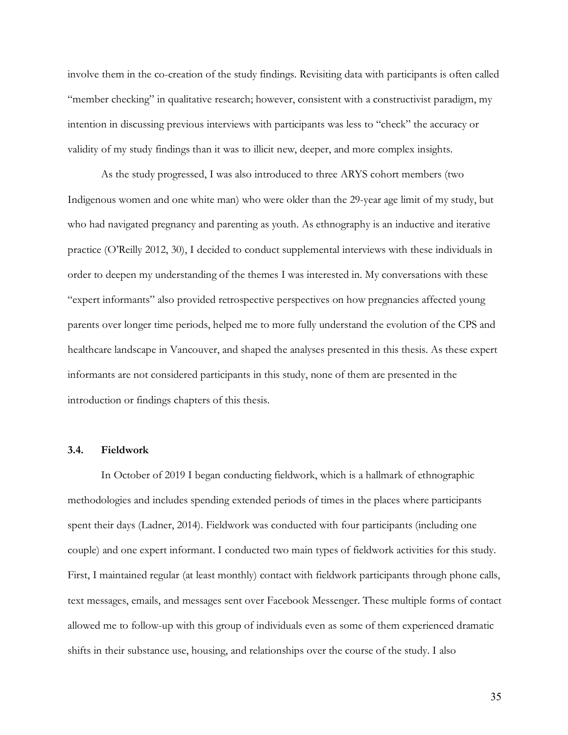involve them in the co-creation of the study findings. Revisiting data with participants is often called "member checking" in qualitative research; however, consistent with a constructivist paradigm, my intention in discussing previous interviews with participants was less to "check" the accuracy or validity of my study findings than it was to illicit new, deeper, and more complex insights.

As the study progressed, I was also introduced to three ARYS cohort members (two Indigenous women and one white man) who were older than the 29-year age limit of my study, but who had navigated pregnancy and parenting as youth. As ethnography is an inductive and iterative practice (O'Reilly 2012, 30), I decided to conduct supplemental interviews with these individuals in order to deepen my understanding of the themes I was interested in. My conversations with these "expert informants" also provided retrospective perspectives on how pregnancies affected young parents over longer time periods, helped me to more fully understand the evolution of the CPS and healthcare landscape in Vancouver, and shaped the analyses presented in this thesis. As these expert informants are not considered participants in this study, none of them are presented in the introduction or findings chapters of this thesis.

### 3.4. Fieldwork

In October of 2019 I began conducting fieldwork, which is a hallmark of ethnographic methodologies and includes spending extended periods of times in the places where participants spent their days (Ladner, 2014). Fieldwork was conducted with four participants (including one couple) and one expert informant. I conducted two main types of fieldwork activities for this study. First, I maintained regular (at least monthly) contact with fieldwork participants through phone calls, text messages, emails, and messages sent over Facebook Messenger. These multiple forms of contact allowed me to follow-up with this group of individuals even as some of them experienced dramatic shifts in their substance use, housing, and relationships over the course of the study. I also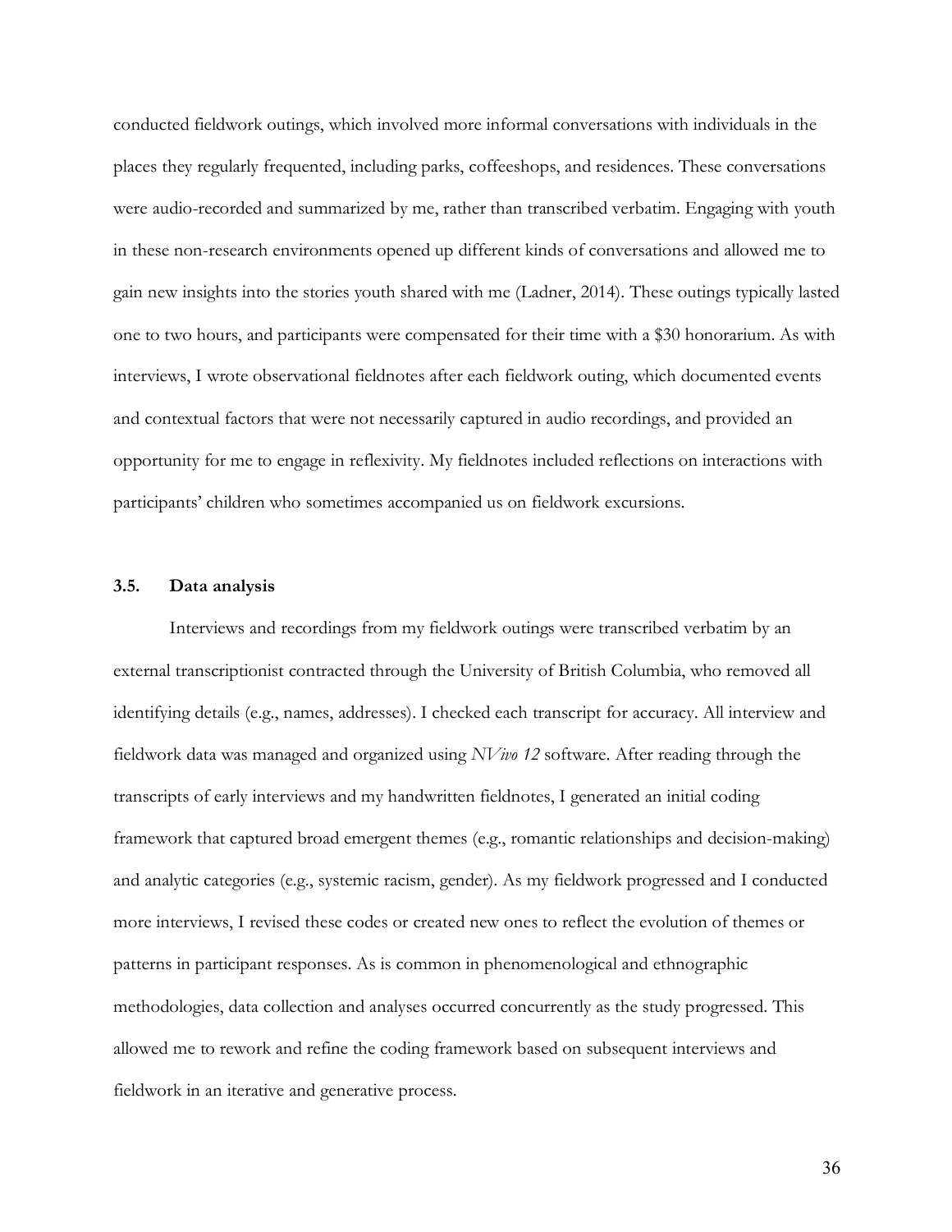conducted fieldwork outings, which involved more informal conversations with individuals in the places they regularly frequented, including parks, coffeeshops, and residences. These conversations were audio-recorded and summarized by me, rather than transcribed verbatim. Engaging with youth in these non-research environments opened up different kinds of conversations and allowed me to gain new insights into the stories youth shared with me (Ladner, 2014). These outings typically lasted one to two hours, and participants were compensated for their time with a $30 honorarium. As with interviews, I wrote observational fieldnotes after each fieldwork outing, which documented events and contextual factors that were not necessarily captured in audio recordings, and provided an opportunity for me to engage in reflexivity. My fieldnotes included reflections on interactions with participants' children who sometimes accompanied us on fieldwork excursions.

### 3.5. Data analysis

Interviews and recordings from my fieldwork outings were transcribed verbatim by an external transcriptionist contracted through the University of British Columbia, who removed all identifying details (e.g., names, addresses). I checked each transcript for accuracy. All interview and fieldwork data was managed and organized using *NVivo 12* software. After reading through the transcripts of early interviews and my handwritten fieldnotes, I generated an initial coding framework that captured broad emergent themes (e.g., romantic relationships and decision-making) and analytic categories (e.g., systemic racism, gender). As my fieldwork progressed and I conducted more interviews, I revised these codes or created new ones to reflect the evolution of themes or patterns in participant responses. As is common in phenomenological and ethnographic methodologies, data collection and analyses occurred concurrently as the study progressed. This allowed me to rework and refine the coding framework based on subsequent interviews and fieldwork in an iterative and generative process.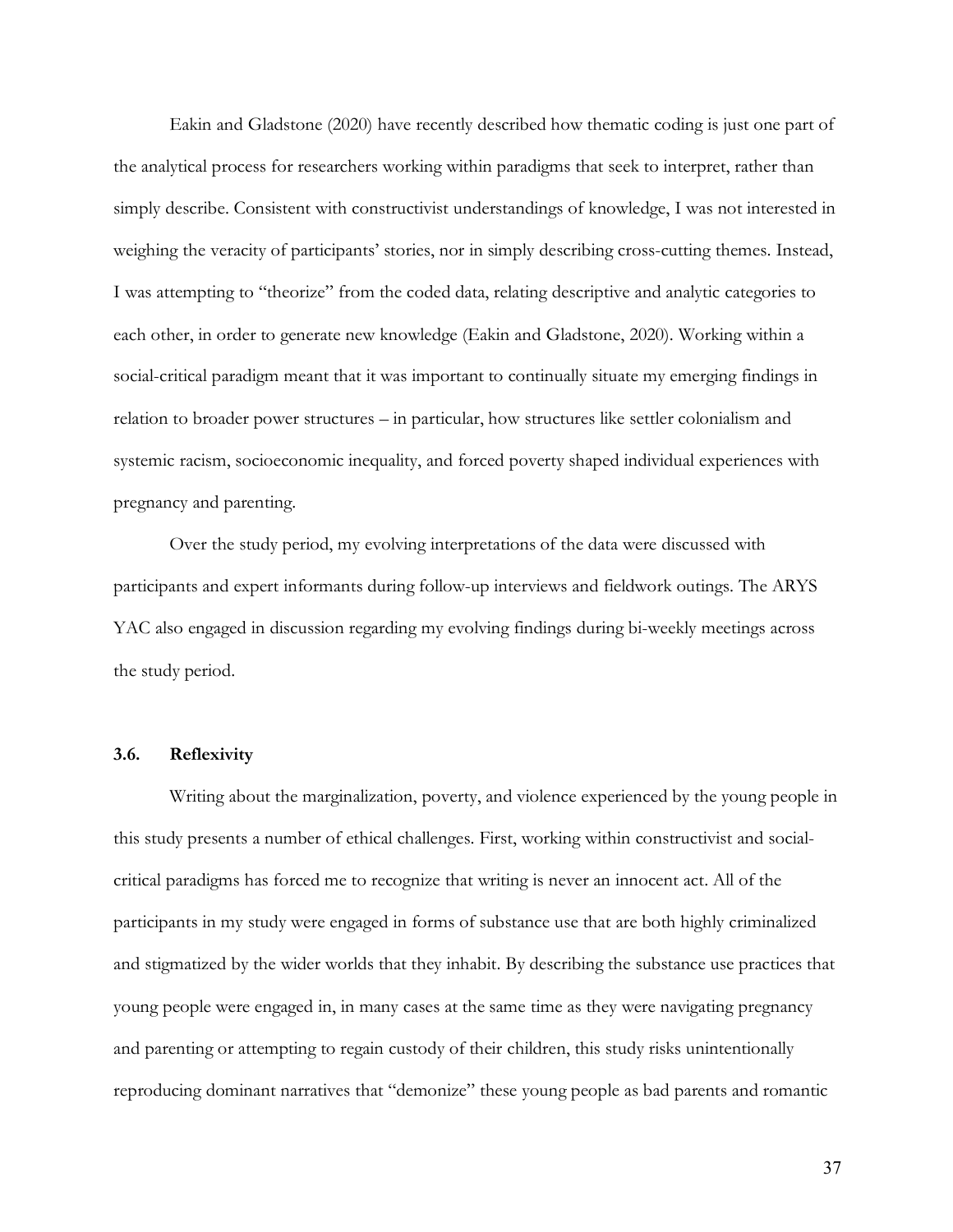Eakin and Gladstone (2020) have recently described how thematic coding is just one part of the analytical process for researchers working within paradigms that seek to interpret, rather than simply describe. Consistent with constructivist understandings of knowledge, I was not interested in weighing the veracity of participants' stories, nor in simply describing cross-cutting themes. Instead, I was attempting to "theorize" from the coded data, relating descriptive and analytic categories to each other, in order to generate new knowledge (Eakin and Gladstone, 2020). Working within a social-critical paradigm meant that it was important to continually situate my emerging findings in relation to broader power structures – in particular, how structures like settler colonialism and systemic racism, socioeconomic inequality, and forced poverty shaped individual experiences with pregnancy and parenting.

Over the study period, my evolving interpretations of the data were discussed with participants and expert informants during follow-up interviews and fieldwork outings. The ARYS YAC also engaged in discussion regarding my evolving findings during bi-weekly meetings across the study period.

### 3.6. Reflexivity

Writing about the marginalization, poverty, and violence experienced by the young people in this study presents a number of ethical challenges. First, working within constructivist and social-critical paradigms has forced me to recognize that writing is never an innocent act. All of the participants in my study were engaged in forms of substance use that are both highly criminalized and stigmatized by the wider worlds that they inhabit. By describing the substance use practices that young people were engaged in, in many cases at the same time as they were navigating pregnancy and parenting or attempting to regain custody of their children, this study risks unintentionally reproducing dominant narratives that "demonize" these young people as bad parents and romantic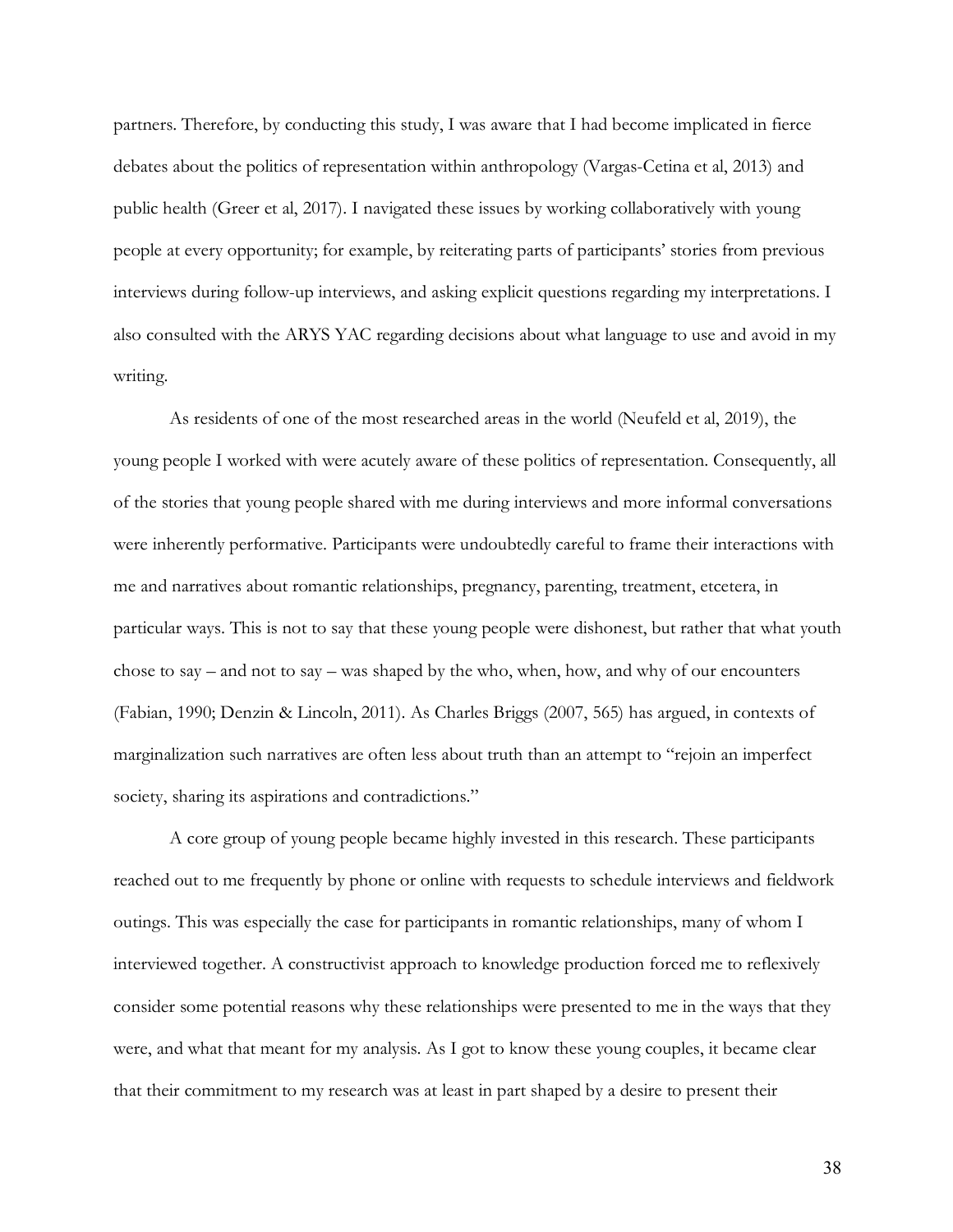partners. Therefore, by conducting this study, I was aware that I had become implicated in fierce debates about the politics of representation within anthropology (Vargas-Cetina et al, 2013) and public health (Greer et al, 2017). I navigated these issues by working collaboratively with young people at every opportunity; for example, by reiterating parts of participants' stories from previous interviews during follow-up interviews, and asking explicit questions regarding my interpretations. I also consulted with the ARYS YAC regarding decisions about what language to use and avoid in my writing.

As residents of one of the most researched areas in the world (Neufeld et al, 2019), the young people I worked with were acutely aware of these politics of representation. Consequently, all of the stories that young people shared with me during interviews and more informal conversations were inherently performative. Participants were undoubtedly careful to frame their interactions with me and narratives about romantic relationships, pregnancy, parenting, treatment, etcetera, in particular ways. This is not to say that these young people were dishonest, but rather that what youth chose to say – and not to say – was shaped by the who, when, how, and why of our encounters (Fabian, 1990; Denzin & Lincoln, 2011). As Charles Briggs (2007, 565) has argued, in contexts of marginalization such narratives are often less about truth than an attempt to "rejoin an imperfect society, sharing its aspirations and contradictions."

A core group of young people became highly invested in this research. These participants reached out to me frequently by phone or online with requests to schedule interviews and fieldwork outings. This was especially the case for participants in romantic relationships, many of whom I interviewed together. A constructivist approach to knowledge production forced me to reflexively consider some potential reasons why these relationships were presented to me in the ways that they were, and what that meant for my analysis. As I got to know these young couples, it became clear that their commitment to my research was at least in part shaped by a desire to present their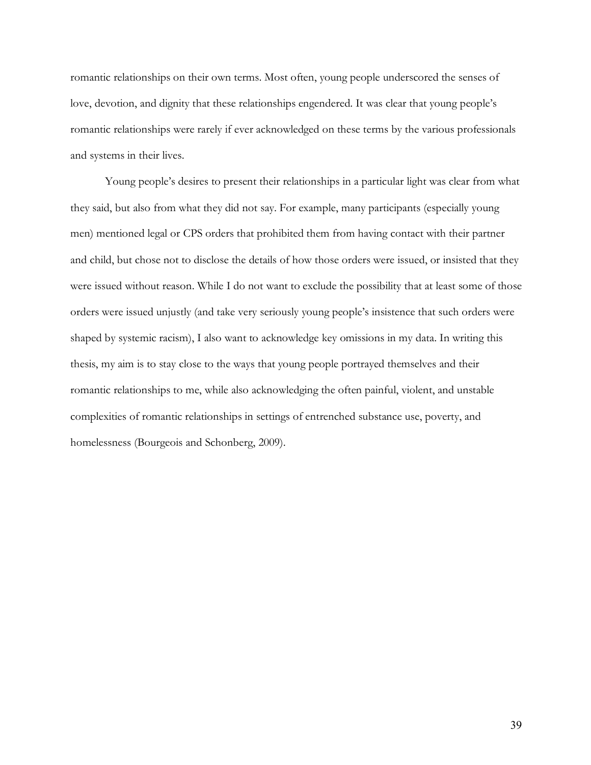romantic relationships on their own terms. Most often, young people underscored the senses of love, devotion, and dignity that these relationships engendered. It was clear that young people's romantic relationships were rarely if ever acknowledged on these terms by the various professionals and systems in their lives.

Young people's desires to present their relationships in a particular light was clear from what they said, but also from what they did not say. For example, many participants (especially young men) mentioned legal or CPS orders that prohibited them from having contact with their partner and child, but chose not to disclose the details of how those orders were issued, or insisted that they were issued without reason. While I do not want to exclude the possibility that at least some of those orders were issued unjustly (and take very seriously young people's insistence that such orders were shaped by systemic racism), I also want to acknowledge key omissions in my data. In writing this thesis, my aim is to stay close to the ways that young people portrayed themselves and their romantic relationships to me, while also acknowledging the often painful, violent, and unstable complexities of romantic relationships in settings of entrenched substance use, poverty, and homelessness (Bourgeois and Schonberg, 2009).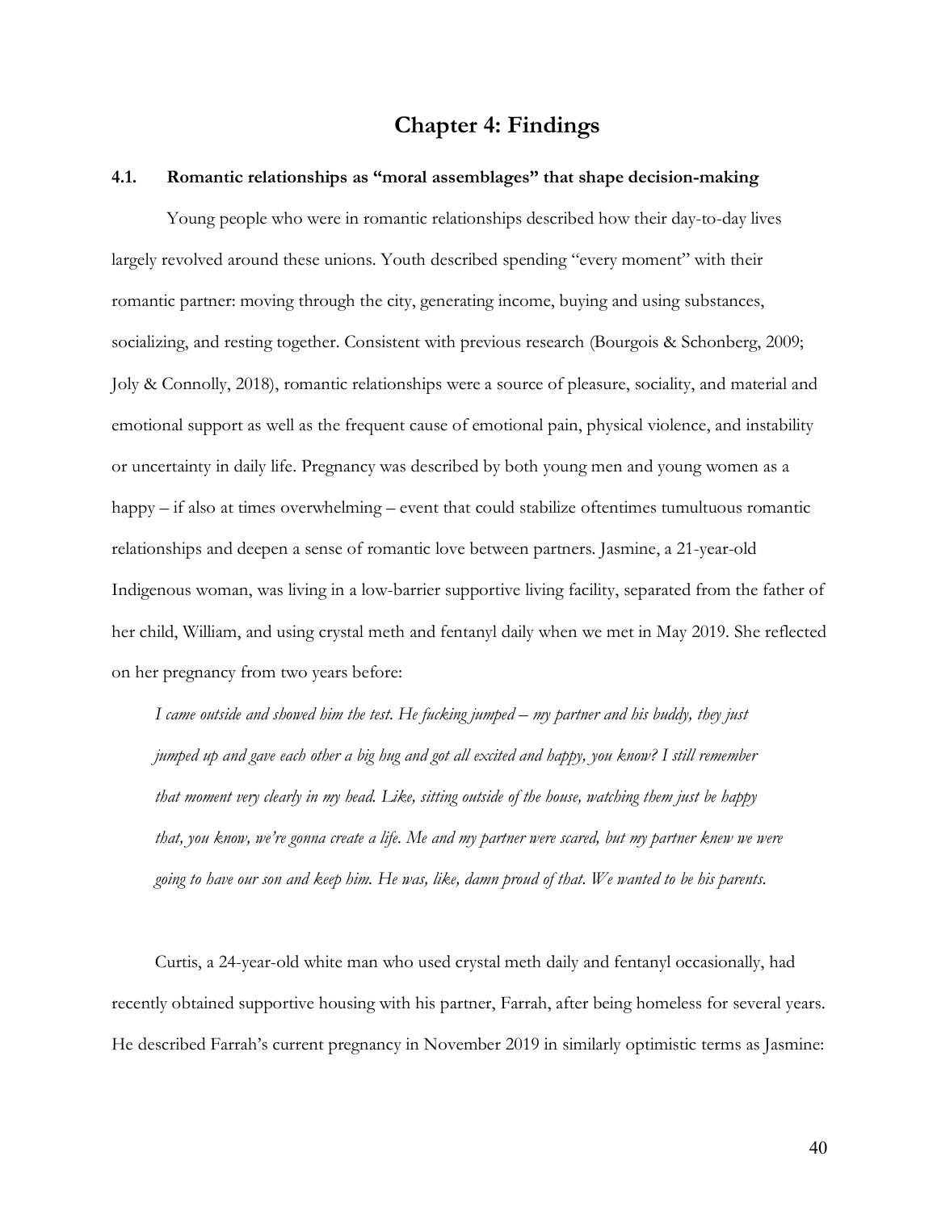# Chapter 4: Findings

### 4.1. Romantic relationships as "moral assemblages" that shape decision-making

Young people who were in romantic relationships described how their day-to-day lives largely revolved around these unions. Youth described spending "every moment" with their romantic partner: moving through the city, generating income, buying and using substances, socializing, and resting together. Consistent with previous research (Bourgois & Schonberg, 2009; Joly & Connolly, 2018), romantic relationships were a source of pleasure, sociality, and material and emotional support as well as the frequent cause of emotional pain, physical violence, and instability or uncertainty in daily life. Pregnancy was described by both young men and young women as a happy – if also at times overwhelming – event that could stabilize oftentimes tumultuous romantic relationships and deepen a sense of romantic love between partners. Jasmine, a 21-year-old Indigenous woman, was living in a low-barrier supportive living facility, separated from the father of her child, William, and using crystal meth and fentanyl daily when we met in May 2019. She reflected on her pregnancy from two years before:

> *I came outside and showed him the test. He fucking jumped – my partner and his buddy, they just jumped up and gave each other a big hug and got all excited and happy, you know? I still remember that moment very clearly in my head. Like, sitting outside of the house, watching them just be happy that, you know, we're gonna create a life. Me and my partner were scared, but my partner knew we were going to have our son and keep him. He was, like, damn proud of that. We wanted to be his parents.*

Curtis, a 24-year-old white man who used crystal meth daily and fentanyl occasionally, had recently obtained supportive housing with his partner, Farrah, after being homeless for several years. He described Farrah's current pregnancy in November 2019 in similarly optimistic terms as Jasmine: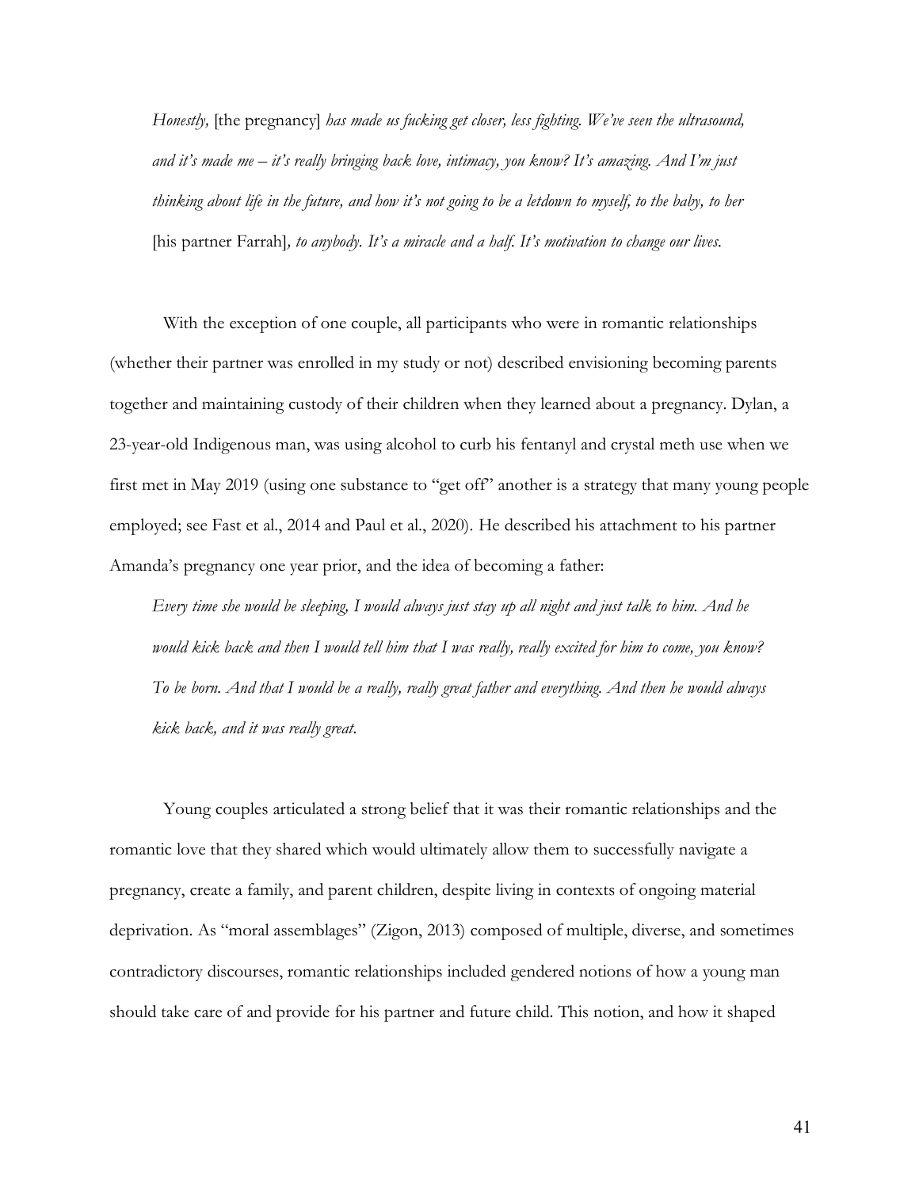*Honestly,* [the pregnancy] *has made us fucking get closer, less fighting. We've seen the ultrasound, and it's made me – it's really bringing back love, intimacy, you know? It's amazing. And I'm just thinking about life in the future, and how it's not going to be a letdown to myself, to the baby, to her* [his partner Farrah]*, to anybody. It's a miracle and a half. It's motivation to change our lives.*

With the exception of one couple, all participants who were in romantic relationships (whether their partner was enrolled in my study or not) described envisioning becoming parents together and maintaining custody of their children when they learned about a pregnancy. Dylan, a 23-year-old Indigenous man, was using alcohol to curb his fentanyl and crystal meth use when we first met in May 2019 (using one substance to "get off" another is a strategy that many young people employed; see Fast et al., 2014 and Paul et al., 2020). He described his attachment to his partner Amanda's pregnancy one year prior, and the idea of becoming a father:

*Every time she would be sleeping, I would always just stay up all night and just talk to him. And he would kick back and then I would tell him that I was really, really excited for him to come, you know? To be born. And that I would be a really, really great father and everything. And then he would always kick back, and it was really great.*

Young couples articulated a strong belief that it was their romantic relationships and the romantic love that they shared which would ultimately allow them to successfully navigate a pregnancy, create a family, and parent children, despite living in contexts of ongoing material deprivation. As "moral assemblages" (Zigon, 2013) composed of multiple, diverse, and sometimes contradictory discourses, romantic relationships included gendered notions of how a young man should take care of and provide for his partner and future child. This notion, and how it shaped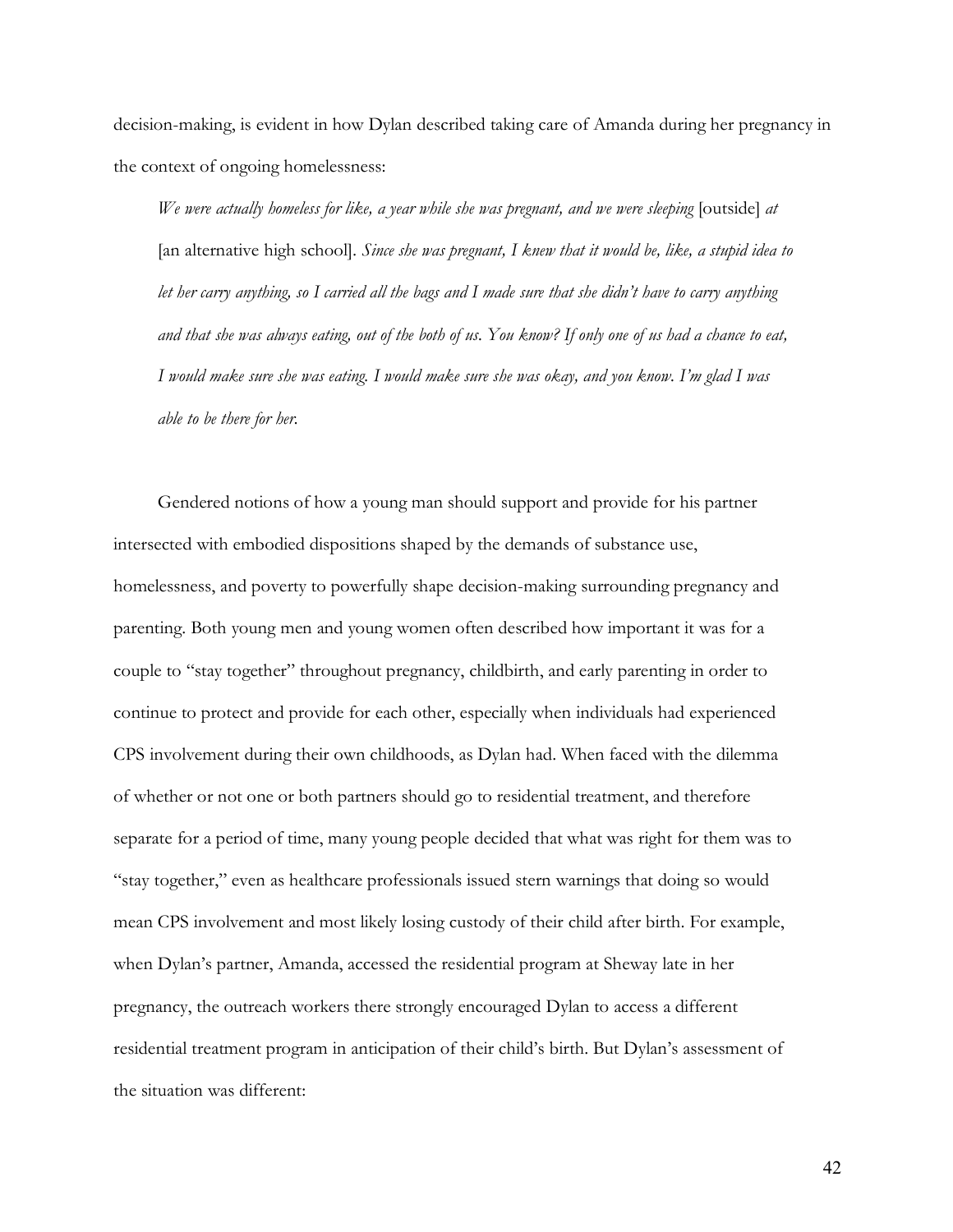decision-making, is evident in how Dylan described taking care of Amanda during her pregnancy in the context of ongoing homelessness:

> *We were actually homeless for like, a year while she was pregnant, and we were sleeping* [outside] *at* [an alternative high school]. *Since she was pregnant, I knew that it would be, like, a stupid idea to let her carry anything, so I carried all the bags and I made sure that she didn't have to carry anything and that she was always eating, out of the both of us. You know? If only one of us had a chance to eat, I would make sure she was eating. I would make sure she was okay, and you know. I'm glad I was able to be there for her.*

Gendered notions of how a young man should support and provide for his partner intersected with embodied dispositions shaped by the demands of substance use, homelessness, and poverty to powerfully shape decision-making surrounding pregnancy and parenting. Both young men and young women often described how important it was for a couple to "stay together" throughout pregnancy, childbirth, and early parenting in order to continue to protect and provide for each other, especially when individuals had experienced CPS involvement during their own childhoods, as Dylan had. When faced with the dilemma of whether or not one or both partners should go to residential treatment, and therefore separate for a period of time, many young people decided that what was right for them was to "stay together," even as healthcare professionals issued stern warnings that doing so would mean CPS involvement and most likely losing custody of their child after birth. For example, when Dylan's partner, Amanda, accessed the residential program at Sheway late in her pregnancy, the outreach workers there strongly encouraged Dylan to access a different residential treatment program in anticipation of their child's birth. But Dylan's assessment of the situation was different: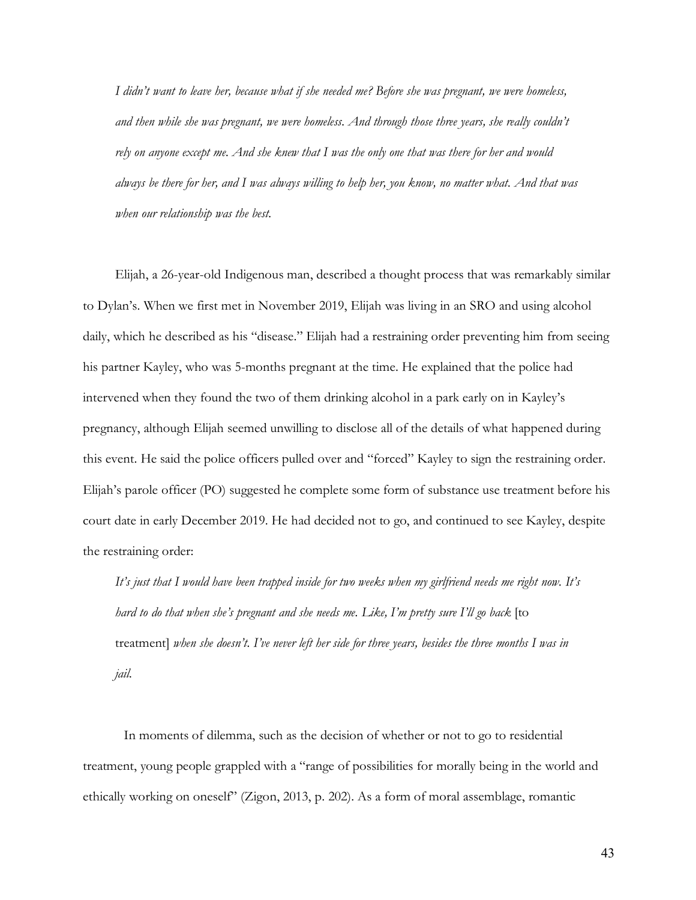*I didn't want to leave her, because what if she needed me? Before she was pregnant, we were homeless, and then while she was pregnant, we were homeless. And through those three years, she really couldn't rely on anyone except me. And she knew that I was the only one that was there for her and would always be there for her, and I was always willing to help her, you know, no matter what. And that was when our relationship was the best.*

Elijah, a 26-year-old Indigenous man, described a thought process that was remarkably similar to Dylan's. When we first met in November 2019, Elijah was living in an SRO and using alcohol daily, which he described as his "disease." Elijah had a restraining order preventing him from seeing his partner Kayley, who was 5-months pregnant at the time. He explained that the police had intervened when they found the two of them drinking alcohol in a park early on in Kayley's pregnancy, although Elijah seemed unwilling to disclose all of the details of what happened during this event. He said the police officers pulled over and "forced" Kayley to sign the restraining order. Elijah's parole officer (PO) suggested he complete some form of substance use treatment before his court date in early December 2019. He had decided not to go, and continued to see Kayley, despite the restraining order:

*It's just that I would have been trapped inside for two weeks when my girlfriend needs me right now. It's hard to do that when she's pregnant and she needs me. Like, I'm pretty sure I'll go back* [to treatment] *when she doesn't. I've never left her side for three years, besides the three months I was in jail.*

In moments of dilemma, such as the decision of whether or not to go to residential treatment, young people grappled with a "range of possibilities for morally being in the world and ethically working on oneself" (Zigon, 2013, p. 202). As a form of moral assemblage, romantic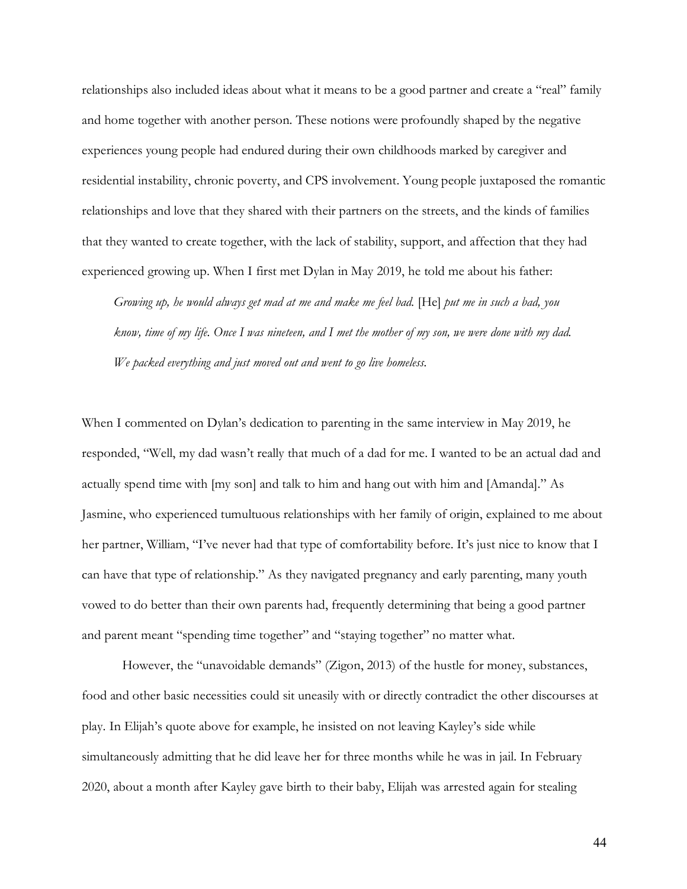relationships also included ideas about what it means to be a good partner and create a "real" family and home together with another person. These notions were profoundly shaped by the negative experiences young people had endured during their own childhoods marked by caregiver and residential instability, chronic poverty, and CPS involvement. Young people juxtaposed the romantic relationships and love that they shared with their partners on the streets, and the kinds of families that they wanted to create together, with the lack of stability, support, and affection that they had experienced growing up. When I first met Dylan in May 2019, he told me about his father:

> *Growing up, he would always get mad at me and make me feel bad.* [He] *put me in such a bad, you know, time of my life. Once I was nineteen, and I met the mother of my son, we were done with my dad. We packed everything and just moved out and went to go live homeless.*

When I commented on Dylan's dedication to parenting in the same interview in May 2019, he responded, "Well, my dad wasn't really that much of a dad for me. I wanted to be an actual dad and actually spend time with [my son] and talk to him and hang out with him and [Amanda]." As Jasmine, who experienced tumultuous relationships with her family of origin, explained to me about her partner, William, "I've never had that type of comfortability before. It's just nice to know that I can have that type of relationship." As they navigated pregnancy and early parenting, many youth vowed to do better than their own parents had, frequently determining that being a good partner and parent meant "spending time together" and "staying together" no matter what.

However, the "unavoidable demands" (Zigon, 2013) of the hustle for money, substances, food and other basic necessities could sit uneasily with or directly contradict the other discourses at play. In Elijah's quote above for example, he insisted on not leaving Kayley's side while simultaneously admitting that he did leave her for three months while he was in jail. In February 2020, about a month after Kayley gave birth to their baby, Elijah was arrested again for stealing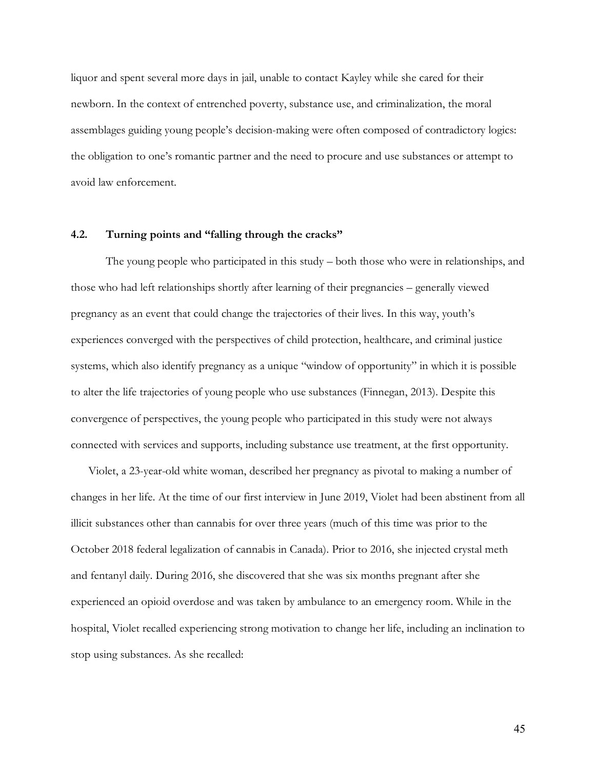liquor and spent several more days in jail, unable to contact Kayley while she cared for their newborn. In the context of entrenched poverty, substance use, and criminalization, the moral assemblages guiding young people's decision-making were often composed of contradictory logics: the obligation to one's romantic partner and the need to procure and use substances or attempt to avoid law enforcement.

### 4.2. Turning points and "falling through the cracks"

The young people who participated in this study – both those who were in relationships, and those who had left relationships shortly after learning of their pregnancies – generally viewed pregnancy as an event that could change the trajectories of their lives. In this way, youth's experiences converged with the perspectives of child protection, healthcare, and criminal justice systems, which also identify pregnancy as a unique "window of opportunity" in which it is possible to alter the life trajectories of young people who use substances (Finnegan, 2013). Despite this convergence of perspectives, the young people who participated in this study were not always connected with services and supports, including substance use treatment, at the first opportunity.

Violet, a 23-year-old white woman, described her pregnancy as pivotal to making a number of changes in her life. At the time of our first interview in June 2019, Violet had been abstinent from all illicit substances other than cannabis for over three years (much of this time was prior to the October 2018 federal legalization of cannabis in Canada). Prior to 2016, she injected crystal meth and fentanyl daily. During 2016, she discovered that she was six months pregnant after she experienced an opioid overdose and was taken by ambulance to an emergency room. While in the hospital, Violet recalled experiencing strong motivation to change her life, including an inclination to stop using substances. As she recalled: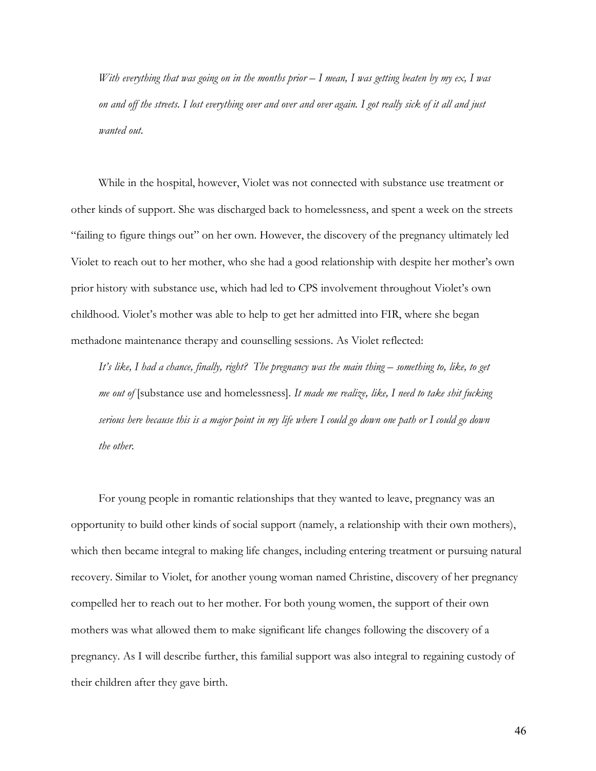*With everything that was going on in the months prior – I mean, I was getting beaten by my ex, I was on and off the streets. I lost everything over and over and over again. I got really sick of it all and just wanted out.*

While in the hospital, however, Violet was not connected with substance use treatment or other kinds of support. She was discharged back to homelessness, and spent a week on the streets "failing to figure things out" on her own. However, the discovery of the pregnancy ultimately led Violet to reach out to her mother, who she had a good relationship with despite her mother's own prior history with substance use, which had led to CPS involvement throughout Violet's own childhood. Violet's mother was able to help to get her admitted into FIR, where she began methadone maintenance therapy and counselling sessions. As Violet reflected:

*It's like, I had a chance, finally, right? The pregnancy was the main thing – something to, like, to get me out of* [substance use and homelessness]. *It made me realize, like, I need to take shit fucking serious here because this is a major point in my life where I could go down one path or I could go down the other.*

For young people in romantic relationships that they wanted to leave, pregnancy was an opportunity to build other kinds of social support (namely, a relationship with their own mothers), which then became integral to making life changes, including entering treatment or pursuing natural recovery. Similar to Violet, for another young woman named Christine, discovery of her pregnancy compelled her to reach out to her mother. For both young women, the support of their own mothers was what allowed them to make significant life changes following the discovery of a pregnancy. As I will describe further, this familial support was also integral to regaining custody of their children after they gave birth.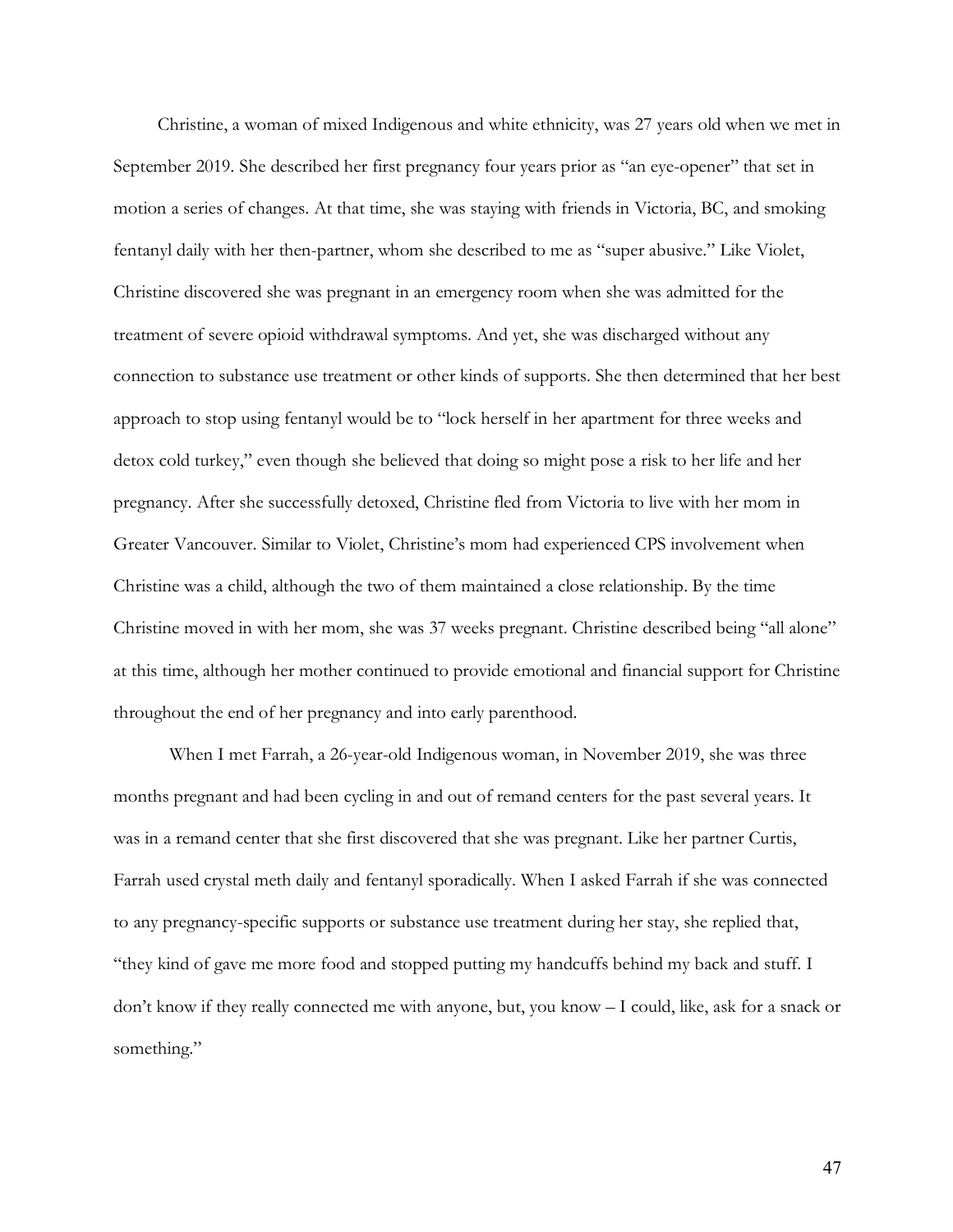Christine, a woman of mixed Indigenous and white ethnicity, was 27 years old when we met in September 2019. She described her first pregnancy four years prior as "an eye-opener" that set in motion a series of changes. At that time, she was staying with friends in Victoria, BC, and smoking fentanyl daily with her then-partner, whom she described to me as "super abusive." Like Violet, Christine discovered she was pregnant in an emergency room when she was admitted for the treatment of severe opioid withdrawal symptoms. And yet, she was discharged without any connection to substance use treatment or other kinds of supports. She then determined that her best approach to stop using fentanyl would be to "lock herself in her apartment for three weeks and detox cold turkey," even though she believed that doing so might pose a risk to her life and her pregnancy. After she successfully detoxed, Christine fled from Victoria to live with her mom in Greater Vancouver. Similar to Violet, Christine's mom had experienced CPS involvement when Christine was a child, although the two of them maintained a close relationship. By the time Christine moved in with her mom, she was 37 weeks pregnant. Christine described being "all alone" at this time, although her mother continued to provide emotional and financial support for Christine throughout the end of her pregnancy and into early parenthood.

When I met Farrah, a 26-year-old Indigenous woman, in November 2019, she was three months pregnant and had been cycling in and out of remand centers for the past several years. It was in a remand center that she first discovered that she was pregnant. Like her partner Curtis, Farrah used crystal meth daily and fentanyl sporadically. When I asked Farrah if she was connected to any pregnancy-specific supports or substance use treatment during her stay, she replied that, "they kind of gave me more food and stopped putting my handcuffs behind my back and stuff. I don't know if they really connected me with anyone, but, you know – I could, like, ask for a snack or something."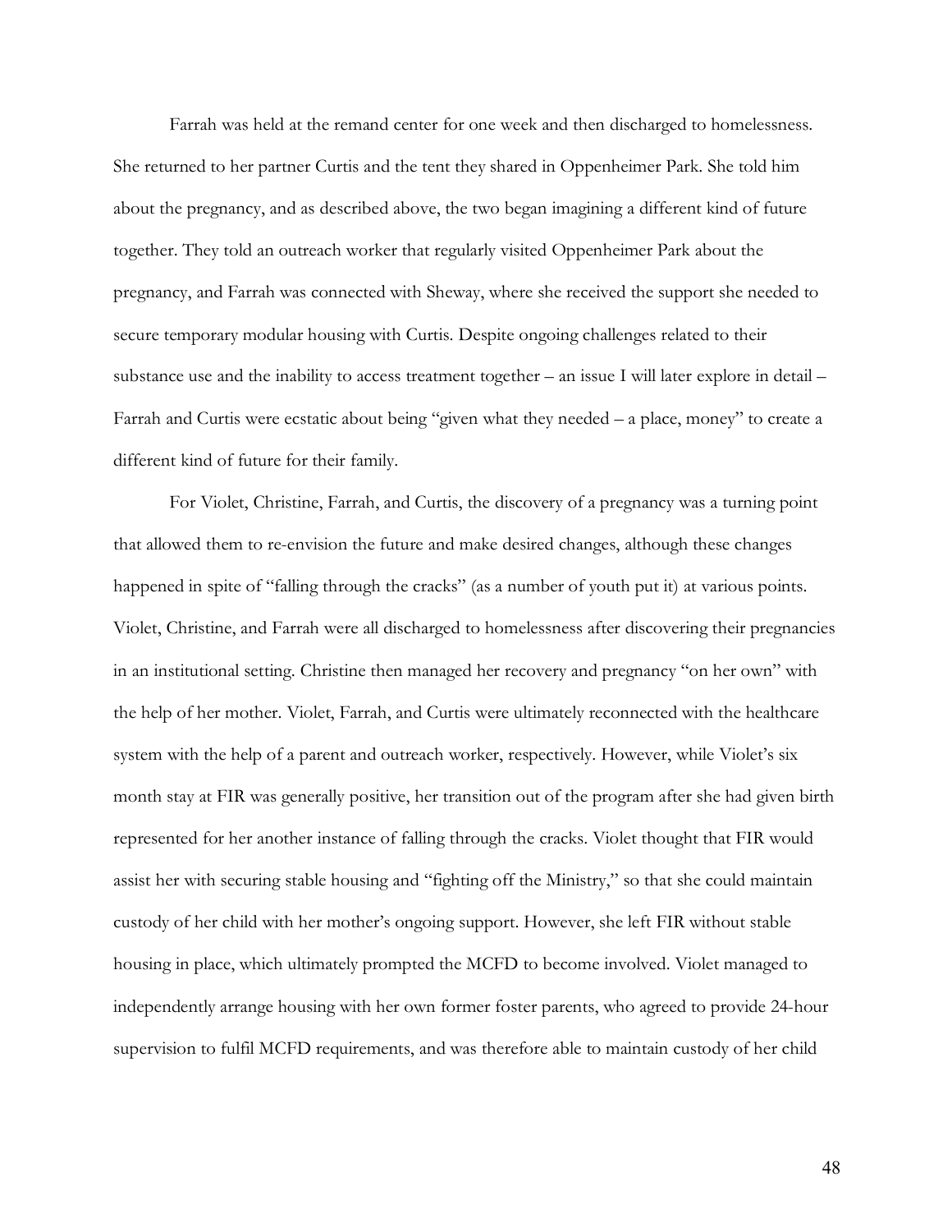Farrah was held at the remand center for one week and then discharged to homelessness. She returned to her partner Curtis and the tent they shared in Oppenheimer Park. She told him about the pregnancy, and as described above, the two began imagining a different kind of future together. They told an outreach worker that regularly visited Oppenheimer Park about the pregnancy, and Farrah was connected with Sheway, where she received the support she needed to secure temporary modular housing with Curtis. Despite ongoing challenges related to their substance use and the inability to access treatment together – an issue I will later explore in detail – Farrah and Curtis were ecstatic about being "given what they needed – a place, money" to create a different kind of future for their family.

For Violet, Christine, Farrah, and Curtis, the discovery of a pregnancy was a turning point that allowed them to re-envision the future and make desired changes, although these changes happened in spite of "falling through the cracks" (as a number of youth put it) at various points. Violet, Christine, and Farrah were all discharged to homelessness after discovering their pregnancies in an institutional setting. Christine then managed her recovery and pregnancy "on her own" with the help of her mother. Violet, Farrah, and Curtis were ultimately reconnected with the healthcare system with the help of a parent and outreach worker, respectively. However, while Violet's six month stay at FIR was generally positive, her transition out of the program after she had given birth represented for her another instance of falling through the cracks. Violet thought that FIR would assist her with securing stable housing and "fighting off the Ministry," so that she could maintain custody of her child with her mother's ongoing support. However, she left FIR without stable housing in place, which ultimately prompted the MCFD to become involved. Violet managed to independently arrange housing with her own former foster parents, who agreed to provide 24-hour supervision to fulfil MCFD requirements, and was therefore able to maintain custody of her child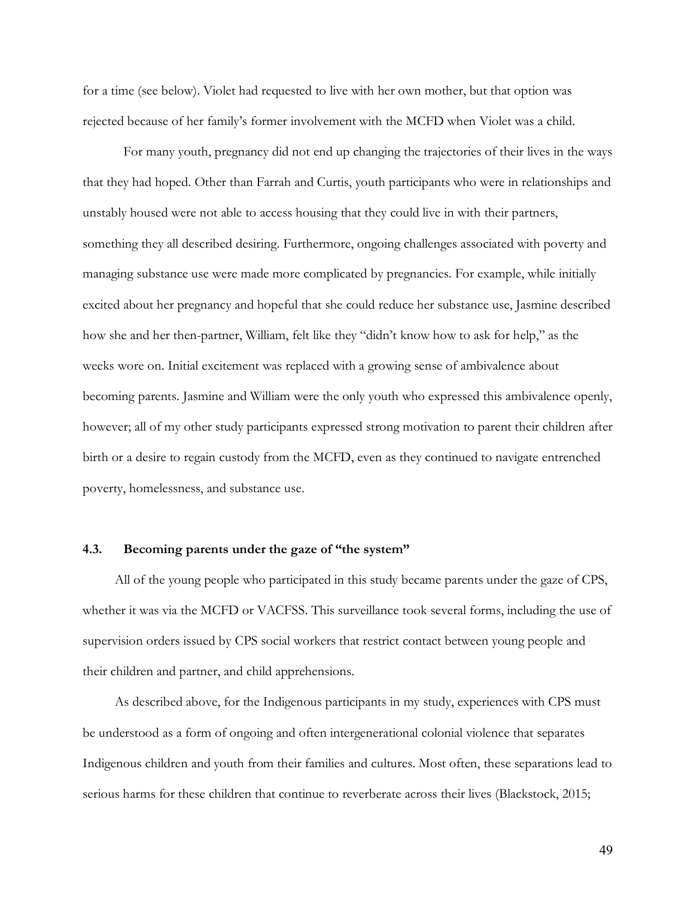for a time (see below). Violet had requested to live with her own mother, but that option was rejected because of her family's former involvement with the MCFD when Violet was a child.

For many youth, pregnancy did not end up changing the trajectories of their lives in the ways that they had hoped. Other than Farrah and Curtis, youth participants who were in relationships and unstably housed were not able to access housing that they could live in with their partners, something they all described desiring. Furthermore, ongoing challenges associated with poverty and managing substance use were made more complicated by pregnancies. For example, while initially excited about her pregnancy and hopeful that she could reduce her substance use, Jasmine described how she and her then-partner, William, felt like they "didn't know how to ask for help," as the weeks wore on. Initial excitement was replaced with a growing sense of ambivalence about becoming parents. Jasmine and William were the only youth who expressed this ambivalence openly, however; all of my other study participants expressed strong motivation to parent their children after birth or a desire to regain custody from the MCFD, even as they continued to navigate entrenched poverty, homelessness, and substance use.

### 4.3. Becoming parents under the gaze of "the system"

All of the young people who participated in this study became parents under the gaze of CPS, whether it was via the MCFD or VACFSS. This surveillance took several forms, including the use of supervision orders issued by CPS social workers that restrict contact between young people and their children and partner, and child apprehensions.

As described above, for the Indigenous participants in my study, experiences with CPS must be understood as a form of ongoing and often intergenerational colonial violence that separates Indigenous children and youth from their families and cultures. Most often, these separations lead to serious harms for these children that continue to reverberate across their lives (Blackstock, 2015;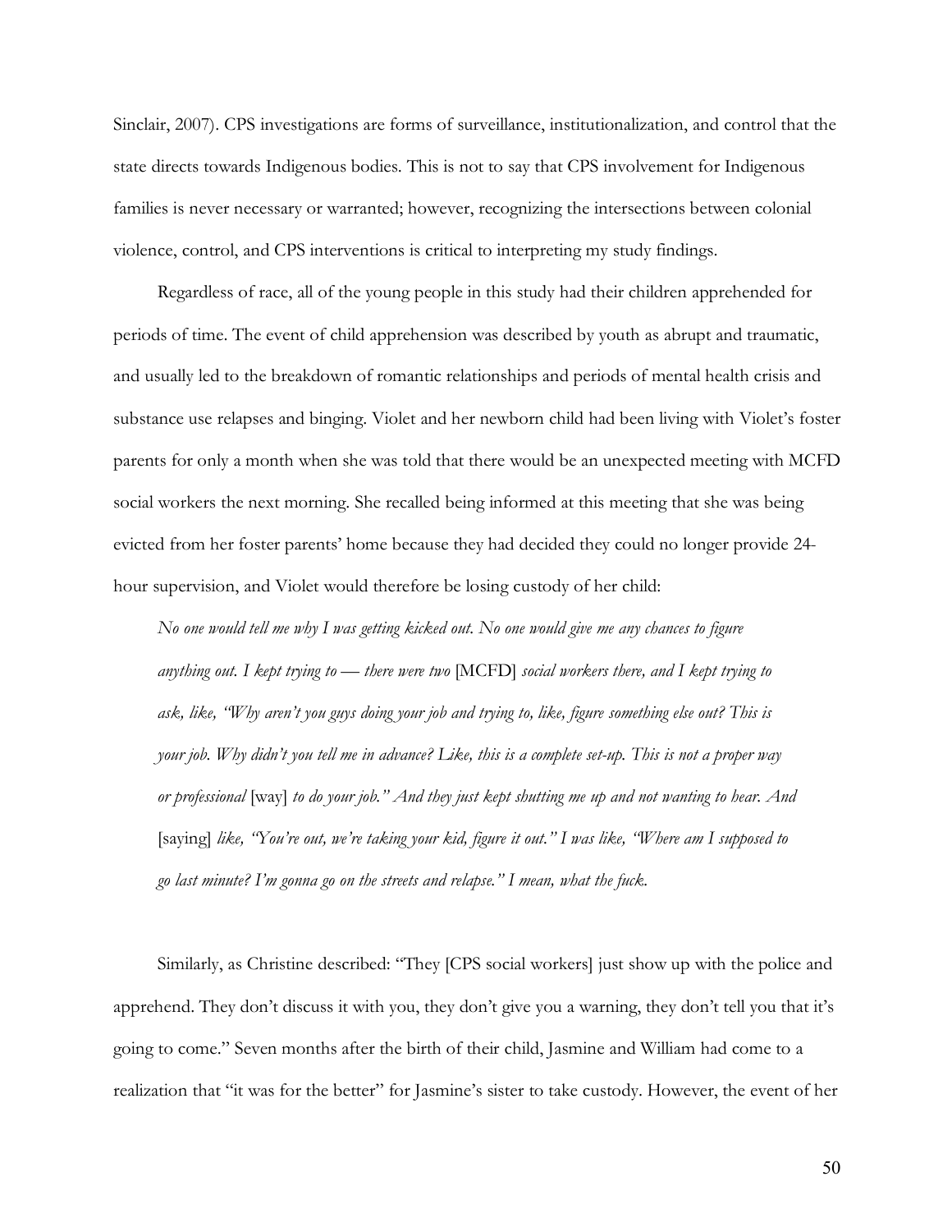Sinclair, 2007). CPS investigations are forms of surveillance, institutionalization, and control that the state directs towards Indigenous bodies. This is not to say that CPS involvement for Indigenous families is never necessary or warranted; however, recognizing the intersections between colonial violence, control, and CPS interventions is critical to interpreting my study findings.

Regardless of race, all of the young people in this study had their children apprehended for periods of time. The event of child apprehension was described by youth as abrupt and traumatic, and usually led to the breakdown of romantic relationships and periods of mental health crisis and substance use relapses and binging. Violet and her newborn child had been living with Violet's foster parents for only a month when she was told that there would be an unexpected meeting with MCFD social workers the next morning. She recalled being informed at this meeting that she was being evicted from her foster parents' home because they had decided they could no longer provide 24-hour supervision, and Violet would therefore be losing custody of her child:

> *No one would tell me why I was getting kicked out. No one would give me any chances to figure anything out. I kept trying to — there were two* [MCFD] *social workers there, and I kept trying to ask, like, "Why aren't you guys doing your job and trying to, like, figure something else out? This is your job. Why didn't you tell me in advance? Like, this is a complete set-up. This is not a proper way or professional* [way] *to do your job." And they just kept shutting me up and not wanting to hear. And* [saying] *like, "You're out, we're taking your kid, figure it out." I was like, "Where am I supposed to go last minute? I'm gonna go on the streets and relapse." I mean, what the fuck.*

Similarly, as Christine described: "They [CPS social workers] just show up with the police and apprehend. They don't discuss it with you, they don't give you a warning, they don't tell you that it's going to come." Seven months after the birth of their child, Jasmine and William had come to a realization that "it was for the better" for Jasmine's sister to take custody. However, the event of her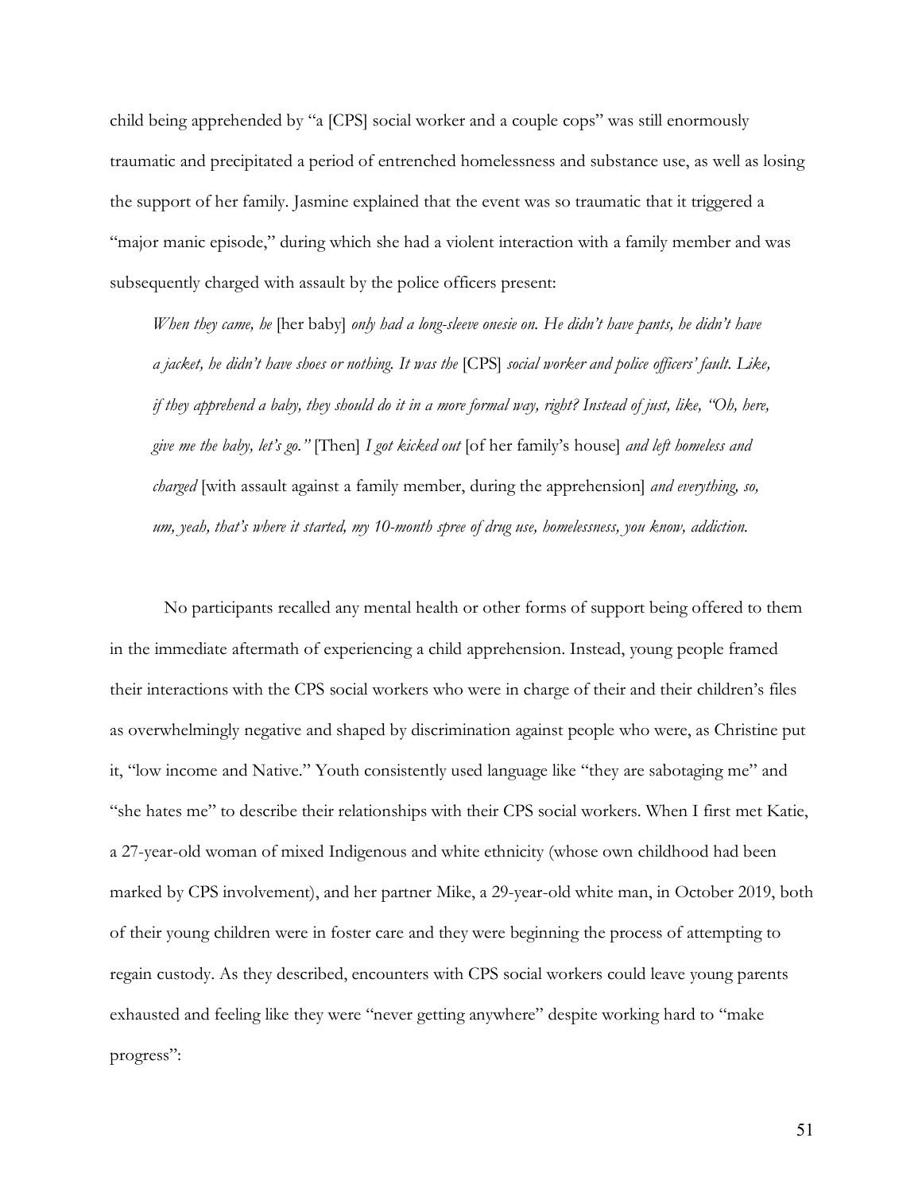child being apprehended by "a [CPS] social worker and a couple cops" was still enormously traumatic and precipitated a period of entrenched homelessness and substance use, as well as losing the support of her family. Jasmine explained that the event was so traumatic that it triggered a "major manic episode," during which she had a violent interaction with a family member and was subsequently charged with assault by the police officers present:

> *When they came, he* [her baby] *only had a long-sleeve onesie on. He didn't have pants, he didn't have a jacket, he didn't have shoes or nothing. It was the* [CPS] *social worker and police officers' fault. Like, if they apprehend a baby, they should do it in a more formal way, right? Instead of just, like, "Oh, here, give me the baby, let's go."* [Then] *I got kicked out* [of her family's house] *and left homeless and charged* [with assault against a family member, during the apprehension] *and everything, so, um, yeah, that's where it started, my 10-month spree of drug use, homelessness, you know, addiction.*

No participants recalled any mental health or other forms of support being offered to them in the immediate aftermath of experiencing a child apprehension. Instead, young people framed their interactions with the CPS social workers who were in charge of their and their children's files as overwhelmingly negative and shaped by discrimination against people who were, as Christine put it, "low income and Native." Youth consistently used language like "they are sabotaging me" and "she hates me" to describe their relationships with their CPS social workers. When I first met Katie, a 27-year-old woman of mixed Indigenous and white ethnicity (whose own childhood had been marked by CPS involvement), and her partner Mike, a 29-year-old white man, in October 2019, both of their young children were in foster care and they were beginning the process of attempting to regain custody. As they described, encounters with CPS social workers could leave young parents exhausted and feeling like they were "never getting anywhere" despite working hard to "make progress":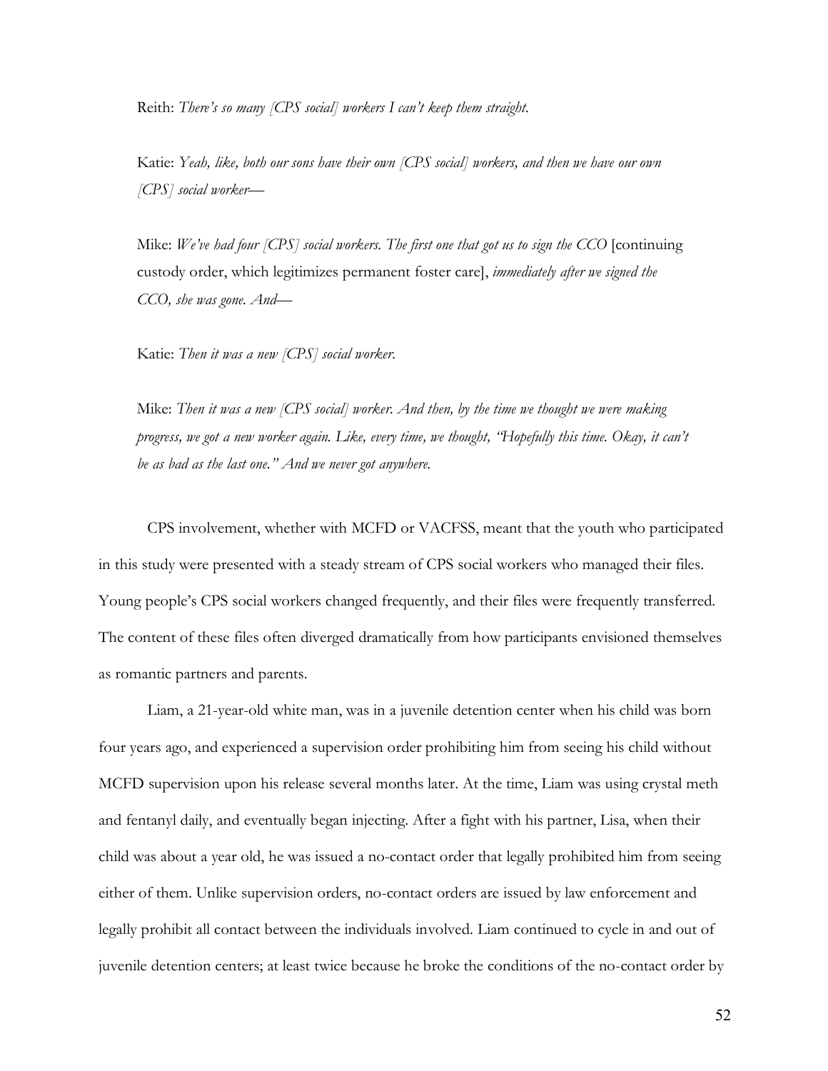Reith: *There's so many [CPS social] workers I can't keep them straight.*

Katie: *Yeah, like, both our sons have their own [CPS social] workers, and then we have our own [CPS] social worker—*

Mike: *We've had four [CPS] social workers. The first one that got us to sign the CCO* [continuing custody order, which legitimizes permanent foster care], *immediately after we signed the CCO, she was gone. And—*

Katie: *Then it was a new [CPS] social worker.*

Mike: *Then it was a new [CPS social] worker. And then, by the time we thought we were making progress, we got a new worker again. Like, every time, we thought, "Hopefully this time. Okay, it can't be as bad as the last one." And we never got anywhere.*

CPS involvement, whether with MCFD or VACFSS, meant that the youth who participated in this study were presented with a steady stream of CPS social workers who managed their files. Young people's CPS social workers changed frequently, and their files were frequently transferred. The content of these files often diverged dramatically from how participants envisioned themselves as romantic partners and parents.

Liam, a 21-year-old white man, was in a juvenile detention center when his child was born four years ago, and experienced a supervision order prohibiting him from seeing his child without MCFD supervision upon his release several months later. At the time, Liam was using crystal meth and fentanyl daily, and eventually began injecting. After a fight with his partner, Lisa, when their child was about a year old, he was issued a no-contact order that legally prohibited him from seeing either of them. Unlike supervision orders, no-contact orders are issued by law enforcement and legally prohibit all contact between the individuals involved. Liam continued to cycle in and out of juvenile detention centers; at least twice because he broke the conditions of the no-contact order by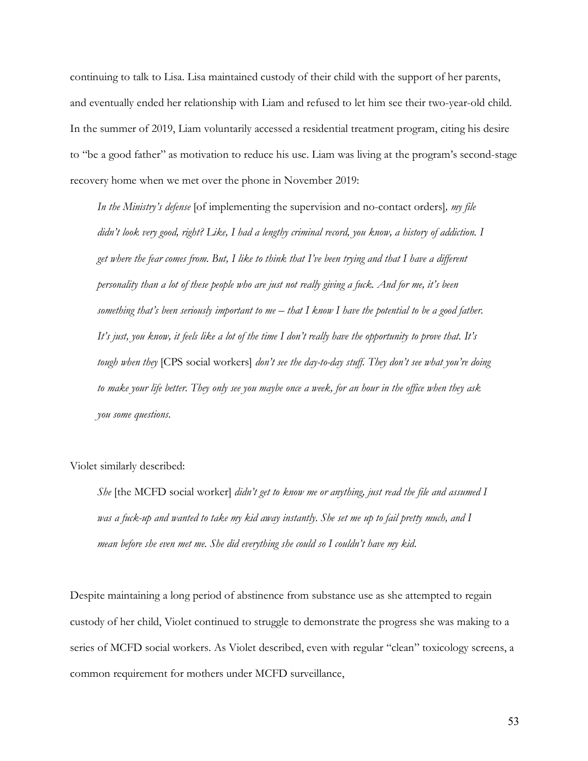continuing to talk to Lisa. Lisa maintained custody of their child with the support of her parents, and eventually ended her relationship with Liam and refused to let him see their two-year-old child. In the summer of 2019, Liam voluntarily accessed a residential treatment program, citing his desire to "be a good father" as motivation to reduce his use. Liam was living at the program's second-stage recovery home when we met over the phone in November 2019:

> *In the Ministry's defense* [of implementing the supervision and no-contact orders]*, my file didn't look very good, right? Like, I had a lengthy criminal record, you know, a history of addiction. I get where the fear comes from. But, I like to think that I've been trying and that I have a different personality than a lot of these people who are just not really giving a fuck. And for me, it's been something that's been seriously important to me – that I know I have the potential to be a good father. It's just, you know, it feels like a lot of the time I don't really have the opportunity to prove that. It's tough when they* [CPS social workers] *don't see the day-to-day stuff. They don't see what you're doing to make your life better. They only see you maybe once a week, for an hour in the office when they ask you some questions.*

Violet similarly described:

> *She* [the MCFD social worker] *didn't get to know me or anything, just read the file and assumed I was a fuck-up and wanted to take my kid away instantly. She set me up to fail pretty much, and I mean before she even met me. She did everything she could so I couldn't have my kid.*

Despite maintaining a long period of abstinence from substance use as she attempted to regain custody of her child, Violet continued to struggle to demonstrate the progress she was making to a series of MCFD social workers. As Violet described, even with regular "clean" toxicology screens, a common requirement for mothers under MCFD surveillance,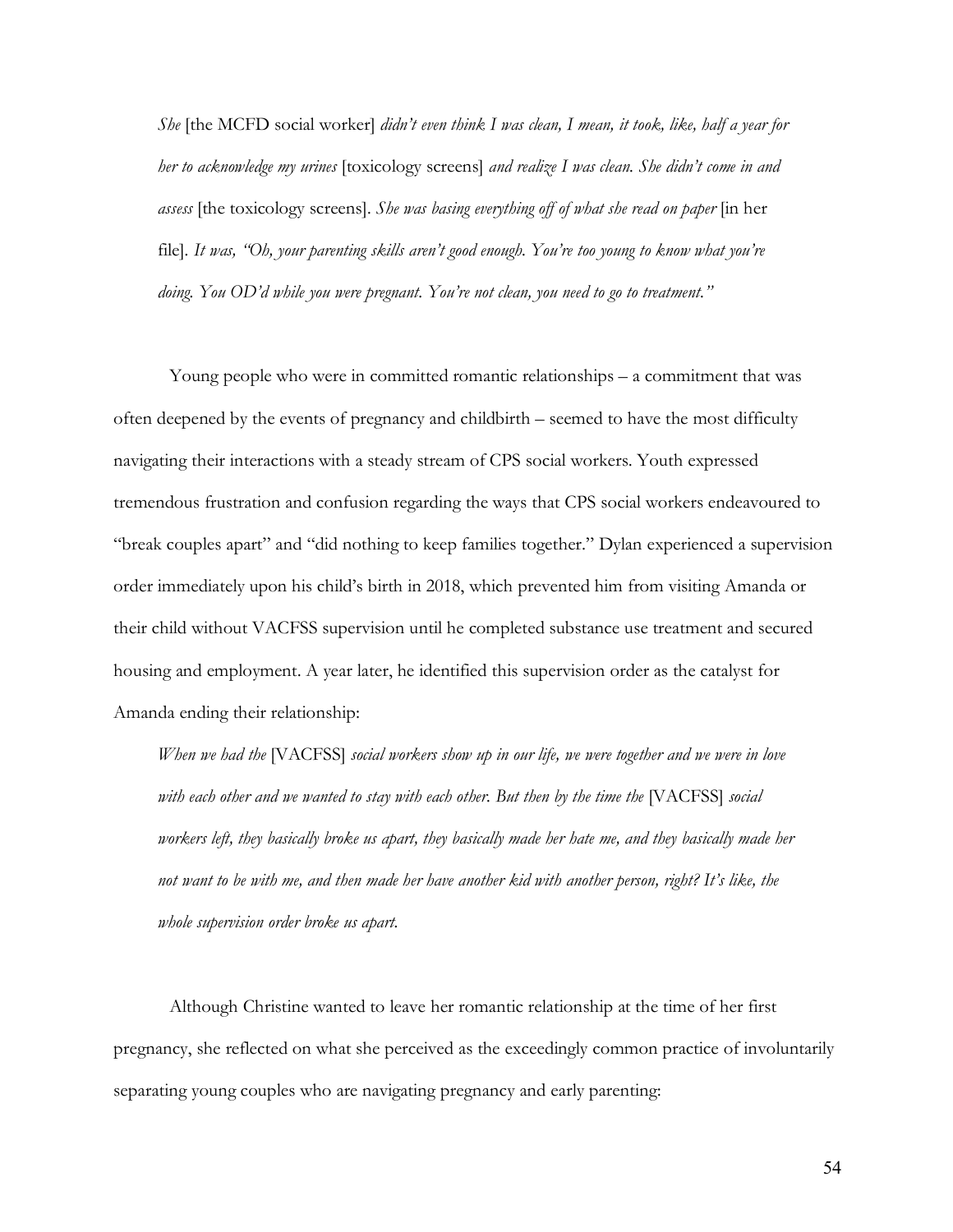> *She* [the MCFD social worker] *didn't even think I was clean, I mean, it took, like, half a year for her to acknowledge my urines* [toxicology screens] *and realize I was clean. She didn't come in and assess* [the toxicology screens]. *She was basing everything off of what she read on paper* [in her file]. *It was, "Oh, your parenting skills aren't good enough. You're too young to know what you're doing. You OD'd while you were pregnant. You're not clean, you need to go to treatment."*

Young people who were in committed romantic relationships – a commitment that was often deepened by the events of pregnancy and childbirth – seemed to have the most difficulty navigating their interactions with a steady stream of CPS social workers. Youth expressed tremendous frustration and confusion regarding the ways that CPS social workers endeavoured to "break couples apart" and "did nothing to keep families together." Dylan experienced a supervision order immediately upon his child's birth in 2018, which prevented him from visiting Amanda or their child without VACFSS supervision until he completed substance use treatment and secured housing and employment. A year later, he identified this supervision order as the catalyst for Amanda ending their relationship:

> *When we had the* [VACFSS] *social workers show up in our life, we were together and we were in love with each other and we wanted to stay with each other. But then by the time the* [VACFSS] *social workers left, they basically broke us apart, they basically made her hate me, and they basically made her not want to be with me, and then made her have another kid with another person, right? It's like, the whole supervision order broke us apart.*

Although Christine wanted to leave her romantic relationship at the time of her first pregnancy, she reflected on what she perceived as the exceedingly common practice of involuntarily separating young couples who are navigating pregnancy and early parenting: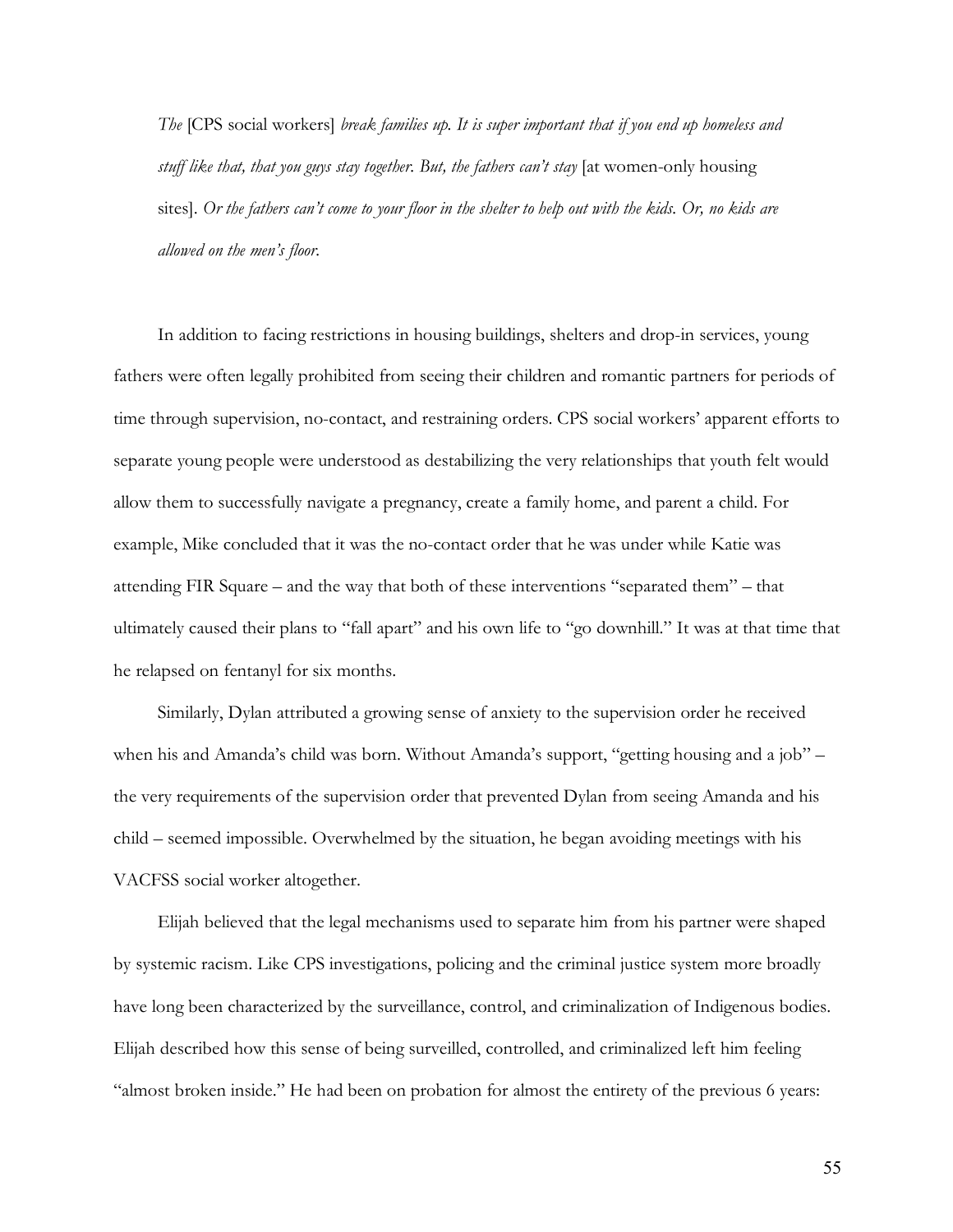> *The* [CPS social workers] *break families up. It is super important that if you end up homeless and stuff like that, that you guys stay together. But, the fathers can't stay* [at women-only housing sites]. *Or the fathers can't come to your floor in the shelter to help out with the kids. Or, no kids are allowed on the men's floor.*

In addition to facing restrictions in housing buildings, shelters and drop-in services, young fathers were often legally prohibited from seeing their children and romantic partners for periods of time through supervision, no-contact, and restraining orders. CPS social workers' apparent efforts to separate young people were understood as destabilizing the very relationships that youth felt would allow them to successfully navigate a pregnancy, create a family home, and parent a child. For example, Mike concluded that it was the no-contact order that he was under while Katie was attending FIR Square – and the way that both of these interventions "separated them" – that ultimately caused their plans to "fall apart" and his own life to "go downhill." It was at that time that he relapsed on fentanyl for six months.

Similarly, Dylan attributed a growing sense of anxiety to the supervision order he received when his and Amanda's child was born. Without Amanda's support, "getting housing and a job" – the very requirements of the supervision order that prevented Dylan from seeing Amanda and his child – seemed impossible. Overwhelmed by the situation, he began avoiding meetings with his VACFSS social worker altogether.

Elijah believed that the legal mechanisms used to separate him from his partner were shaped by systemic racism. Like CPS investigations, policing and the criminal justice system more broadly have long been characterized by the surveillance, control, and criminalization of Indigenous bodies. Elijah described how this sense of being surveilled, controlled, and criminalized left him feeling "almost broken inside." He had been on probation for almost the entirety of the previous 6 years: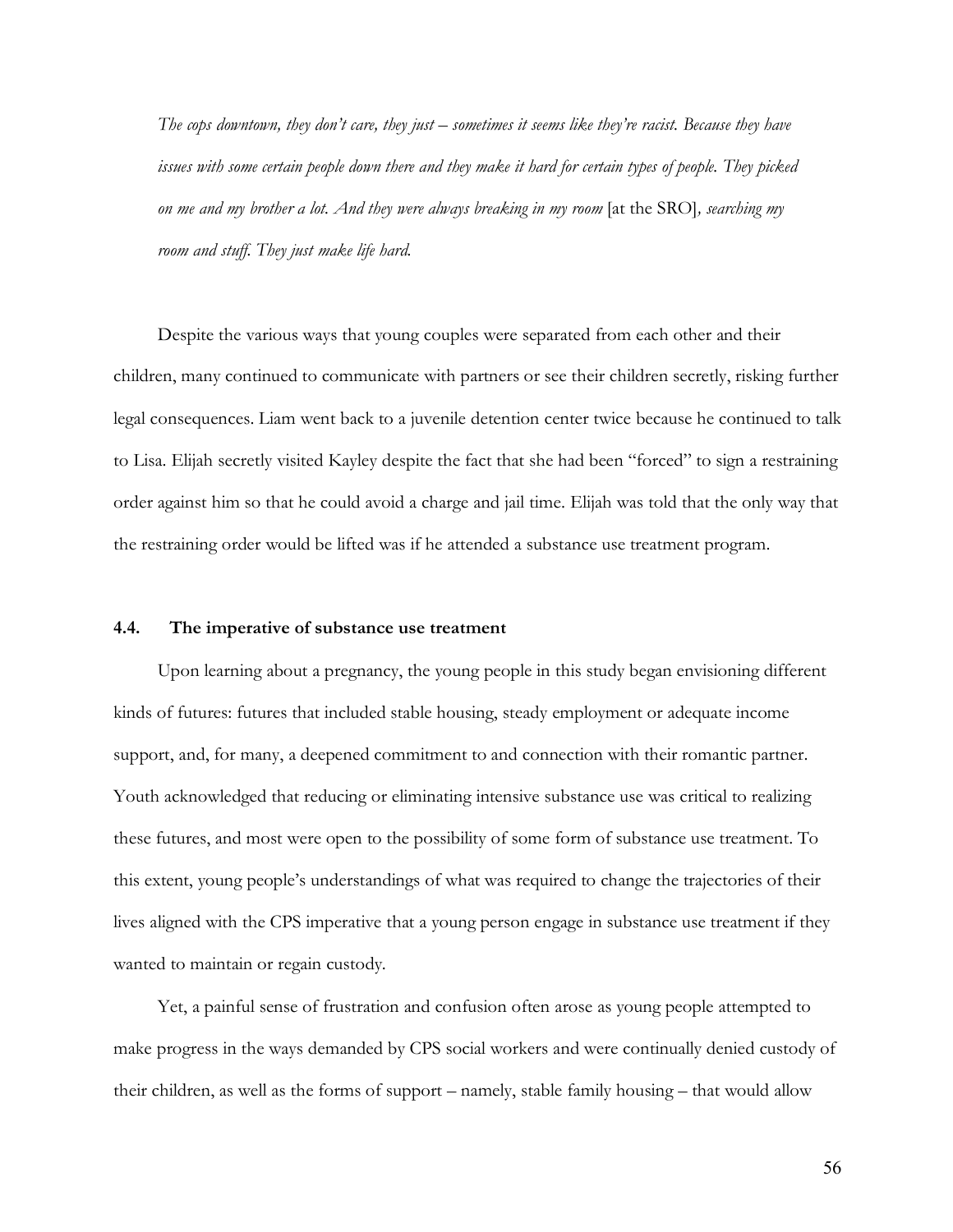*The cops downtown, they don't care, they just – sometimes it seems like they're racist. Because they have issues with some certain people down there and they make it hard for certain types of people. They picked on me and my brother a lot. And they were always breaking in my room* [at the SRO]*, searching my room and stuff. They just make life hard.*

Despite the various ways that young couples were separated from each other and their children, many continued to communicate with partners or see their children secretly, risking further legal consequences. Liam went back to a juvenile detention center twice because he continued to talk to Lisa. Elijah secretly visited Kayley despite the fact that she had been "forced" to sign a restraining order against him so that he could avoid a charge and jail time. Elijah was told that the only way that the restraining order would be lifted was if he attended a substance use treatment program.

### 4.4. The imperative of substance use treatment

Upon learning about a pregnancy, the young people in this study began envisioning different kinds of futures: futures that included stable housing, steady employment or adequate income support, and, for many, a deepened commitment to and connection with their romantic partner. Youth acknowledged that reducing or eliminating intensive substance use was critical to realizing these futures, and most were open to the possibility of some form of substance use treatment. To this extent, young people's understandings of what was required to change the trajectories of their lives aligned with the CPS imperative that a young person engage in substance use treatment if they wanted to maintain or regain custody.

Yet, a painful sense of frustration and confusion often arose as young people attempted to make progress in the ways demanded by CPS social workers and were continually denied custody of their children, as well as the forms of support – namely, stable family housing – that would allow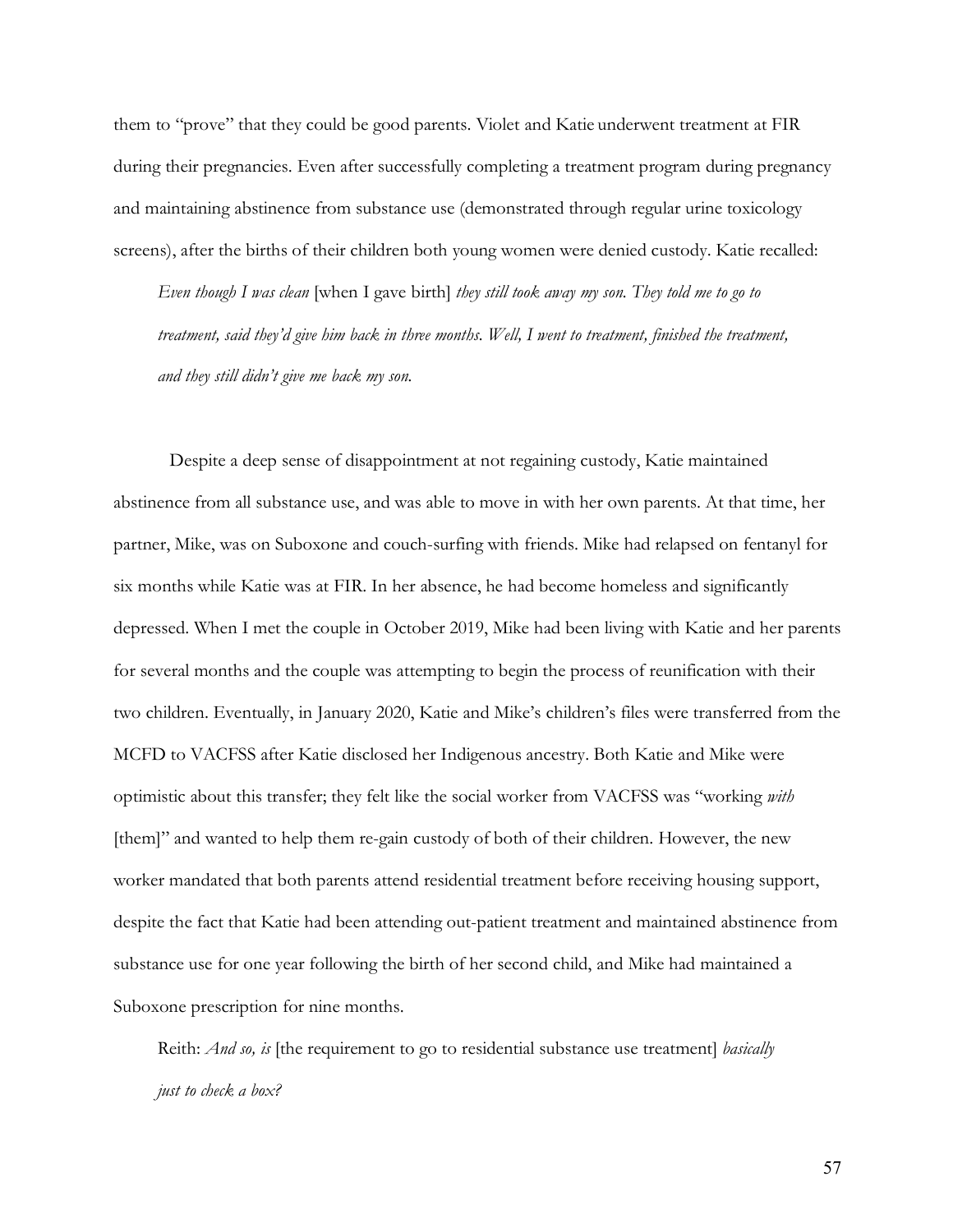them to "prove" that they could be good parents. Violet and Katie underwent treatment at FIR during their pregnancies. Even after successfully completing a treatment program during pregnancy and maintaining abstinence from substance use (demonstrated through regular urine toxicology screens), after the births of their children both young women were denied custody. Katie recalled:

> *Even though I was clean* [when I gave birth] *they still took away my son. They told me to go to treatment, said they'd give him back in three months. Well, I went to treatment, finished the treatment, and they still didn't give me back my son.*

Despite a deep sense of disappointment at not regaining custody, Katie maintained abstinence from all substance use, and was able to move in with her own parents. At that time, her partner, Mike, was on Suboxone and couch-surfing with friends. Mike had relapsed on fentanyl for six months while Katie was at FIR. In her absence, he had become homeless and significantly depressed. When I met the couple in October 2019, Mike had been living with Katie and her parents for several months and the couple was attempting to begin the process of reunification with their two children. Eventually, in January 2020, Katie and Mike's children's files were transferred from the MCFD to VACFSS after Katie disclosed her Indigenous ancestry. Both Katie and Mike were optimistic about this transfer; they felt like the social worker from VACFSS was "working *with* [them]" and wanted to help them re-gain custody of both of their children. However, the new worker mandated that both parents attend residential treatment before receiving housing support, despite the fact that Katie had been attending out-patient treatment and maintained abstinence from substance use for one year following the birth of her second child, and Mike had maintained a Suboxone prescription for nine months.

> Reith: *And so, is* [the requirement to go to residential substance use treatment] *basically just to check a box?*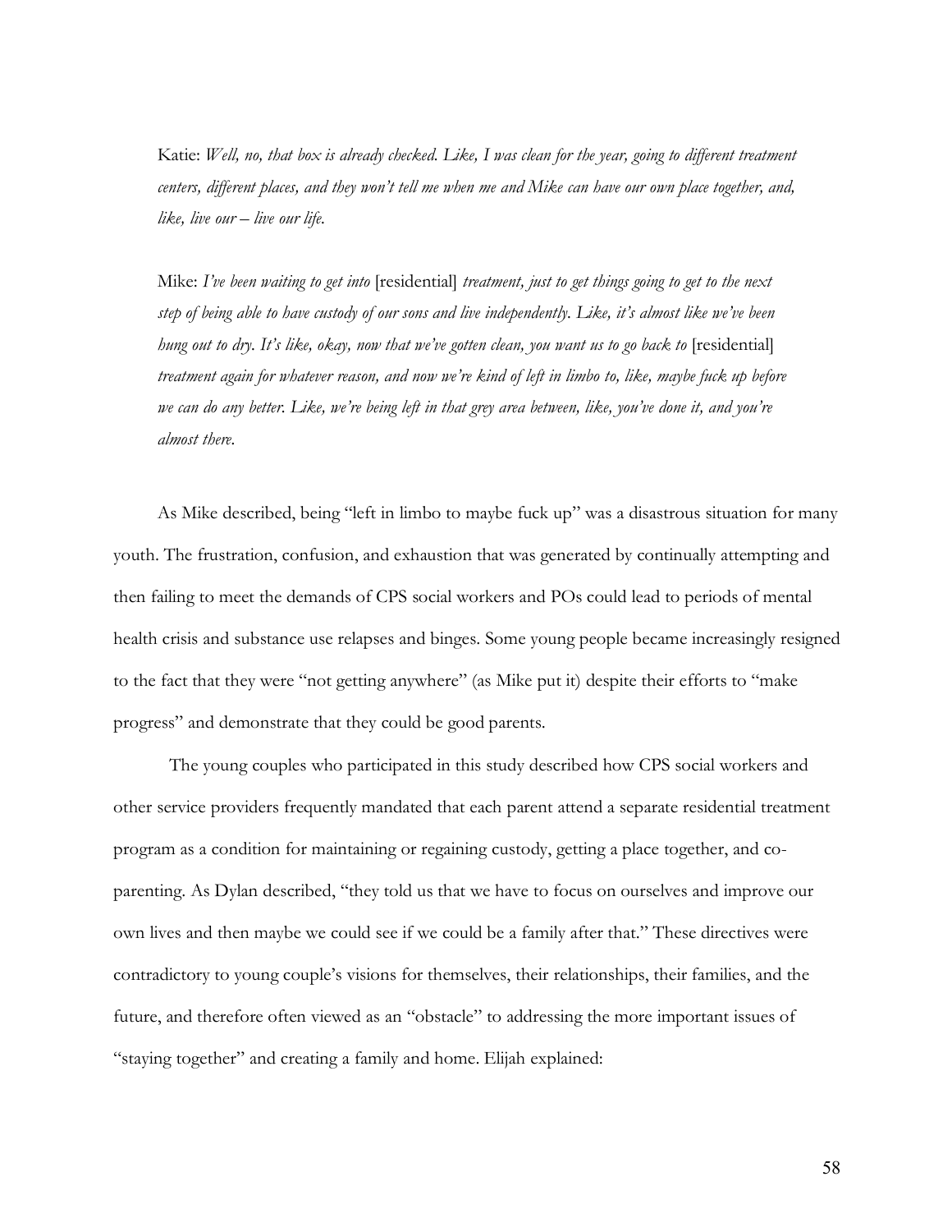Katie: *Well, no, that box is already checked. Like, I was clean for the year, going to different treatment centers, different places, and they won't tell me when me and Mike can have our own place together, and, like, live our – live our life.*

Mike: *I've been waiting to get into* [residential] *treatment, just to get things going to get to the next step of being able to have custody of our sons and live independently. Like, it's almost like we've been hung out to dry. It's like, okay, now that we've gotten clean, you want us to go back to* [residential] *treatment again for whatever reason, and now we're kind of left in limbo to, like, maybe fuck up before we can do any better. Like, we're being left in that grey area between, like, you've done it, and you're almost there.*

As Mike described, being "left in limbo to maybe fuck up" was a disastrous situation for many youth. The frustration, confusion, and exhaustion that was generated by continually attempting and then failing to meet the demands of CPS social workers and POs could lead to periods of mental health crisis and substance use relapses and binges. Some young people became increasingly resigned to the fact that they were "not getting anywhere" (as Mike put it) despite their efforts to "make progress" and demonstrate that they could be good parents.

The young couples who participated in this study described how CPS social workers and other service providers frequently mandated that each parent attend a separate residential treatment program as a condition for maintaining or regaining custody, getting a place together, and co-parenting. As Dylan described, "they told us that we have to focus on ourselves and improve our own lives and then maybe we could see if we could be a family after that." These directives were contradictory to young couple's visions for themselves, their relationships, their families, and the future, and therefore often viewed as an "obstacle" to addressing the more important issues of "staying together" and creating a family and home. Elijah explained: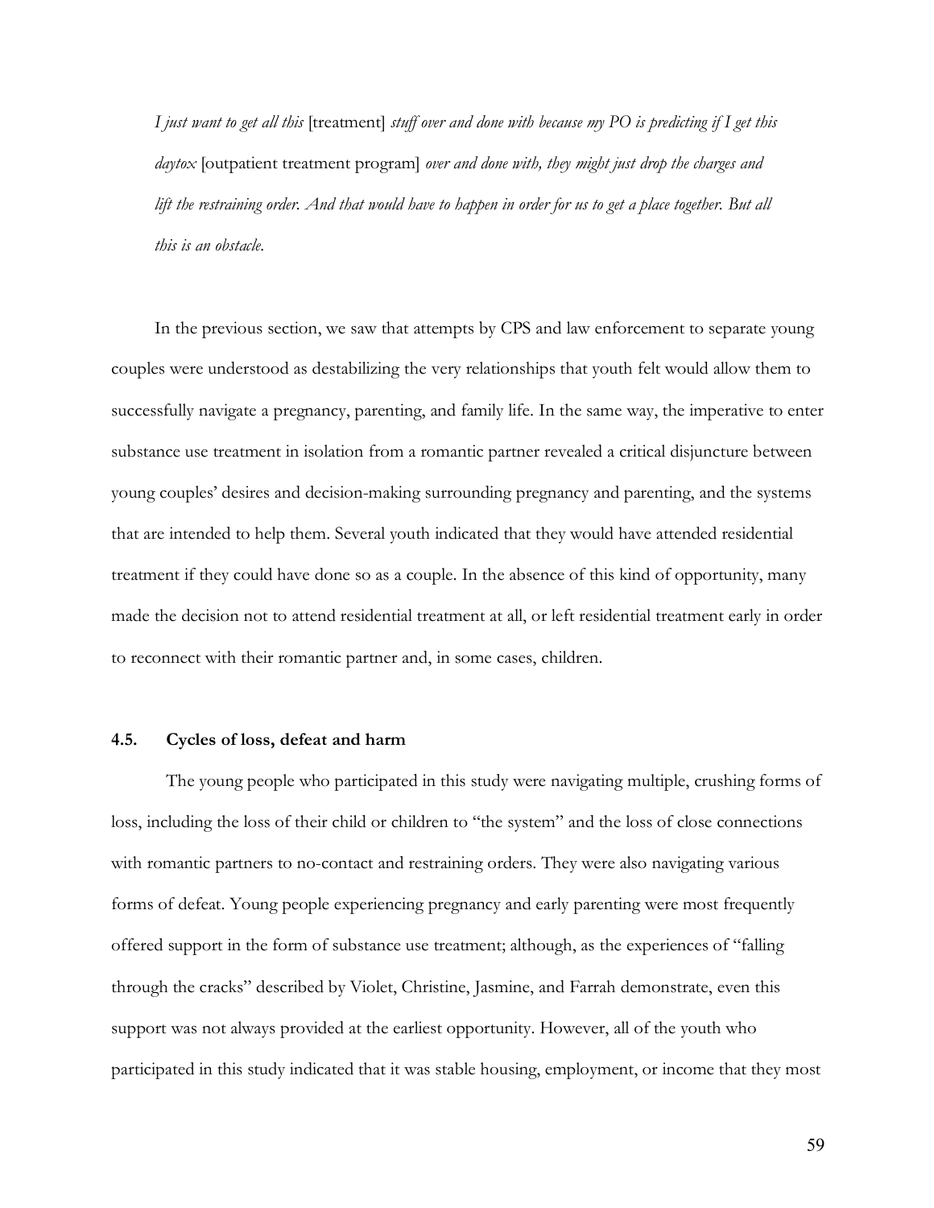*I just want to get all this* [treatment] *stuff over and done with because my PO is predicting if I get this daytox* [outpatient treatment program] *over and done with, they might just drop the charges and lift the restraining order. And that would have to happen in order for us to get a place together. But all this is an obstacle.*

In the previous section, we saw that attempts by CPS and law enforcement to separate young couples were understood as destabilizing the very relationships that youth felt would allow them to successfully navigate a pregnancy, parenting, and family life. In the same way, the imperative to enter substance use treatment in isolation from a romantic partner revealed a critical disjuncture between young couples' desires and decision-making surrounding pregnancy and parenting, and the systems that are intended to help them. Several youth indicated that they would have attended residential treatment if they could have done so as a couple. In the absence of this kind of opportunity, many made the decision not to attend residential treatment at all, or left residential treatment early in order to reconnect with their romantic partner and, in some cases, children.

### 4.5. Cycles of loss, defeat and harm

The young people who participated in this study were navigating multiple, crushing forms of loss, including the loss of their child or children to "the system" and the loss of close connections with romantic partners to no-contact and restraining orders. They were also navigating various forms of defeat. Young people experiencing pregnancy and early parenting were most frequently offered support in the form of substance use treatment; although, as the experiences of "falling through the cracks" described by Violet, Christine, Jasmine, and Farrah demonstrate, even this support was not always provided at the earliest opportunity. However, all of the youth who participated in this study indicated that it was stable housing, employment, or income that they most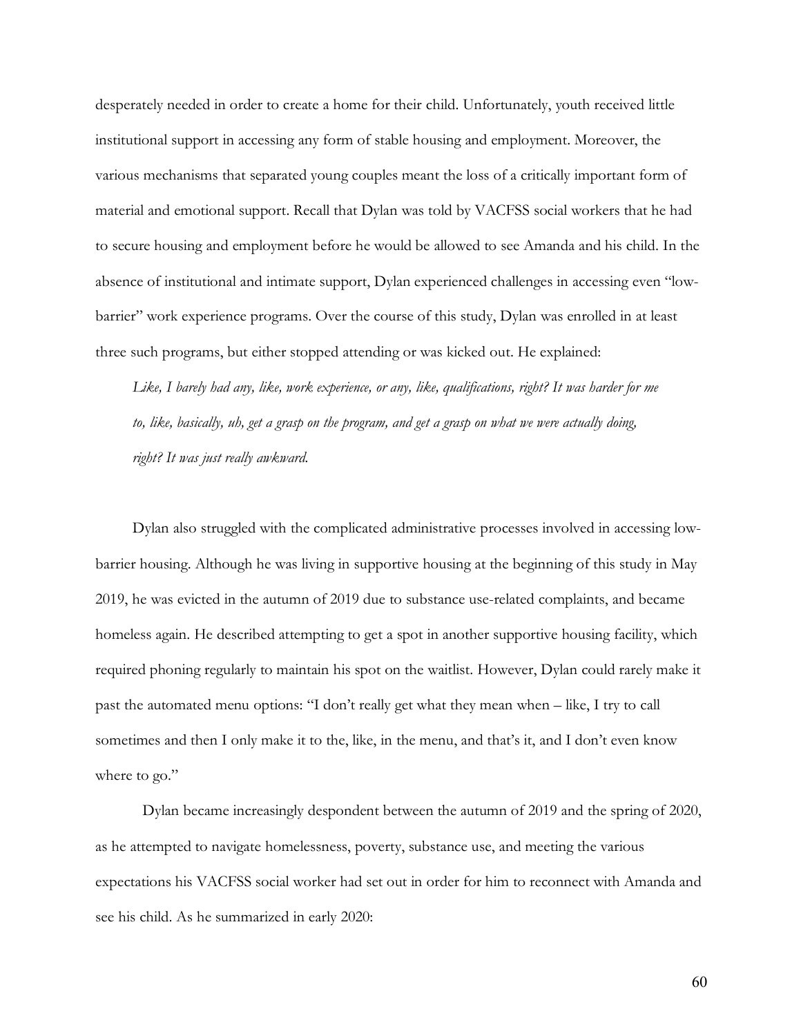desperately needed in order to create a home for their child. Unfortunately, youth received little institutional support in accessing any form of stable housing and employment. Moreover, the various mechanisms that separated young couples meant the loss of a critically important form of material and emotional support. Recall that Dylan was told by VACFSS social workers that he had to secure housing and employment before he would be allowed to see Amanda and his child. In the absence of institutional and intimate support, Dylan experienced challenges in accessing even "low-barrier" work experience programs. Over the course of this study, Dylan was enrolled in at least three such programs, but either stopped attending or was kicked out. He explained:

> *Like, I barely had any, like, work experience, or any, like, qualifications, right? It was harder for me to, like, basically, uh, get a grasp on the program, and get a grasp on what we were actually doing, right? It was just really awkward.*

Dylan also struggled with the complicated administrative processes involved in accessing low-barrier housing. Although he was living in supportive housing at the beginning of this study in May 2019, he was evicted in the autumn of 2019 due to substance use-related complaints, and became homeless again. He described attempting to get a spot in another supportive housing facility, which required phoning regularly to maintain his spot on the waitlist. However, Dylan could rarely make it past the automated menu options: "I don't really get what they mean when – like, I try to call sometimes and then I only make it to the, like, in the menu, and that's it, and I don't even know where to go."

Dylan became increasingly despondent between the autumn of 2019 and the spring of 2020, as he attempted to navigate homelessness, poverty, substance use, and meeting the various expectations his VACFSS social worker had set out in order for him to reconnect with Amanda and see his child. As he summarized in early 2020: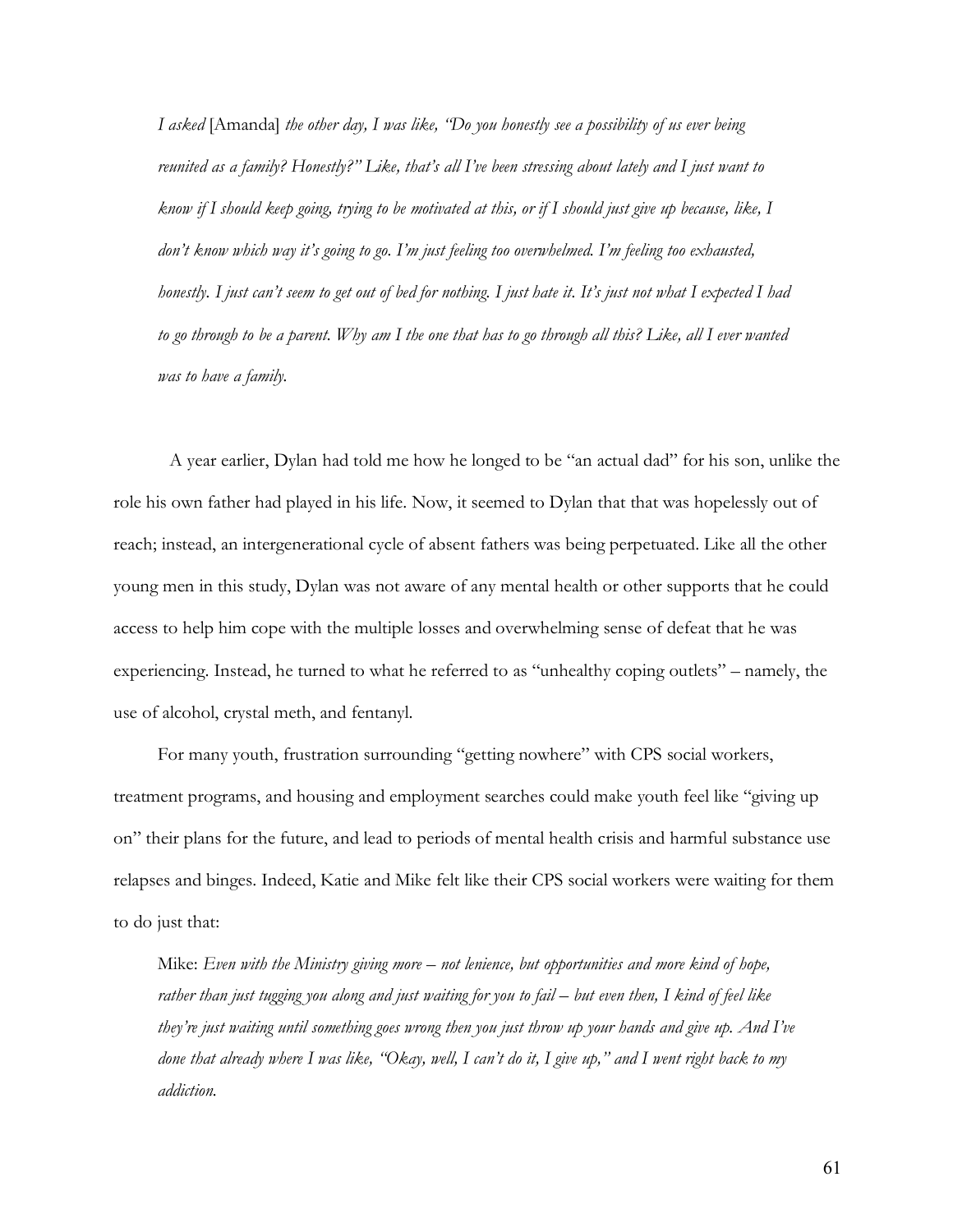> *I asked* [Amanda] *the other day, I was like, "Do you honestly see a possibility of us ever being reunited as a family? Honestly?" Like, that's all I've been stressing about lately and I just want to know if I should keep going, trying to be motivated at this, or if I should just give up because, like, I don't know which way it's going to go. I'm just feeling too overwhelmed. I'm feeling too exhausted, honestly. I just can't seem to get out of bed for nothing. I just hate it. It's just not what I expected I had to go through to be a parent. Why am I the one that has to go through all this? Like, all I ever wanted was to have a family.*

A year earlier, Dylan had told me how he longed to be "an actual dad" for his son, unlike the role his own father had played in his life. Now, it seemed to Dylan that that was hopelessly out of reach; instead, an intergenerational cycle of absent fathers was being perpetuated. Like all the other young men in this study, Dylan was not aware of any mental health or other supports that he could access to help him cope with the multiple losses and overwhelming sense of defeat that he was experiencing. Instead, he turned to what he referred to as "unhealthy coping outlets" – namely, the use of alcohol, crystal meth, and fentanyl.

For many youth, frustration surrounding "getting nowhere" with CPS social workers, treatment programs, and housing and employment searches could make youth feel like "giving up on" their plans for the future, and lead to periods of mental health crisis and harmful substance use relapses and binges. Indeed, Katie and Mike felt like their CPS social workers were waiting for them to do just that:

> Mike: *Even with the Ministry giving more – not lenience, but opportunities and more kind of hope, rather than just tugging you along and just waiting for you to fail – but even then, I kind of feel like they're just waiting until something goes wrong then you just throw up your hands and give up. And I've done that already where I was like, "Okay, well, I can't do it, I give up," and I went right back to my addiction.*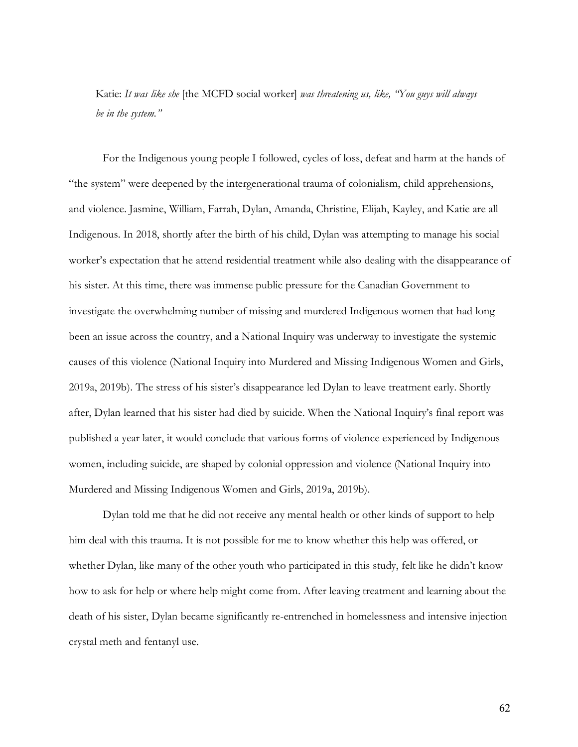Katie: *It was like she* [the MCFD social worker] *was threatening us, like, "You guys will always be in the system."*

For the Indigenous young people I followed, cycles of loss, defeat and harm at the hands of "the system" were deepened by the intergenerational trauma of colonialism, child apprehensions, and violence. Jasmine, William, Farrah, Dylan, Amanda, Christine, Elijah, Kayley, and Katie are all Indigenous. In 2018, shortly after the birth of his child, Dylan was attempting to manage his social worker's expectation that he attend residential treatment while also dealing with the disappearance of his sister. At this time, there was immense public pressure for the Canadian Government to investigate the overwhelming number of missing and murdered Indigenous women that had long been an issue across the country, and a National Inquiry was underway to investigate the systemic causes of this violence (National Inquiry into Murdered and Missing Indigenous Women and Girls, 2019a, 2019b). The stress of his sister's disappearance led Dylan to leave treatment early. Shortly after, Dylan learned that his sister had died by suicide. When the National Inquiry's final report was published a year later, it would conclude that various forms of violence experienced by Indigenous women, including suicide, are shaped by colonial oppression and violence (National Inquiry into Murdered and Missing Indigenous Women and Girls, 2019a, 2019b).

Dylan told me that he did not receive any mental health or other kinds of support to help him deal with this trauma. It is not possible for me to know whether this help was offered, or whether Dylan, like many of the other youth who participated in this study, felt like he didn't know how to ask for help or where help might come from. After leaving treatment and learning about the death of his sister, Dylan became significantly re-entrenched in homelessness and intensive injection crystal meth and fentanyl use.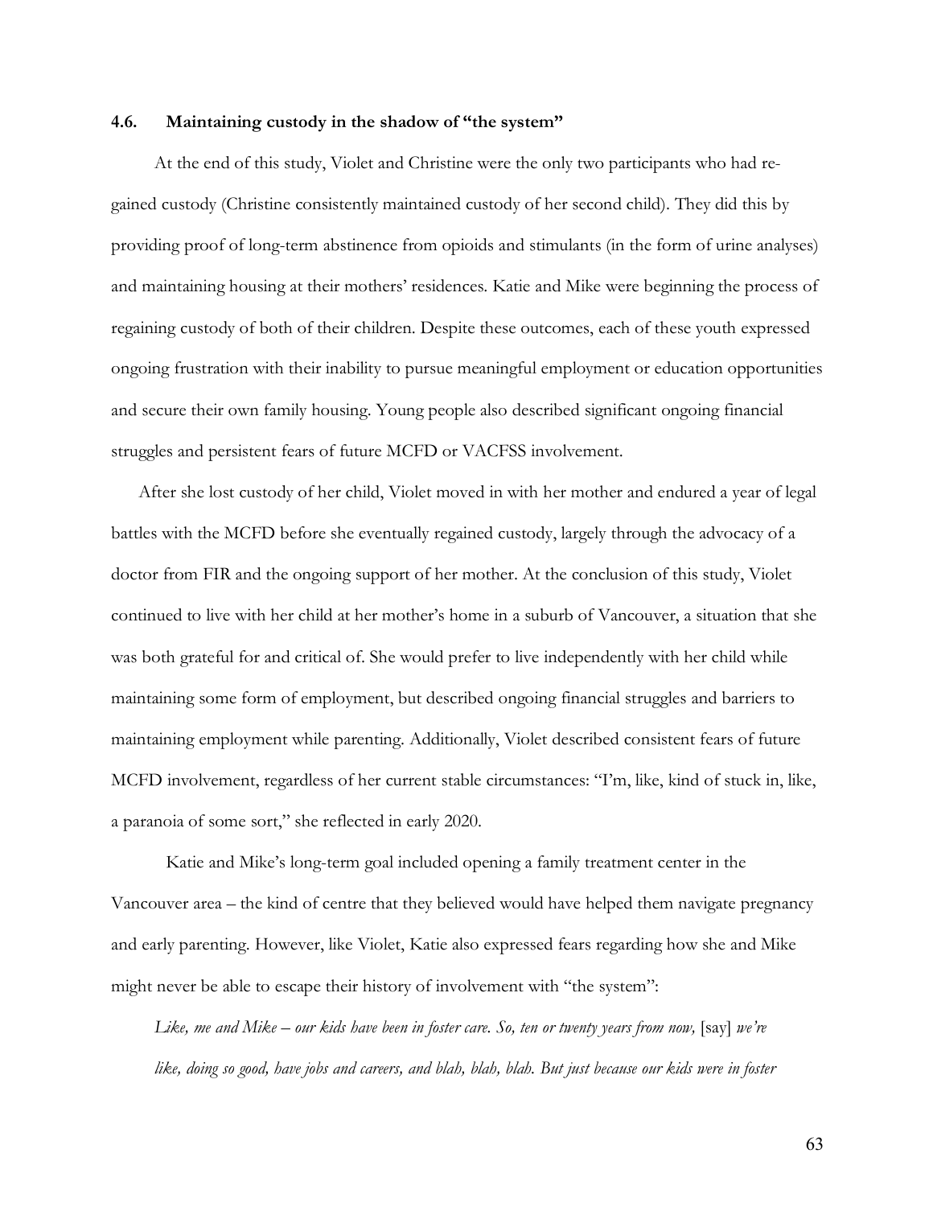### 4.6. Maintaining custody in the shadow of "the system"

At the end of this study, Violet and Christine were the only two participants who had re-gained custody (Christine consistently maintained custody of her second child). They did this by providing proof of long-term abstinence from opioids and stimulants (in the form of urine analyses) and maintaining housing at their mothers' residences. Katie and Mike were beginning the process of regaining custody of both of their children. Despite these outcomes, each of these youth expressed ongoing frustration with their inability to pursue meaningful employment or education opportunities and secure their own family housing. Young people also described significant ongoing financial struggles and persistent fears of future MCFD or VACFSS involvement.

After she lost custody of her child, Violet moved in with her mother and endured a year of legal battles with the MCFD before she eventually regained custody, largely through the advocacy of a doctor from FIR and the ongoing support of her mother. At the conclusion of this study, Violet continued to live with her child at her mother's home in a suburb of Vancouver, a situation that she was both grateful for and critical of. She would prefer to live independently with her child while maintaining some form of employment, but described ongoing financial struggles and barriers to maintaining employment while parenting. Additionally, Violet described consistent fears of future MCFD involvement, regardless of her current stable circumstances: "I'm, like, kind of stuck in, like, a paranoia of some sort," she reflected in early 2020.

Katie and Mike's long-term goal included opening a family treatment center in the Vancouver area – the kind of centre that they believed would have helped them navigate pregnancy and early parenting. However, like Violet, Katie also expressed fears regarding how she and Mike might never be able to escape their history of involvement with "the system":

> *Like, me and Mike – our kids have been in foster care. So, ten or twenty years from now,* [say] *we're like, doing so good, have jobs and careers, and blah, blah, blah. But just because our kids were in foster*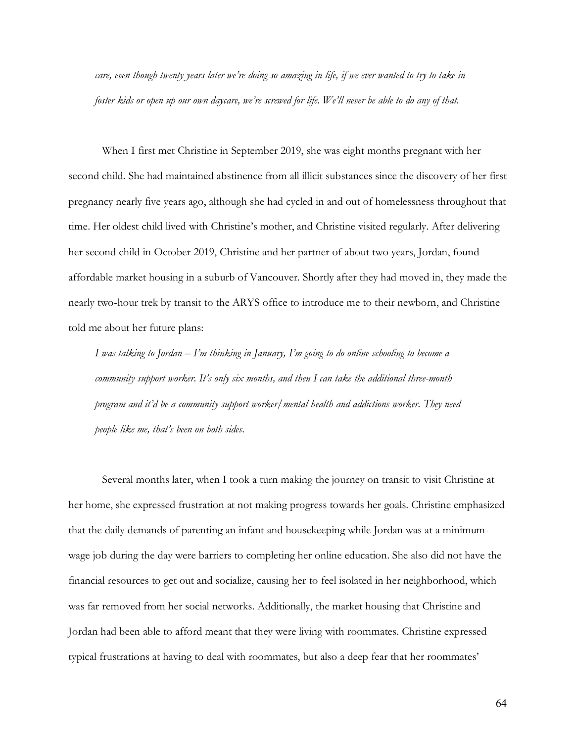*care, even though twenty years later we're doing so amazing in life, if we ever wanted to try to take in foster kids or open up our own daycare, we're screwed for life. We'll never be able to do any of that.*

When I first met Christine in September 2019, she was eight months pregnant with her second child. She had maintained abstinence from all illicit substances since the discovery of her first pregnancy nearly five years ago, although she had cycled in and out of homelessness throughout that time. Her oldest child lived with Christine's mother, and Christine visited regularly. After delivering her second child in October 2019, Christine and her partner of about two years, Jordan, found affordable market housing in a suburb of Vancouver. Shortly after they had moved in, they made the nearly two-hour trek by transit to the ARYS office to introduce me to their newborn, and Christine told me about her future plans:

> *I was talking to Jordan – I'm thinking in January, I'm going to do online schooling to become a community support worker. It's only six months, and then I can take the additional three-month program and it'd be a community support worker/mental health and addictions worker. They need people like me, that's been on both sides.*

Several months later, when I took a turn making the journey on transit to visit Christine at her home, she expressed frustration at not making progress towards her goals. Christine emphasized that the daily demands of parenting an infant and housekeeping while Jordan was at a minimum-wage job during the day were barriers to completing her online education. She also did not have the financial resources to get out and socialize, causing her to feel isolated in her neighborhood, which was far removed from her social networks. Additionally, the market housing that Christine and Jordan had been able to afford meant that they were living with roommates. Christine expressed typical frustrations at having to deal with roommates, but also a deep fear that her roommates'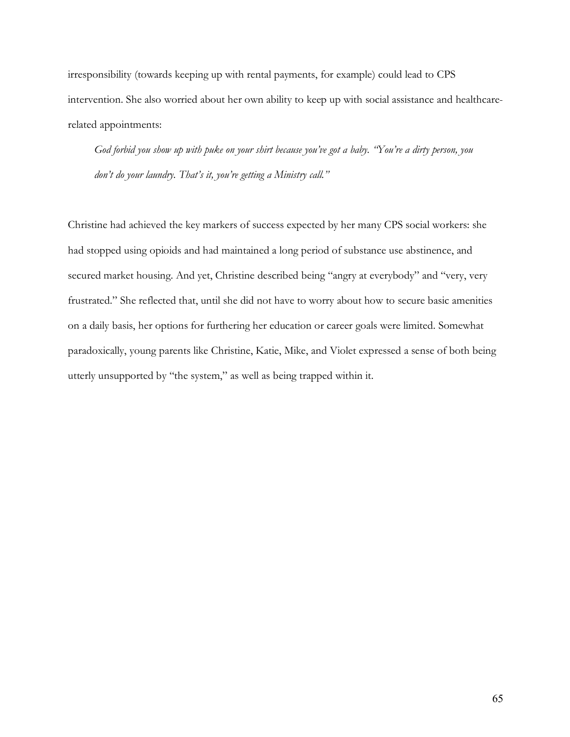irresponsibility (towards keeping up with rental payments, for example) could lead to CPS intervention. She also worried about her own ability to keep up with social assistance and healthcare-related appointments:

> *God forbid you show up with puke on your shirt because you've got a baby. "You're a dirty person, you don't do your laundry. That's it, you're getting a Ministry call."*

Christine had achieved the key markers of success expected by her many CPS social workers: she had stopped using opioids and had maintained a long period of substance use abstinence, and secured market housing. And yet, Christine described being "angry at everybody" and "very, very frustrated." She reflected that, until she did not have to worry about how to secure basic amenities on a daily basis, her options for furthering her education or career goals were limited. Somewhat paradoxically, young parents like Christine, Katie, Mike, and Violet expressed a sense of both being utterly unsupported by "the system," as well as being trapped within it.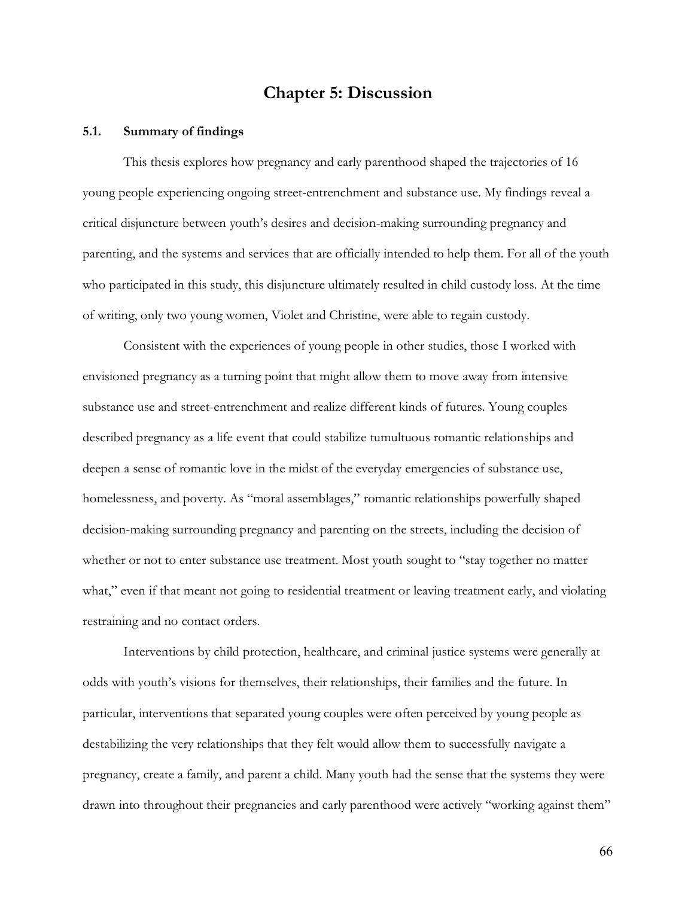# Chapter 5: Discussion

## 5.1. Summary of findings

This thesis explores how pregnancy and early parenthood shaped the trajectories of 16 young people experiencing ongoing street-entrenchment and substance use. My findings reveal a critical disjuncture between youth's desires and decision-making surrounding pregnancy and parenting, and the systems and services that are officially intended to help them. For all of the youth who participated in this study, this disjuncture ultimately resulted in child custody loss. At the time of writing, only two young women, Violet and Christine, were able to regain custody.

Consistent with the experiences of young people in other studies, those I worked with envisioned pregnancy as a turning point that might allow them to move away from intensive substance use and street-entrenchment and realize different kinds of futures. Young couples described pregnancy as a life event that could stabilize tumultuous romantic relationships and deepen a sense of romantic love in the midst of the everyday emergencies of substance use, homelessness, and poverty. As "moral assemblages," romantic relationships powerfully shaped decision-making surrounding pregnancy and parenting on the streets, including the decision of whether or not to enter substance use treatment. Most youth sought to "stay together no matter what," even if that meant not going to residential treatment or leaving treatment early, and violating restraining and no contact orders.

Interventions by child protection, healthcare, and criminal justice systems were generally at odds with youth's visions for themselves, their relationships, their families and the future. In particular, interventions that separated young couples were often perceived by young people as destabilizing the very relationships that they felt would allow them to successfully navigate a pregnancy, create a family, and parent a child. Many youth had the sense that the systems they were drawn into throughout their pregnancies and early parenthood were actively "working against them"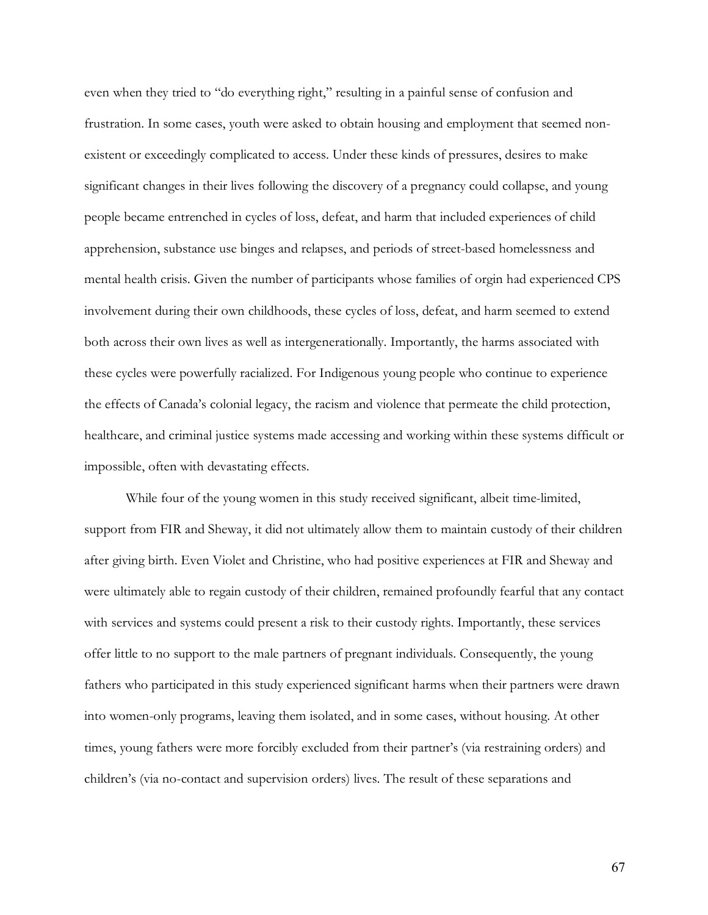even when they tried to "do everything right," resulting in a painful sense of confusion and frustration. In some cases, youth were asked to obtain housing and employment that seemed non-existent or exceedingly complicated to access. Under these kinds of pressures, desires to make significant changes in their lives following the discovery of a pregnancy could collapse, and young people became entrenched in cycles of loss, defeat, and harm that included experiences of child apprehension, substance use binges and relapses, and periods of street-based homelessness and mental health crisis. Given the number of participants whose families of orgin had experienced CPS involvement during their own childhoods, these cycles of loss, defeat, and harm seemed to extend both across their own lives as well as intergenerationally. Importantly, the harms associated with these cycles were powerfully racialized. For Indigenous young people who continue to experience the effects of Canada's colonial legacy, the racism and violence that permeate the child protection, healthcare, and criminal justice systems made accessing and working within these systems difficult or impossible, often with devastating effects.

While four of the young women in this study received significant, albeit time-limited, support from FIR and Sheway, it did not ultimately allow them to maintain custody of their children after giving birth. Even Violet and Christine, who had positive experiences at FIR and Sheway and were ultimately able to regain custody of their children, remained profoundly fearful that any contact with services and systems could present a risk to their custody rights. Importantly, these services offer little to no support to the male partners of pregnant individuals. Consequently, the young fathers who participated in this study experienced significant harms when their partners were drawn into women-only programs, leaving them isolated, and in some cases, without housing. At other times, young fathers were more forcibly excluded from their partner's (via restraining orders) and children's (via no-contact and supervision orders) lives. The result of these separations and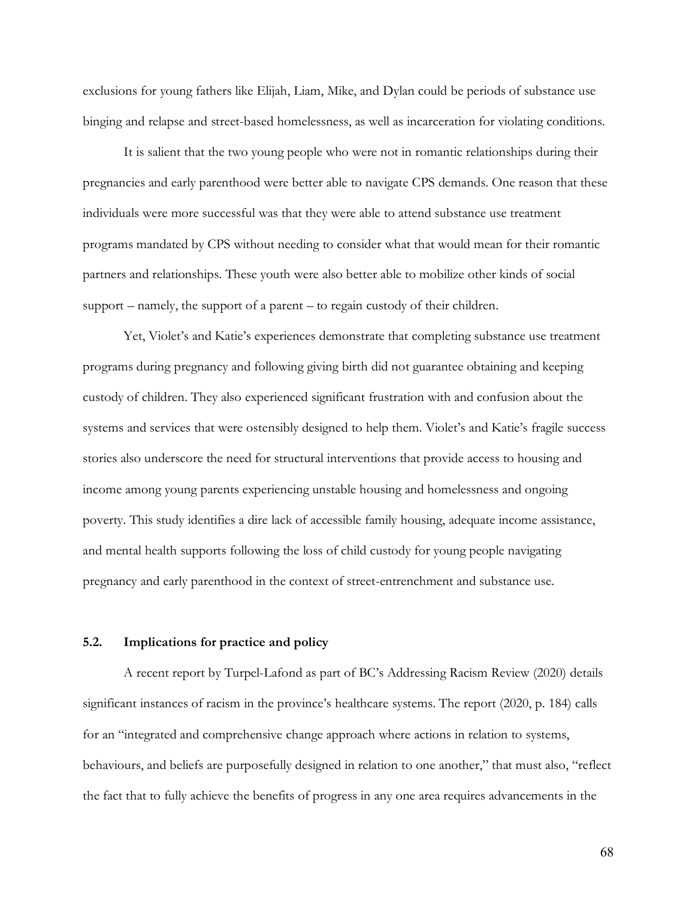exclusions for young fathers like Elijah, Liam, Mike, and Dylan could be periods of substance use binging and relapse and street-based homelessness, as well as incarceration for violating conditions.

It is salient that the two young people who were not in romantic relationships during their pregnancies and early parenthood were better able to navigate CPS demands. One reason that these individuals were more successful was that they were able to attend substance use treatment programs mandated by CPS without needing to consider what that would mean for their romantic partners and relationships. These youth were also better able to mobilize other kinds of social support – namely, the support of a parent – to regain custody of their children.

Yet, Violet's and Katie's experiences demonstrate that completing substance use treatment programs during pregnancy and following giving birth did not guarantee obtaining and keeping custody of children. They also experienced significant frustration with and confusion about the systems and services that were ostensibly designed to help them. Violet's and Katie's fragile success stories also underscore the need for structural interventions that provide access to housing and income among young parents experiencing unstable housing and homelessness and ongoing poverty. This study identifies a dire lack of accessible family housing, adequate income assistance, and mental health supports following the loss of child custody for young people navigating pregnancy and early parenthood in the context of street-entrenchment and substance use.

### 5.2. Implications for practice and policy

A recent report by Turpel-Lafond as part of BC's Addressing Racism Review (2020) details significant instances of racism in the province's healthcare systems. The report (2020, p. 184) calls for an "integrated and comprehensive change approach where actions in relation to systems, behaviours, and beliefs are purposefully designed in relation to one another," that must also, "reflect the fact that to fully achieve the benefits of progress in any one area requires advancements in the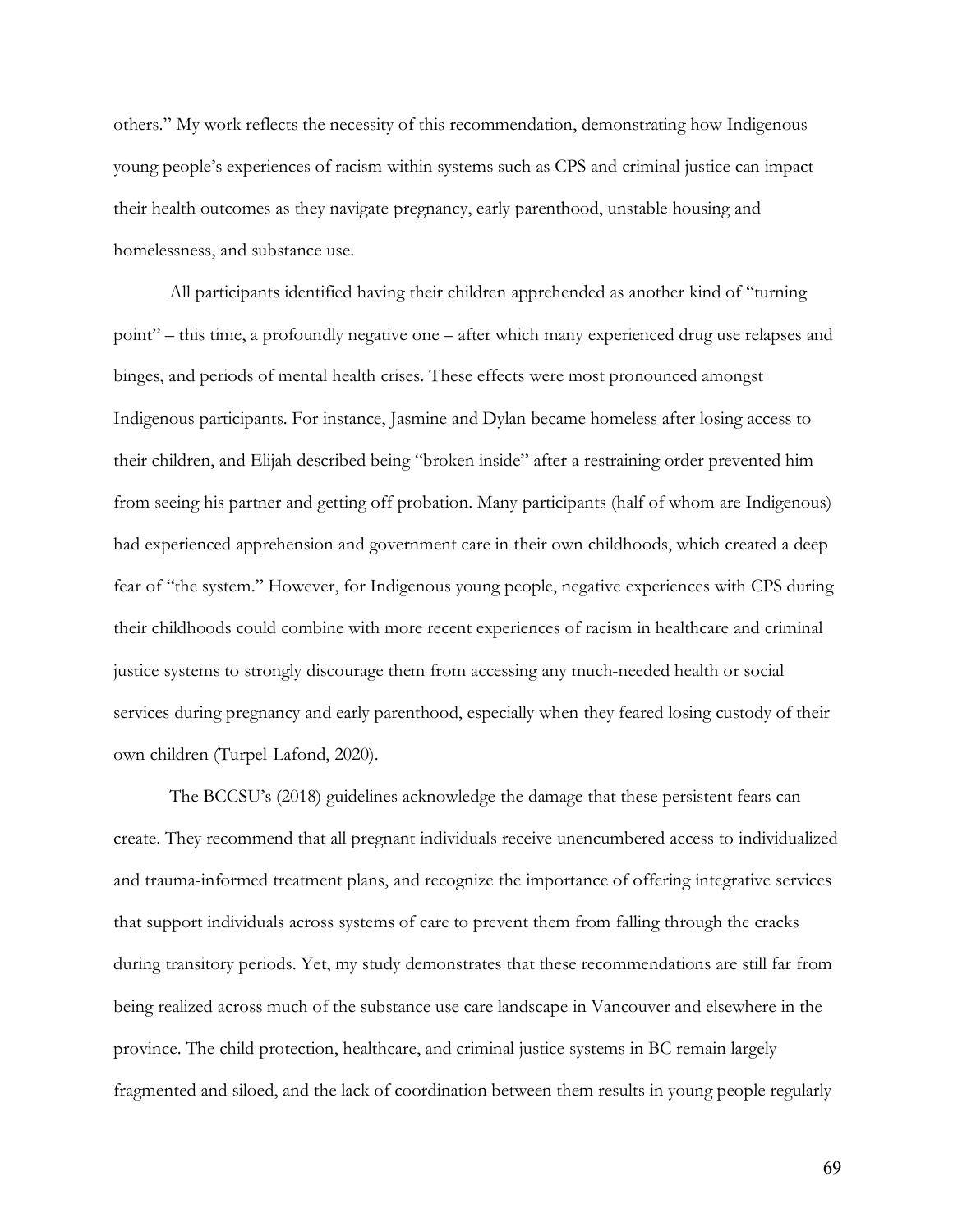others." My work reflects the necessity of this recommendation, demonstrating how Indigenous young people's experiences of racism within systems such as CPS and criminal justice can impact their health outcomes as they navigate pregnancy, early parenthood, unstable housing and homelessness, and substance use.

All participants identified having their children apprehended as another kind of "turning point" – this time, a profoundly negative one – after which many experienced drug use relapses and binges, and periods of mental health crises. These effects were most pronounced amongst Indigenous participants. For instance, Jasmine and Dylan became homeless after losing access to their children, and Elijah described being "broken inside" after a restraining order prevented him from seeing his partner and getting off probation. Many participants (half of whom are Indigenous) had experienced apprehension and government care in their own childhoods, which created a deep fear of "the system." However, for Indigenous young people, negative experiences with CPS during their childhoods could combine with more recent experiences of racism in healthcare and criminal justice systems to strongly discourage them from accessing any much-needed health or social services during pregnancy and early parenthood, especially when they feared losing custody of their own children (Turpel-Lafond, 2020).

The BCCSU's (2018) guidelines acknowledge the damage that these persistent fears can create. They recommend that all pregnant individuals receive unencumbered access to individualized and trauma-informed treatment plans, and recognize the importance of offering integrative services that support individuals across systems of care to prevent them from falling through the cracks during transitory periods. Yet, my study demonstrates that these recommendations are still far from being realized across much of the substance use care landscape in Vancouver and elsewhere in the province. The child protection, healthcare, and criminal justice systems in BC remain largely fragmented and siloed, and the lack of coordination between them results in young people regularly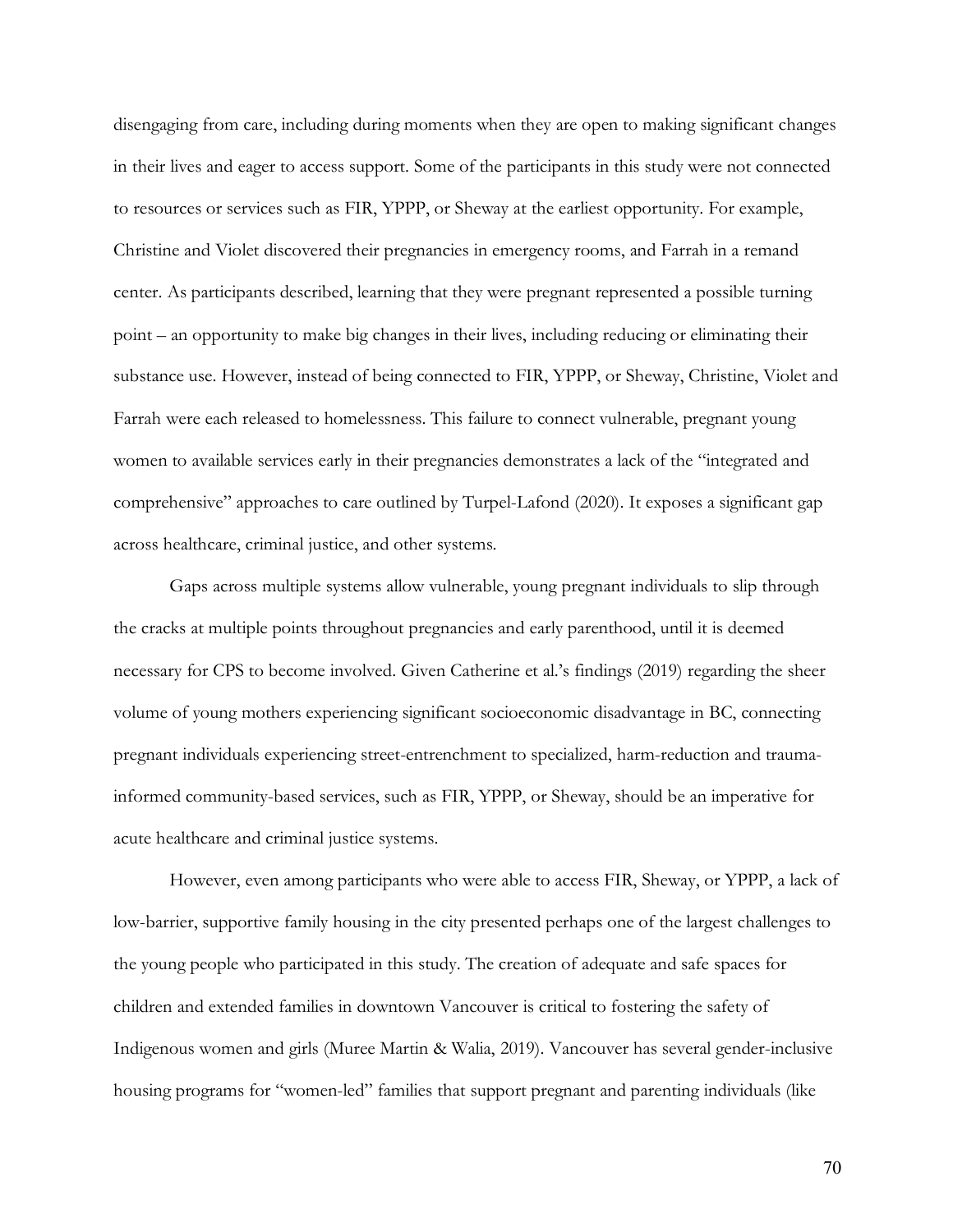disengaging from care, including during moments when they are open to making significant changes in their lives and eager to access support. Some of the participants in this study were not connected to resources or services such as FIR, YPPP, or Sheway at the earliest opportunity. For example, Christine and Violet discovered their pregnancies in emergency rooms, and Farrah in a remand center. As participants described, learning that they were pregnant represented a possible turning point – an opportunity to make big changes in their lives, including reducing or eliminating their substance use. However, instead of being connected to FIR, YPPP, or Sheway, Christine, Violet and Farrah were each released to homelessness. This failure to connect vulnerable, pregnant young women to available services early in their pregnancies demonstrates a lack of the "integrated and comprehensive" approaches to care outlined by Turpel-Lafond (2020). It exposes a significant gap across healthcare, criminal justice, and other systems.

Gaps across multiple systems allow vulnerable, young pregnant individuals to slip through the cracks at multiple points throughout pregnancies and early parenthood, until it is deemed necessary for CPS to become involved. Given Catherine et al.'s findings (2019) regarding the sheer volume of young mothers experiencing significant socioeconomic disadvantage in BC, connecting pregnant individuals experiencing street-entrenchment to specialized, harm-reduction and trauma-informed community-based services, such as FIR, YPPP, or Sheway, should be an imperative for acute healthcare and criminal justice systems.

However, even among participants who were able to access FIR, Sheway, or YPPP, a lack of low-barrier, supportive family housing in the city presented perhaps one of the largest challenges to the young people who participated in this study. The creation of adequate and safe spaces for children and extended families in downtown Vancouver is critical to fostering the safety of Indigenous women and girls (Muree Martin & Walia, 2019). Vancouver has several gender-inclusive housing programs for "women-led" families that support pregnant and parenting individuals (like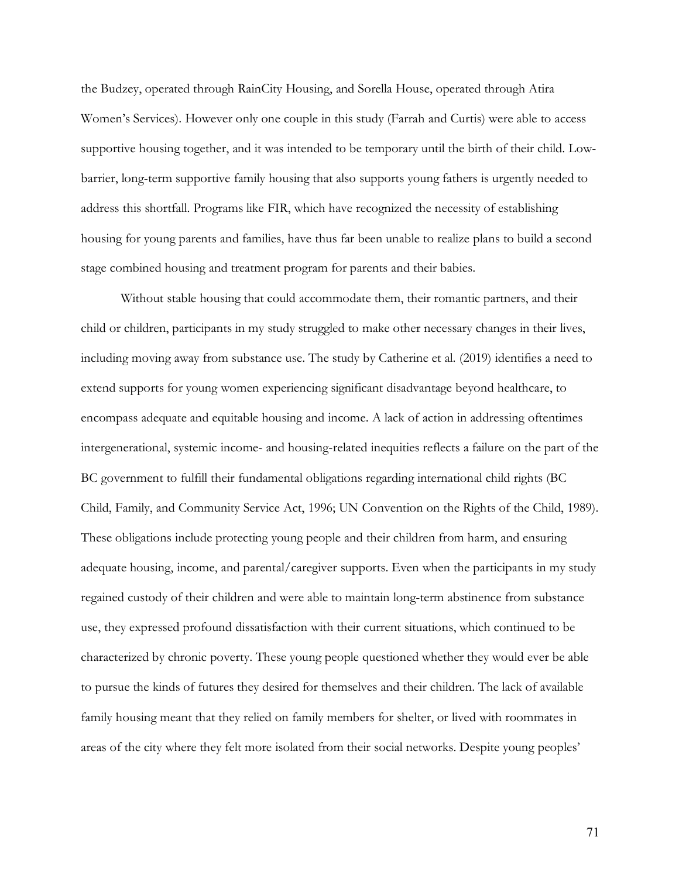the Budzey, operated through RainCity Housing, and Sorella House, operated through Atira Women's Services). However only one couple in this study (Farrah and Curtis) were able to access supportive housing together, and it was intended to be temporary until the birth of their child. Low-barrier, long-term supportive family housing that also supports young fathers is urgently needed to address this shortfall. Programs like FIR, which have recognized the necessity of establishing housing for young parents and families, have thus far been unable to realize plans to build a second stage combined housing and treatment program for parents and their babies.

Without stable housing that could accommodate them, their romantic partners, and their child or children, participants in my study struggled to make other necessary changes in their lives, including moving away from substance use. The study by Catherine et al. (2019) identifies a need to extend supports for young women experiencing significant disadvantage beyond healthcare, to encompass adequate and equitable housing and income. A lack of action in addressing oftentimes intergenerational, systemic income- and housing-related inequities reflects a failure on the part of the BC government to fulfill their fundamental obligations regarding international child rights (BC Child, Family, and Community Service Act, 1996; UN Convention on the Rights of the Child, 1989). These obligations include protecting young people and their children from harm, and ensuring adequate housing, income, and parental/caregiver supports. Even when the participants in my study regained custody of their children and were able to maintain long-term abstinence from substance use, they expressed profound dissatisfaction with their current situations, which continued to be characterized by chronic poverty. These young people questioned whether they would ever be able to pursue the kinds of futures they desired for themselves and their children. The lack of available family housing meant that they relied on family members for shelter, or lived with roommates in areas of the city where they felt more isolated from their social networks. Despite young peoples'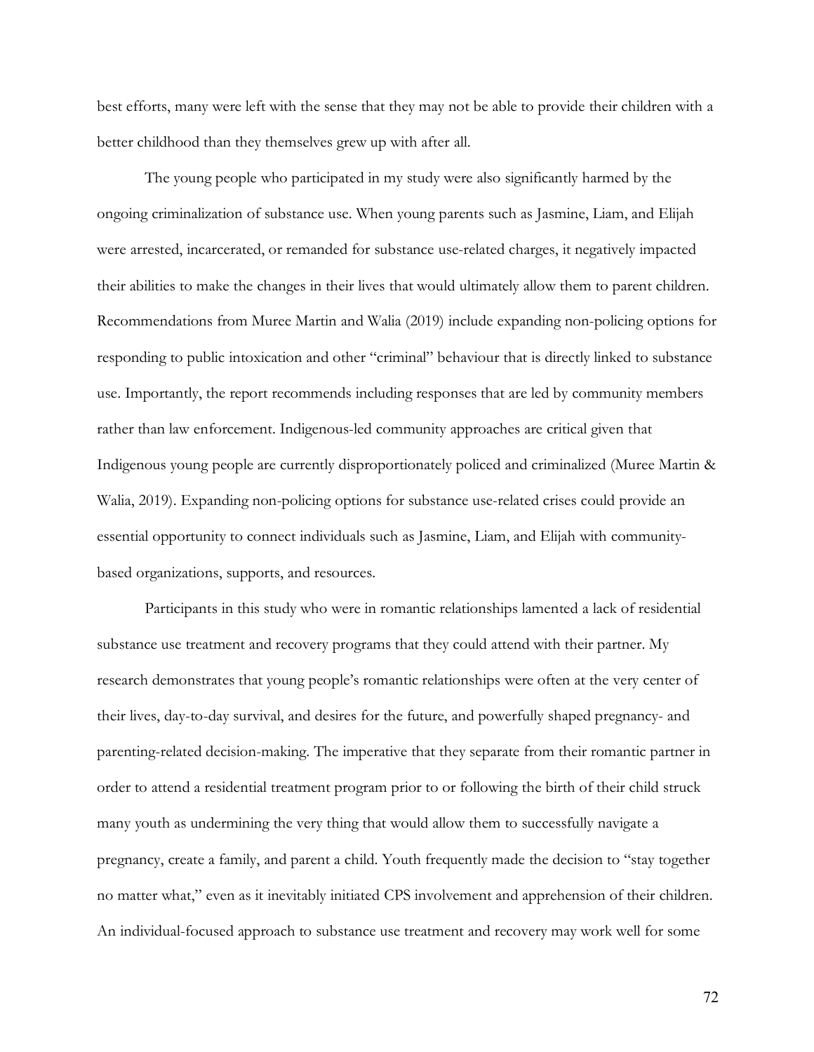best efforts, many were left with the sense that they may not be able to provide their children with a better childhood than they themselves grew up with after all.

The young people who participated in my study were also significantly harmed by the ongoing criminalization of substance use. When young parents such as Jasmine, Liam, and Elijah were arrested, incarcerated, or remanded for substance use-related charges, it negatively impacted their abilities to make the changes in their lives that would ultimately allow them to parent children. Recommendations from Muree Martin and Walia (2019) include expanding non-policing options for responding to public intoxication and other "criminal" behaviour that is directly linked to substance use. Importantly, the report recommends including responses that are led by community members rather than law enforcement. Indigenous-led community approaches are critical given that Indigenous young people are currently disproportionately policed and criminalized (Muree Martin & Walia, 2019). Expanding non-policing options for substance use-related crises could provide an essential opportunity to connect individuals such as Jasmine, Liam, and Elijah with community-based organizations, supports, and resources.

Participants in this study who were in romantic relationships lamented a lack of residential substance use treatment and recovery programs that they could attend with their partner. My research demonstrates that young people's romantic relationships were often at the very center of their lives, day-to-day survival, and desires for the future, and powerfully shaped pregnancy- and parenting-related decision-making. The imperative that they separate from their romantic partner in order to attend a residential treatment program prior to or following the birth of their child struck many youth as undermining the very thing that would allow them to successfully navigate a pregnancy, create a family, and parent a child. Youth frequently made the decision to "stay together no matter what," even as it inevitably initiated CPS involvement and apprehension of their children. An individual-focused approach to substance use treatment and recovery may work well for some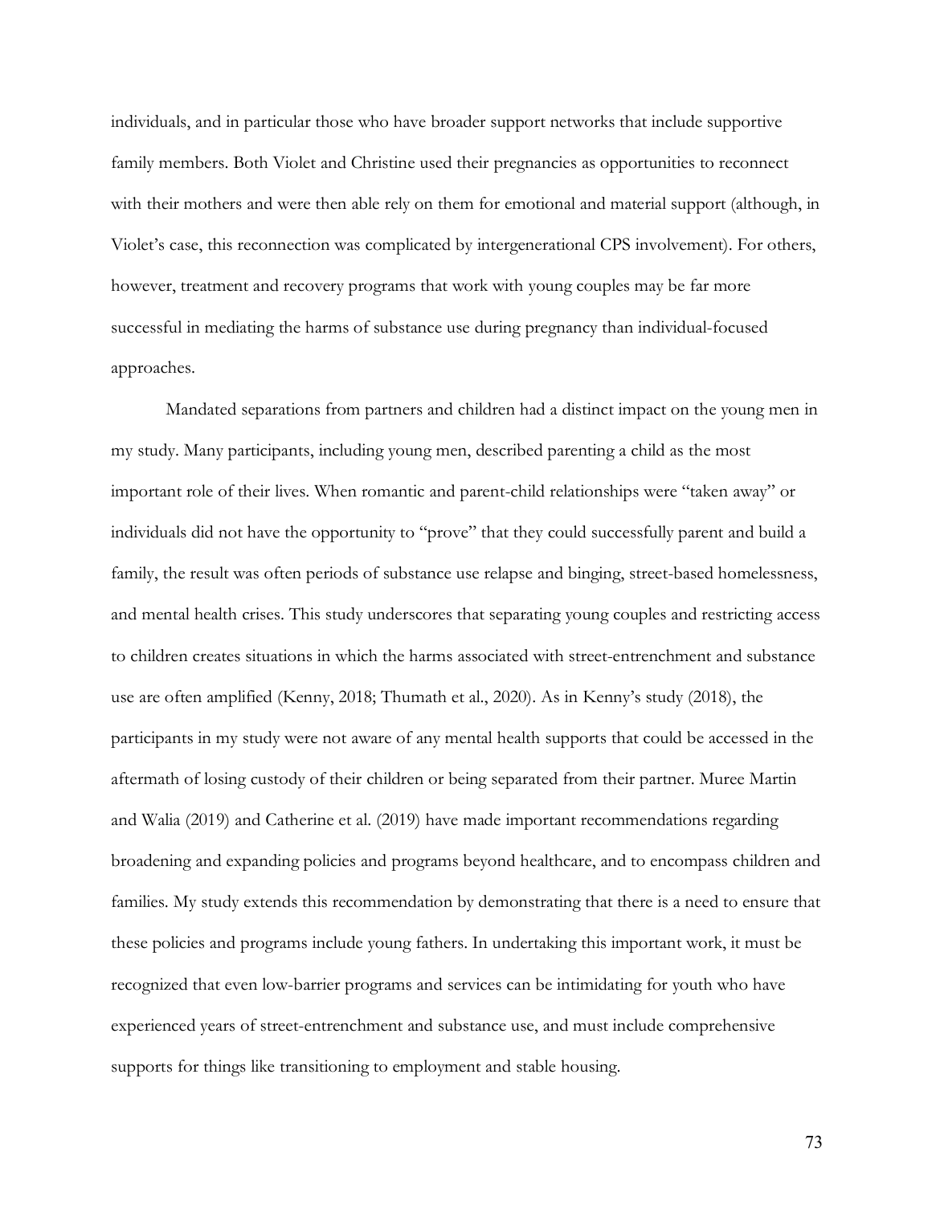individuals, and in particular those who have broader support networks that include supportive family members. Both Violet and Christine used their pregnancies as opportunities to reconnect with their mothers and were then able rely on them for emotional and material support (although, in Violet's case, this reconnection was complicated by intergenerational CPS involvement). For others, however, treatment and recovery programs that work with young couples may be far more successful in mediating the harms of substance use during pregnancy than individual-focused approaches.

Mandated separations from partners and children had a distinct impact on the young men in my study. Many participants, including young men, described parenting a child as the most important role of their lives. When romantic and parent-child relationships were "taken away" or individuals did not have the opportunity to "prove" that they could successfully parent and build a family, the result was often periods of substance use relapse and binging, street-based homelessness, and mental health crises. This study underscores that separating young couples and restricting access to children creates situations in which the harms associated with street-entrenchment and substance use are often amplified (Kenny, 2018; Thumath et al., 2020). As in Kenny's study (2018), the participants in my study were not aware of any mental health supports that could be accessed in the aftermath of losing custody of their children or being separated from their partner. Muree Martin and Walia (2019) and Catherine et al. (2019) have made important recommendations regarding broadening and expanding policies and programs beyond healthcare, and to encompass children and families. My study extends this recommendation by demonstrating that there is a need to ensure that these policies and programs include young fathers. In undertaking this important work, it must be recognized that even low-barrier programs and services can be intimidating for youth who have experienced years of street-entrenchment and substance use, and must include comprehensive supports for things like transitioning to employment and stable housing.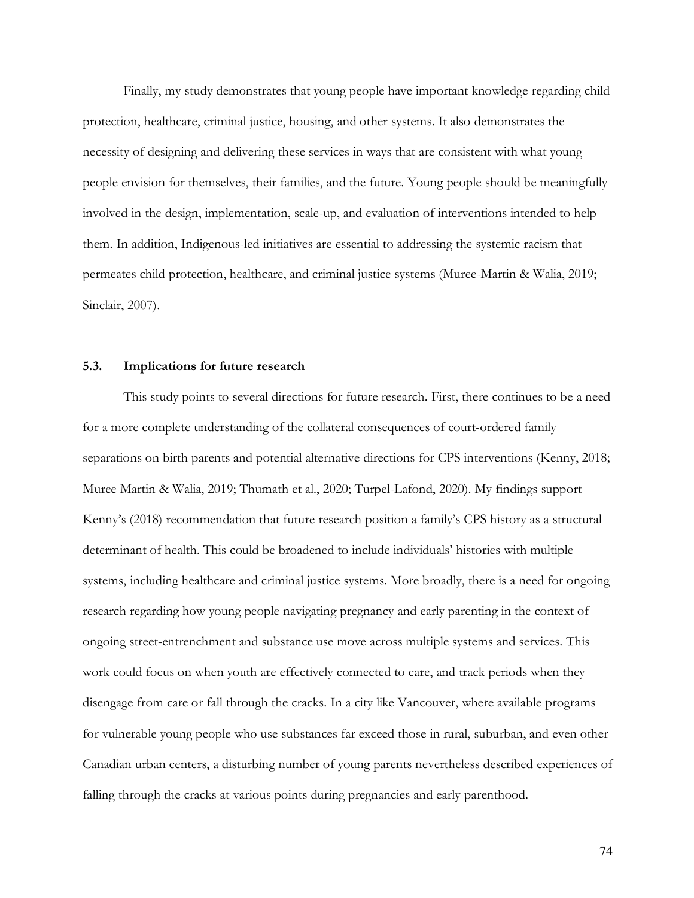Finally, my study demonstrates that young people have important knowledge regarding child protection, healthcare, criminal justice, housing, and other systems. It also demonstrates the necessity of designing and delivering these services in ways that are consistent with what young people envision for themselves, their families, and the future. Young people should be meaningfully involved in the design, implementation, scale-up, and evaluation of interventions intended to help them. In addition, Indigenous-led initiatives are essential to addressing the systemic racism that permeates child protection, healthcare, and criminal justice systems (Muree-Martin & Walia, 2019; Sinclair, 2007).

### 5.3. Implications for future research

This study points to several directions for future research. First, there continues to be a need for a more complete understanding of the collateral consequences of court-ordered family separations on birth parents and potential alternative directions for CPS interventions (Kenny, 2018; Muree Martin & Walia, 2019; Thumath et al., 2020; Turpel-Lafond, 2020). My findings support Kenny's (2018) recommendation that future research position a family's CPS history as a structural determinant of health. This could be broadened to include individuals' histories with multiple systems, including healthcare and criminal justice systems. More broadly, there is a need for ongoing research regarding how young people navigating pregnancy and early parenting in the context of ongoing street-entrenchment and substance use move across multiple systems and services. This work could focus on when youth are effectively connected to care, and track periods when they disengage from care or fall through the cracks. In a city like Vancouver, where available programs for vulnerable young people who use substances far exceed those in rural, suburban, and even other Canadian urban centers, a disturbing number of young parents nevertheless described experiences of falling through the cracks at various points during pregnancies and early parenthood.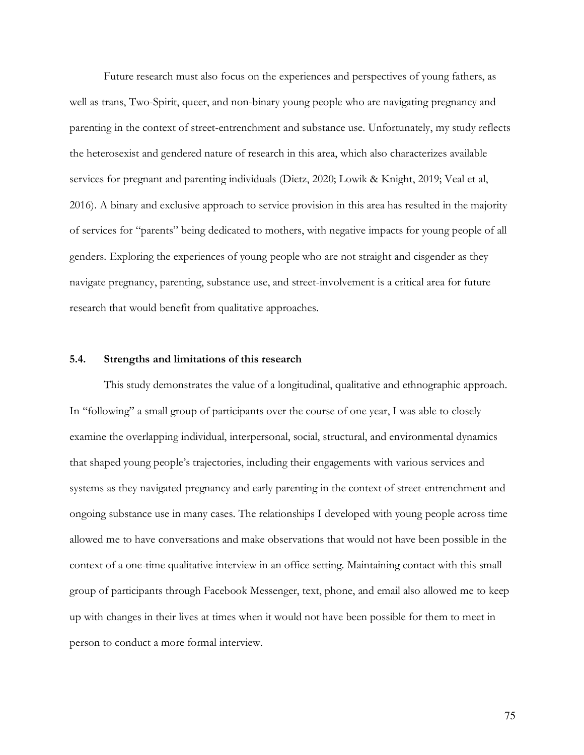Future research must also focus on the experiences and perspectives of young fathers, as well as trans, Two-Spirit, queer, and non-binary young people who are navigating pregnancy and parenting in the context of street-entrenchment and substance use. Unfortunately, my study reflects the heterosexist and gendered nature of research in this area, which also characterizes available services for pregnant and parenting individuals (Dietz, 2020; Lowik & Knight, 2019; Veal et al, 2016). A binary and exclusive approach to service provision in this area has resulted in the majority of services for "parents" being dedicated to mothers, with negative impacts for young people of all genders. Exploring the experiences of young people who are not straight and cisgender as they navigate pregnancy, parenting, substance use, and street-involvement is a critical area for future research that would benefit from qualitative approaches.

### 5.4. Strengths and limitations of this research

This study demonstrates the value of a longitudinal, qualitative and ethnographic approach. In "following" a small group of participants over the course of one year, I was able to closely examine the overlapping individual, interpersonal, social, structural, and environmental dynamics that shaped young people's trajectories, including their engagements with various services and systems as they navigated pregnancy and early parenting in the context of street-entrenchment and ongoing substance use in many cases. The relationships I developed with young people across time allowed me to have conversations and make observations that would not have been possible in the context of a one-time qualitative interview in an office setting. Maintaining contact with this small group of participants through Facebook Messenger, text, phone, and email also allowed me to keep up with changes in their lives at times when it would not have been possible for them to meet in person to conduct a more formal interview.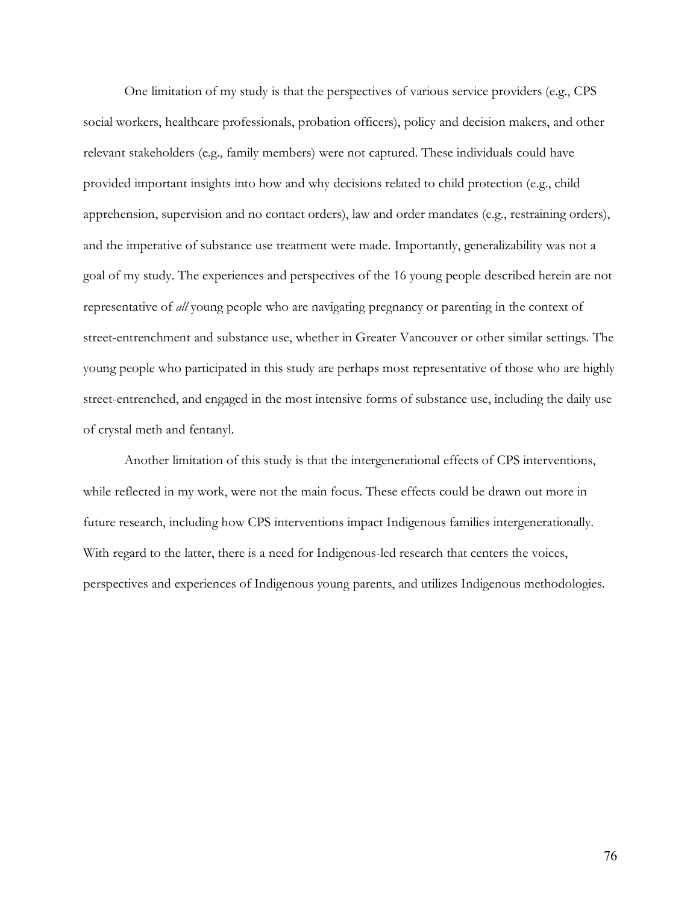One limitation of my study is that the perspectives of various service providers (e.g., CPS social workers, healthcare professionals, probation officers), policy and decision makers, and other relevant stakeholders (e.g., family members) were not captured. These individuals could have provided important insights into how and why decisions related to child protection (e.g., child apprehension, supervision and no contact orders), law and order mandates (e.g., restraining orders), and the imperative of substance use treatment were made. Importantly, generalizability was not a goal of my study. The experiences and perspectives of the 16 young people described herein are not representative of *all* young people who are navigating pregnancy or parenting in the context of street-entrenchment and substance use, whether in Greater Vancouver or other similar settings. The young people who participated in this study are perhaps most representative of those who are highly street-entrenched, and engaged in the most intensive forms of substance use, including the daily use of crystal meth and fentanyl.

Another limitation of this study is that the intergenerational effects of CPS interventions, while reflected in my work, were not the main focus. These effects could be drawn out more in future research, including how CPS interventions impact Indigenous families intergenerationally. With regard to the latter, there is a need for Indigenous-led research that centers the voices, perspectives and experiences of Indigenous young parents, and utilizes Indigenous methodologies.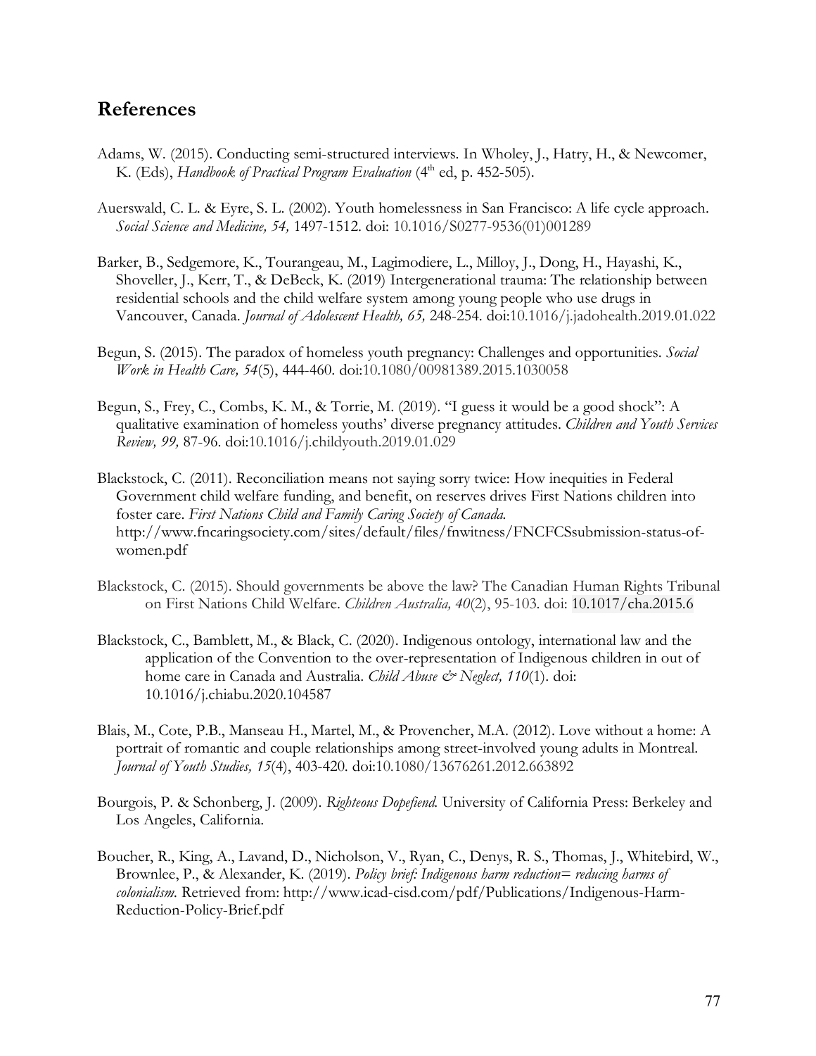## References

Adams, W. (2015). Conducting semi-structured interviews. In Wholey, J., Hatry, H., & Newcomer, K. (Eds), *Handbook of Practical Program Evaluation* (4th ed, p. 452-505).

Auerswald, C. L. & Eyre, S. L. (2002). Youth homelessness in San Francisco: A life cycle approach. *Social Science and Medicine, 54,* 1497-1512. doi: 10.1016/S0277-9536(01)001289

Barker, B., Sedgemore, K., Tourangeau, M., Lagimodiere, L., Milloy, J., Dong, H., Hayashi, K., Shoveller, J., Kerr, T., & DeBeck, K. (2019) Intergenerational trauma: The relationship between residential schools and the child welfare system among young people who use drugs in Vancouver, Canada. *Journal of Adolescent Health, 65,* 248-254. doi:10.1016/j.jadohealth.2019.01.022

Begun, S. (2015). The paradox of homeless youth pregnancy: Challenges and opportunities. *Social Work in Health Care, 54*(5), 444-460. doi:10.1080/00981389.2015.1030058

Begun, S., Frey, C., Combs, K. M., & Torrie, M. (2019). "I guess it would be a good shock": A qualitative examination of homeless youths' diverse pregnancy attitudes. *Children and Youth Services Review, 99,* 87-96. doi:10.1016/j.childyouth.2019.01.029

Blackstock, C. (2011). Reconciliation means not saying sorry twice: How inequities in Federal Government child welfare funding, and benefit, on reserves drives First Nations children into foster care. *First Nations Child and Family Caring Society of Canada.* http://www.fncaringsociety.com/sites/default/files/fnwitness/FNCFCSsubmission-status-of-women.pdf

Blackstock, C. (2015). Should governments be above the law? The Canadian Human Rights Tribunal on First Nations Child Welfare. *Children Australia, 40*(2), 95-103. doi: 10.1017/cha.2015.6

Blackstock, C., Bamblett, M., & Black, C. (2020). Indigenous ontology, international law and the application of the Convention to the over-representation of Indigenous children in out of home care in Canada and Australia. *Child Abuse & Neglect, 110*(1). doi: 10.1016/j.chiabu.2020.104587

Blais, M., Cote, P.B., Manseau H., Martel, M., & Provencher, M.A. (2012). Love without a home: A portrait of romantic and couple relationships among street-involved young adults in Montreal. *Journal of Youth Studies, 15*(4), 403-420. doi:10.1080/13676261.2012.663892

Bourgois, P. & Schonberg, J. (2009). *Righteous Dopefiend.* University of California Press: Berkeley and Los Angeles, California.

Boucher, R., King, A., Lavand, D., Nicholson, V., Ryan, C., Denys, R. S., Thomas, J., Whitebird, W., Brownlee, P., & Alexander, K. (2019). *Policy brief: Indigenous harm reduction= reducing harms of colonialism.* Retrieved from: http://www.icad-cisd.com/pdf/Publications/Indigenous-Harm-Reduction-Policy-Brief.pdf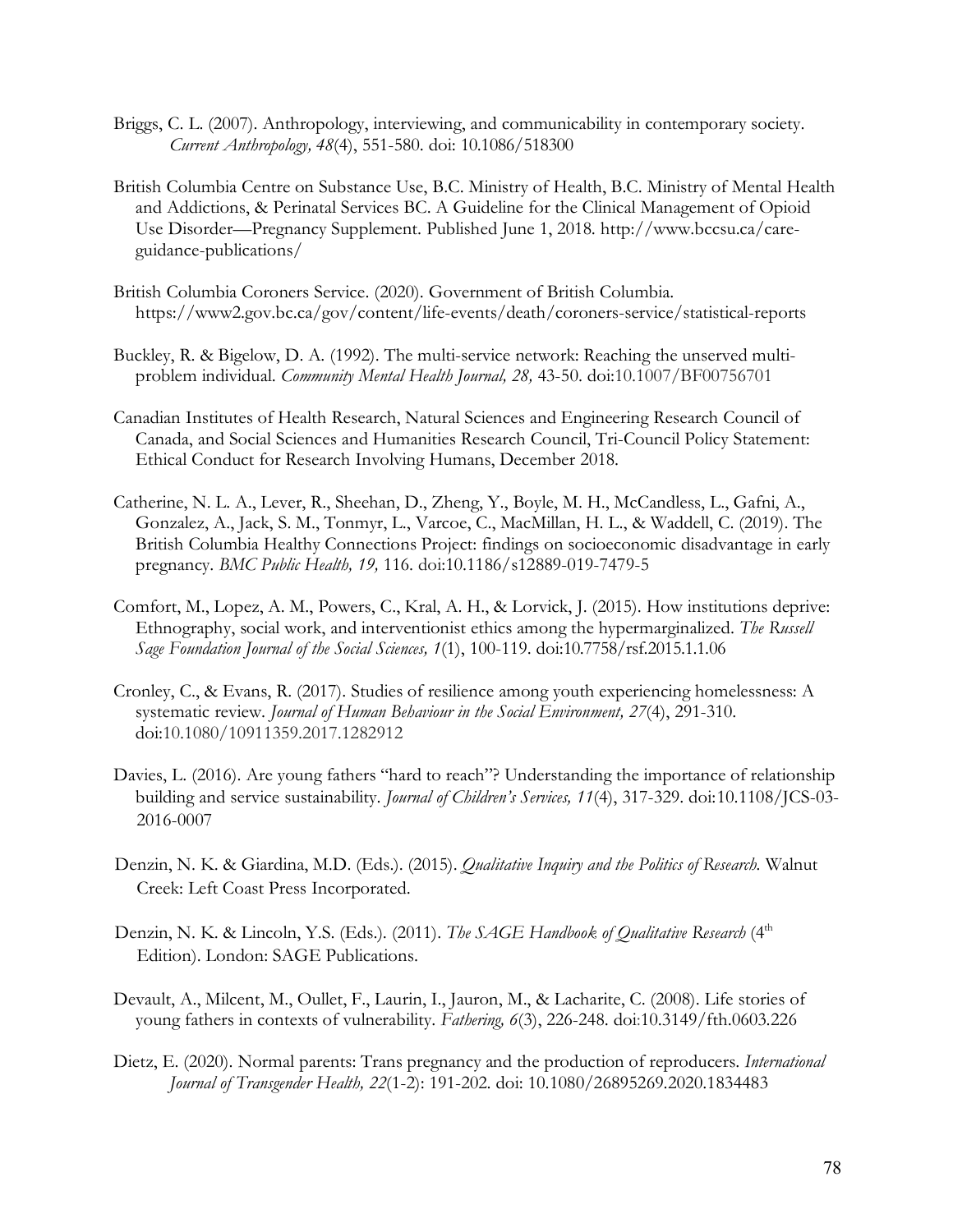Briggs, C. L. (2007). Anthropology, interviewing, and communicability in contemporary society. *Current Anthropology, 48*(4), 551-580. doi: 10.1086/518300

British Columbia Centre on Substance Use, B.C. Ministry of Health, B.C. Ministry of Mental Health and Addictions, & Perinatal Services BC. A Guideline for the Clinical Management of Opioid Use Disorder—Pregnancy Supplement. Published June 1, 2018. http://www.bccsu.ca/care-guidance-publications/

British Columbia Coroners Service. (2020). Government of British Columbia. https://www2.gov.bc.ca/gov/content/life-events/death/coroners-service/statistical-reports

Buckley, R. & Bigelow, D. A. (1992). The multi-service network: Reaching the unserved multi-problem individual. *Community Mental Health Journal, 28,* 43-50. doi:10.1007/BF00756701

Canadian Institutes of Health Research, Natural Sciences and Engineering Research Council of Canada, and Social Sciences and Humanities Research Council, Tri-Council Policy Statement: Ethical Conduct for Research Involving Humans, December 2018.

Catherine, N. L. A., Lever, R., Sheehan, D., Zheng, Y., Boyle, M. H., McCandless, L., Gafni, A., Gonzalez, A., Jack, S. M., Tonmyr, L., Varcoe, C., MacMillan, H. L., & Waddell, C. (2019). The British Columbia Healthy Connections Project: findings on socioeconomic disadvantage in early pregnancy. *BMC Public Health, 19,* 116. doi:10.1186/s12889-019-7479-5

Comfort, M., Lopez, A. M., Powers, C., Kral, A. H., & Lorvick, J. (2015). How institutions deprive: Ethnography, social work, and interventionist ethics among the hypermarginalized. *The Russell Sage Foundation Journal of the Social Sciences, 1*(1), 100-119. doi:10.7758/rsf.2015.1.1.06

Cronley, C., & Evans, R. (2017). Studies of resilience among youth experiencing homelessness: A systematic review. *Journal of Human Behaviour in the Social Environment, 27*(4), 291-310. doi:10.1080/10911359.2017.1282912

Davies, L. (2016). Are young fathers "hard to reach"? Understanding the importance of relationship building and service sustainability. *Journal of Children's Services, 11*(4), 317-329. doi:10.1108/JCS-03-2016-0007

Denzin, N. K. & Giardina, M.D. (Eds.). (2015). *Qualitative Inquiry and the Politics of Research.* Walnut Creek: Left Coast Press Incorporated.

Denzin, N. K. & Lincoln, Y.S. (Eds.). (2011). *The SAGE Handbook of Qualitative Research* (4th Edition). London: SAGE Publications.

Devault, A., Milcent, M., Oullet, F., Laurin, I., Jauron, M., & Lacharite, C. (2008). Life stories of young fathers in contexts of vulnerability. *Fathering, 6*(3), 226-248. doi:10.3149/fth.0603.226

Dietz, E. (2020). Normal parents: Trans pregnancy and the production of reproducers. *International Journal of Transgender Health, 22*(1-2): 191-202. doi: 10.1080/26895269.2020.1834483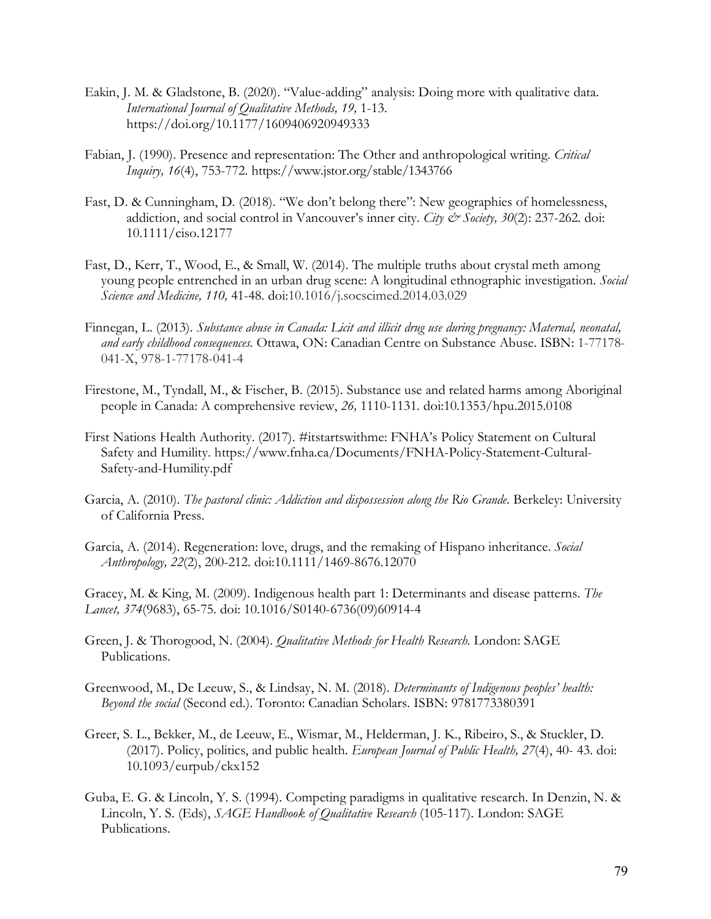Eakin, J. M. & Gladstone, B. (2020). "Value-adding" analysis: Doing more with qualitative data. *International Journal of Qualitative Methods, 19,* 1-13. https://doi.org/10.1177/1609406920949333

Fabian, J. (1990). Presence and representation: The Other and anthropological writing. *Critical Inquiry, 16*(4), 753-772. https://www.jstor.org/stable/1343766

Fast, D. & Cunningham, D. (2018). "We don't belong there": New geographies of homelessness, addiction, and social control in Vancouver's inner city. *City & Society, 30*(2): 237-262. doi: 10.1111/ciso.12177

Fast, D., Kerr, T., Wood, E., & Small, W. (2014). The multiple truths about crystal meth among young people entrenched in an urban drug scene: A longitudinal ethnographic investigation. *Social Science and Medicine, 110,* 41-48. doi:10.1016/j.socscimed.2014.03.029

Finnegan, L. (2013). *Substance abuse in Canada: Licit and illicit drug use during pregnancy: Maternal, neonatal, and early childhood consequences.* Ottawa, ON: Canadian Centre on Substance Abuse. ISBN: 1-77178-041-X, 978-1-77178-041-4

Firestone, M., Tyndall, M., & Fischer, B. (2015). Substance use and related harms among Aboriginal people in Canada: A comprehensive review, *26,* 1110-1131. doi:10.1353/hpu.2015.0108

First Nations Health Authority. (2017). #itstartswithme: FNHA's Policy Statement on Cultural Safety and Humility. https://www.fnha.ca/Documents/FNHA-Policy-Statement-Cultural-Safety-and-Humility.pdf

Garcia, A. (2010). *The pastoral clinic: Addiction and dispossession along the Rio Grande.* Berkeley: University of California Press.

Garcia, A. (2014). Regeneration: love, drugs, and the remaking of Hispano inheritance. *Social Anthropology, 22*(2), 200-212. doi:10.1111/1469-8676.12070

Gracey, M. & King, M. (2009). Indigenous health part 1: Determinants and disease patterns. *The Lancet, 374*(9683), 65-75. doi: 10.1016/S0140-6736(09)60914-4

Green, J. & Thorogood, N. (2004). *Qualitative Methods for Health Research.* London: SAGE Publications.

Greenwood, M., De Leeuw, S., & Lindsay, N. M. (2018). *Determinants of Indigenous peoples' health: Beyond the social* (Second ed.). Toronto: Canadian Scholars. ISBN: 9781773380391

Greer, S. L., Bekker, M., de Leeuw, E., Wismar, M., Helderman, J. K., Ribeiro, S., & Stuckler, D. (2017). Policy, politics, and public health. *European Journal of Public Health, 27*(4), 40- 43. doi: 10.1093/eurpub/ckx152

Guba, E. G. & Lincoln, Y. S. (1994). Competing paradigms in qualitative research. In Denzin, N. & Lincoln, Y. S. (Eds), *SAGE Handbook of Qualitative Research* (105-117). London: SAGE Publications.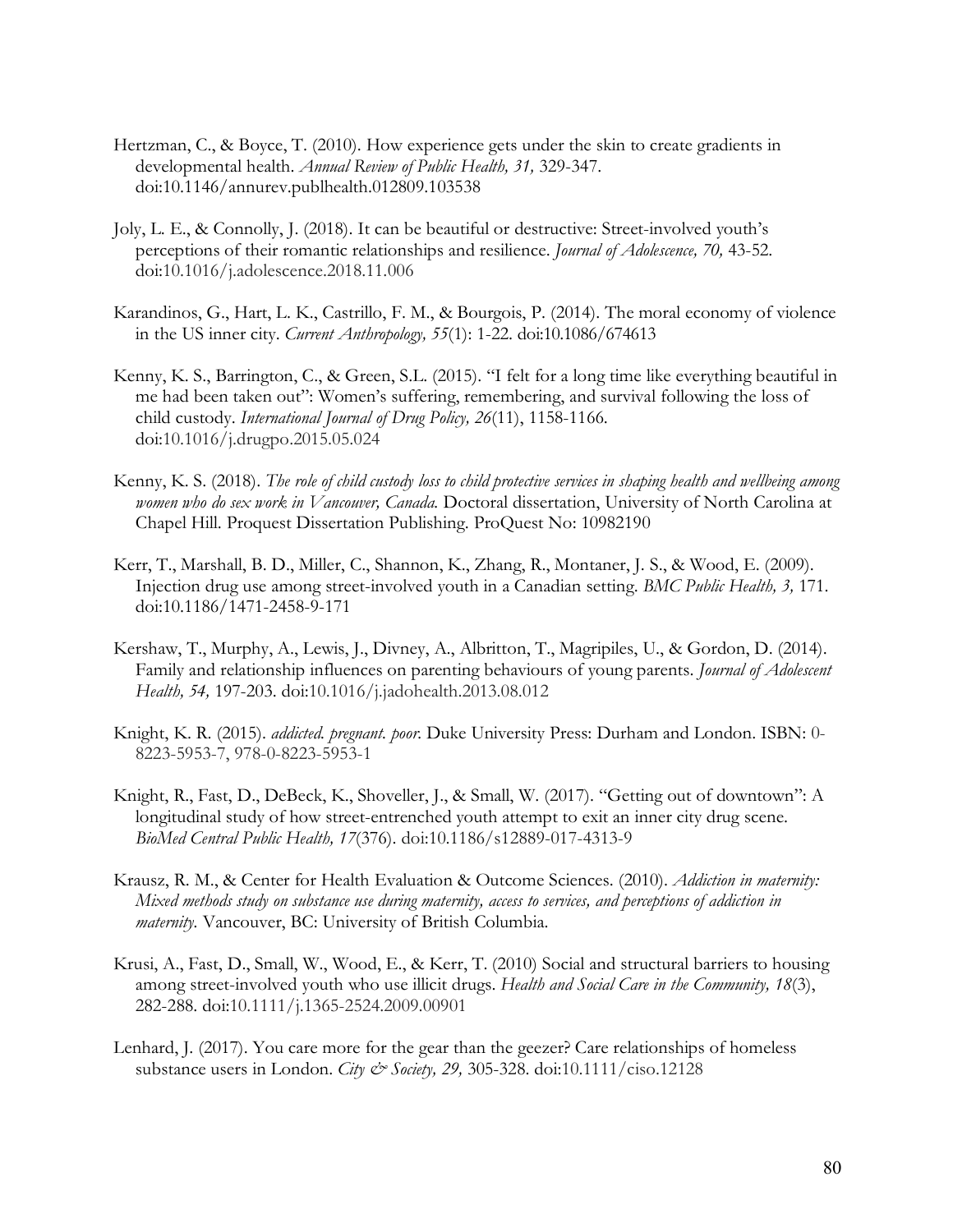Hertzman, C., & Boyce, T. (2010). How experience gets under the skin to create gradients in developmental health. *Annual Review of Public Health, 31,* 329-347. doi:10.1146/annurev.publhealth.012809.103538

Joly, L. E., & Connolly, J. (2018). It can be beautiful or destructive: Street-involved youth's perceptions of their romantic relationships and resilience. *Journal of Adolescence, 70,* 43-52. doi:10.1016/j.adolescence.2018.11.006

Karandinos, G., Hart, L. K., Castrillo, F. M., & Bourgois, P. (2014). The moral economy of violence in the US inner city. *Current Anthropology, 55*(1): 1-22. doi:10.1086/674613

Kenny, K. S., Barrington, C., & Green, S.L. (2015). "I felt for a long time like everything beautiful in me had been taken out": Women's suffering, remembering, and survival following the loss of child custody. *International Journal of Drug Policy, 26*(11), 1158-1166. doi:10.1016/j.drugpo.2015.05.024

Kenny, K. S. (2018). *The role of child custody loss to child protective services in shaping health and wellbeing among women who do sex work in Vancouver, Canada.* Doctoral dissertation, University of North Carolina at Chapel Hill. Proquest Dissertation Publishing. ProQuest No: 10982190

Kerr, T., Marshall, B. D., Miller, C., Shannon, K., Zhang, R., Montaner, J. S., & Wood, E. (2009). Injection drug use among street-involved youth in a Canadian setting. *BMC Public Health, 3,* 171. doi:10.1186/1471-2458-9-171

Kershaw, T., Murphy, A., Lewis, J., Divney, A., Albritton, T., Magripiles, U., & Gordon, D. (2014). Family and relationship influences on parenting behaviours of young parents. *Journal of Adolescent Health, 54,* 197-203. doi:10.1016/j.jadohealth.2013.08.012

Knight, K. R. (2015). *addicted. pregnant. poor.* Duke University Press: Durham and London. ISBN: 0-8223-5953-7, 978-0-8223-5953-1

Knight, R., Fast, D., DeBeck, K., Shoveller, J., & Small, W. (2017). "Getting out of downtown": A longitudinal study of how street-entrenched youth attempt to exit an inner city drug scene. *BioMed Central Public Health, 17*(376). doi:10.1186/s12889-017-4313-9

Krausz, R. M., & Center for Health Evaluation & Outcome Sciences. (2010). *Addiction in maternity: Mixed methods study on substance use during maternity, access to services, and perceptions of addiction in maternity.* Vancouver, BC: University of British Columbia.

Krusi, A., Fast, D., Small, W., Wood, E., & Kerr, T. (2010) Social and structural barriers to housing among street-involved youth who use illicit drugs. *Health and Social Care in the Community, 18*(3), 282-288. doi:10.1111/j.1365-2524.2009.00901

Lenhard, J. (2017). You care more for the gear than the geezer? Care relationships of homeless substance users in London. *City & Society, 29,* 305-328. doi:10.1111/ciso.12128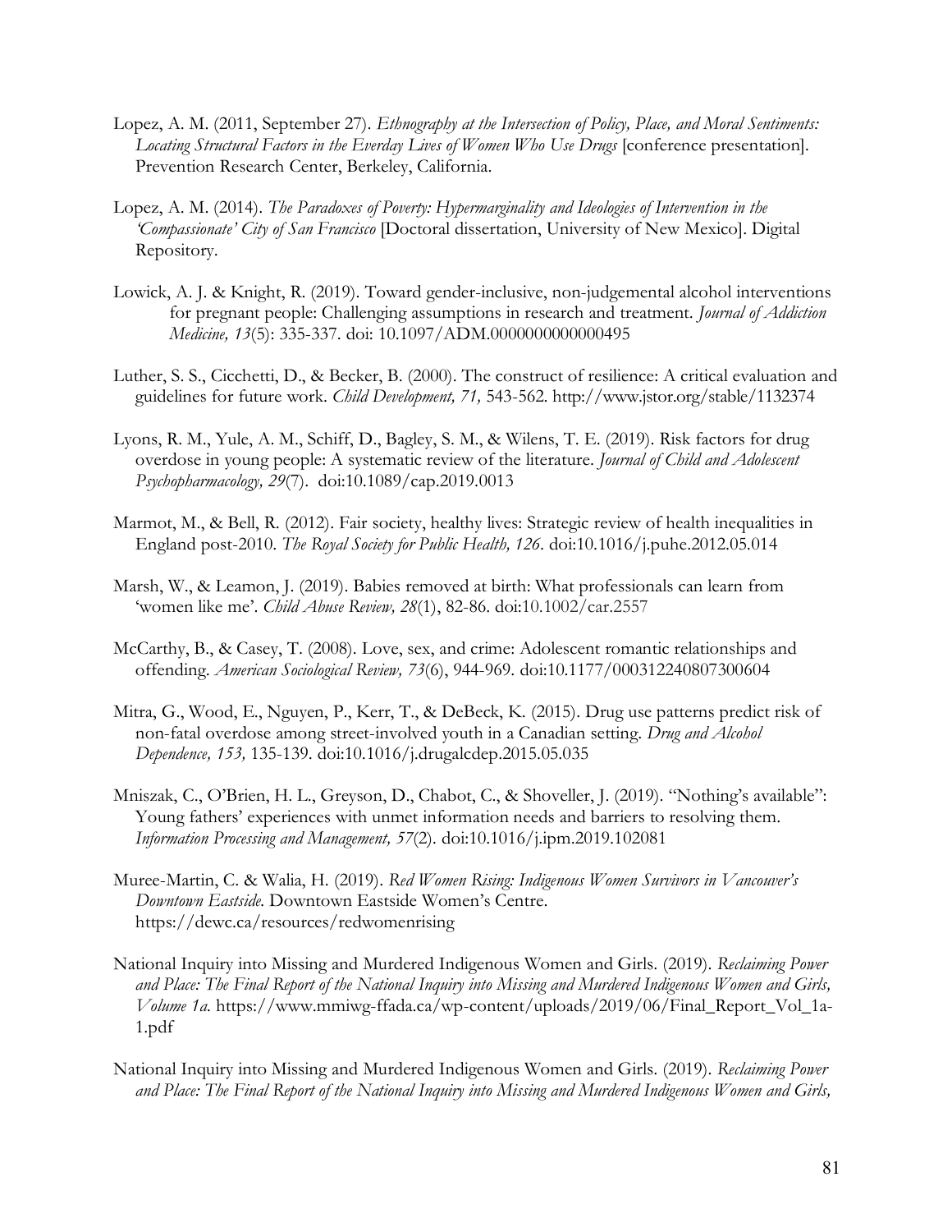Lopez, A. M. (2011, September 27). *Ethnography at the Intersection of Policy, Place, and Moral Sentiments: Locating Structural Factors in the Everday Lives of Women Who Use Drugs* [conference presentation]. Prevention Research Center, Berkeley, California.

Lopez, A. M. (2014). *The Paradoxes of Poverty: Hypermarginality and Ideologies of Intervention in the 'Compassionate' City of San Francisco* [Doctoral dissertation, University of New Mexico]. Digital Repository.

Lowick, A. J. & Knight, R. (2019). Toward gender-inclusive, non-judgemental alcohol interventions for pregnant people: Challenging assumptions in research and treatment. *Journal of Addiction Medicine, 13*(5): 335-337. doi: 10.1097/ADM.0000000000000495

Luther, S. S., Cicchetti, D., & Becker, B. (2000). The construct of resilience: A critical evaluation and guidelines for future work. *Child Development, 71,* 543-562. http://www.jstor.org/stable/1132374

Lyons, R. M., Yule, A. M., Schiff, D., Bagley, S. M., & Wilens, T. E. (2019). Risk factors for drug overdose in young people: A systematic review of the literature. *Journal of Child and Adolescent Psychopharmacology, 29*(7). doi:10.1089/cap.2019.0013

Marmot, M., & Bell, R. (2012). Fair society, healthy lives: Strategic review of health inequalities in England post-2010. *The Royal Society for Public Health, 126*. doi:10.1016/j.puhe.2012.05.014

Marsh, W., & Leamon, J. (2019). Babies removed at birth: What professionals can learn from 'women like me'. *Child Abuse Review, 28*(1), 82-86. doi:10.1002/car.2557

McCarthy, B., & Casey, T. (2008). Love, sex, and crime: Adolescent romantic relationships and offending. *American Sociological Review, 73*(6), 944-969. doi:10.1177/000312240807300604

Mitra, G., Wood, E., Nguyen, P., Kerr, T., & DeBeck, K. (2015). Drug use patterns predict risk of non-fatal overdose among street-involved youth in a Canadian setting. *Drug and Alcohol Dependence, 153,* 135-139. doi:10.1016/j.drugalcdep.2015.05.035

Mniszak, C., O'Brien, H. L., Greyson, D., Chabot, C., & Shoveller, J. (2019). "Nothing's available": Young fathers' experiences with unmet information needs and barriers to resolving them. *Information Processing and Management, 57*(2). doi:10.1016/j.ipm.2019.102081

Muree-Martin, C. & Walia, H. (2019). *Red Women Rising: Indigenous Women Survivors in Vancouver's Downtown Eastside.* Downtown Eastside Women's Centre. https://dewc.ca/resources/redwomenrising

National Inquiry into Missing and Murdered Indigenous Women and Girls. (2019). *Reclaiming Power and Place: The Final Report of the National Inquiry into Missing and Murdered Indigenous Women and Girls, Volume 1a*. https://www.mmiwg-ffada.ca/wp-content/uploads/2019/06/Final_Report_Vol_1a-1.pdf

National Inquiry into Missing and Murdered Indigenous Women and Girls. (2019). *Reclaiming Power and Place: The Final Report of the National Inquiry into Missing and Murdered Indigenous Women and Girls,*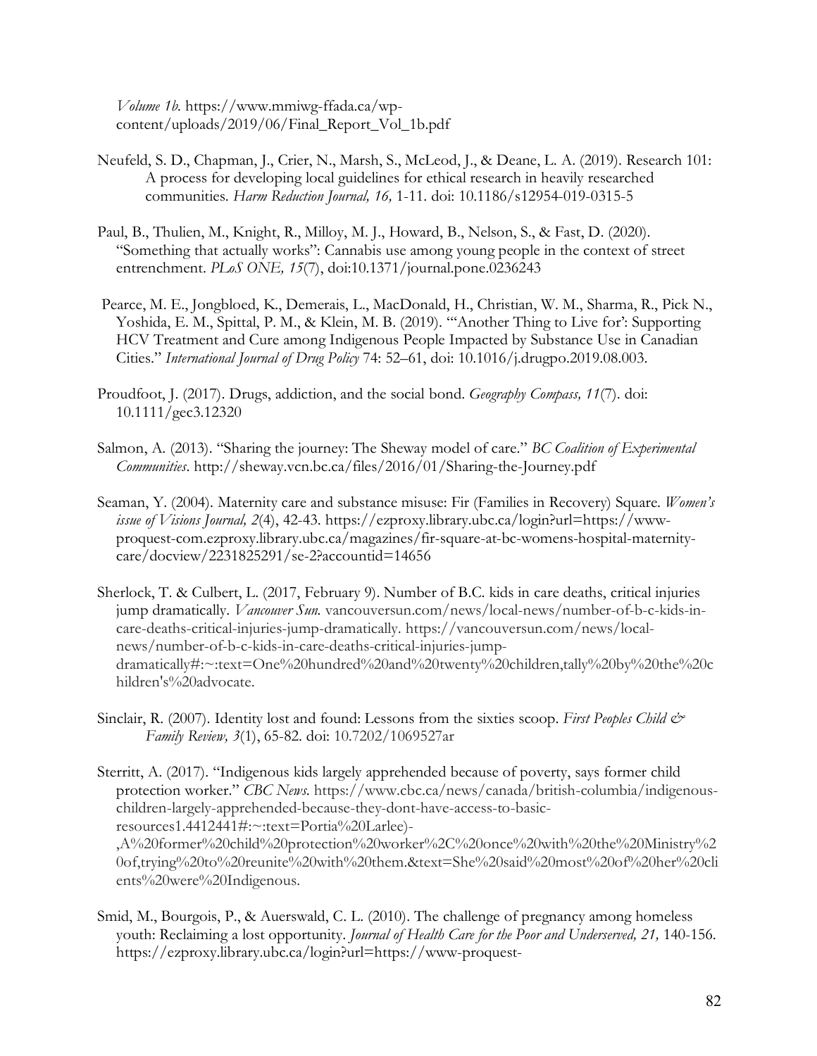*Volume 1b*. https://www.mmiwg-ffada.ca/wp-content/uploads/2019/06/Final_Report_Vol_1b.pdf

Neufeld, S. D., Chapman, J., Crier, N., Marsh, S., McLeod, J., & Deane, L. A. (2019). Research 101: A process for developing local guidelines for ethical research in heavily researched communities. *Harm Reduction Journal, 16,* 1-11. doi: 10.1186/s12954-019-0315-5

Paul, B., Thulien, M., Knight, R., Milloy, M. J., Howard, B., Nelson, S., & Fast, D. (2020). "Something that actually works": Cannabis use among young people in the context of street entrenchment. *PLoS ONE, 15*(7), doi:10.1371/journal.pone.0236243

Pearce, M. E., Jongbloed, K., Demerais, L., MacDonald, H., Christian, W. M., Sharma, R., Pick N., Yoshida, E. M., Spittal, P. M., & Klein, M. B. (2019). "'Another Thing to Live for': Supporting HCV Treatment and Cure among Indigenous People Impacted by Substance Use in Canadian Cities." *International Journal of Drug Policy* 74: 52–61, doi: 10.1016/j.drugpo.2019.08.003.

Proudfoot, J. (2017). Drugs, addiction, and the social bond. *Geography Compass, 11*(7). doi: 10.1111/gec3.12320

Salmon, A. (2013). "Sharing the journey: The Sheway model of care." *BC Coalition of Experimental Communities*. http://sheway.vcn.bc.ca/files/2016/01/Sharing-the-Journey.pdf

Seaman, Y. (2004). Maternity care and substance misuse: Fir (Families in Recovery) Square. *Women's issue of Visions Journal, 2*(4), 42-43. https://ezproxy.library.ubc.ca/login?url=https://www-proquest-com.ezproxy.library.ubc.ca/magazines/fir-square-at-bc-womens-hospital-maternity-care/docview/2231825291/se-2?accountid=14656

Sherlock, T. & Culbert, L. (2017, February 9). Number of B.C. kids in care deaths, critical injuries jump dramatically. *Vancouver Sun.* vancouversun.com/news/local-news/number-of-b-c-kids-in-care-deaths-critical-injuries-jump-dramatically. https://vancouversun.com/news/local-news/number-of-b-c-kids-in-care-deaths-critical-injuries-jump-dramatically#:~:text=One%20hundred%20and%20twenty%20children,tally%20by%20the%20children's%20advocate.

Sinclair, R. (2007). Identity lost and found: Lessons from the sixties scoop. *First Peoples Child & Family Review, 3*(1), 65-82. doi: 10.7202/1069527ar

Sterritt, A. (2017). "Indigenous kids largely apprehended because of poverty, says former child protection worker." *CBC News.* https://www.cbc.ca/news/canada/british-columbia/indigenous-children-largely-apprehended-because-they-dont-have-access-to-basic-resources1.4412441#:~:text=Portia%20Larlee)-,A%20former%20child%20protection%20worker%2C%20once%20with%20the%20Ministry%20of,trying%20to%20reunite%20with%20them.&text=She%20said%20most%20of%20her%20clients%20were%20Indigenous.

Smid, M., Bourgois, P., & Auerswald, C. L. (2010). The challenge of pregnancy among homeless youth: Reclaiming a lost opportunity. *Journal of Health Care for the Poor and Underserved, 21,* 140-156. https://ezproxy.library.ubc.ca/login?url=https://www-proquest-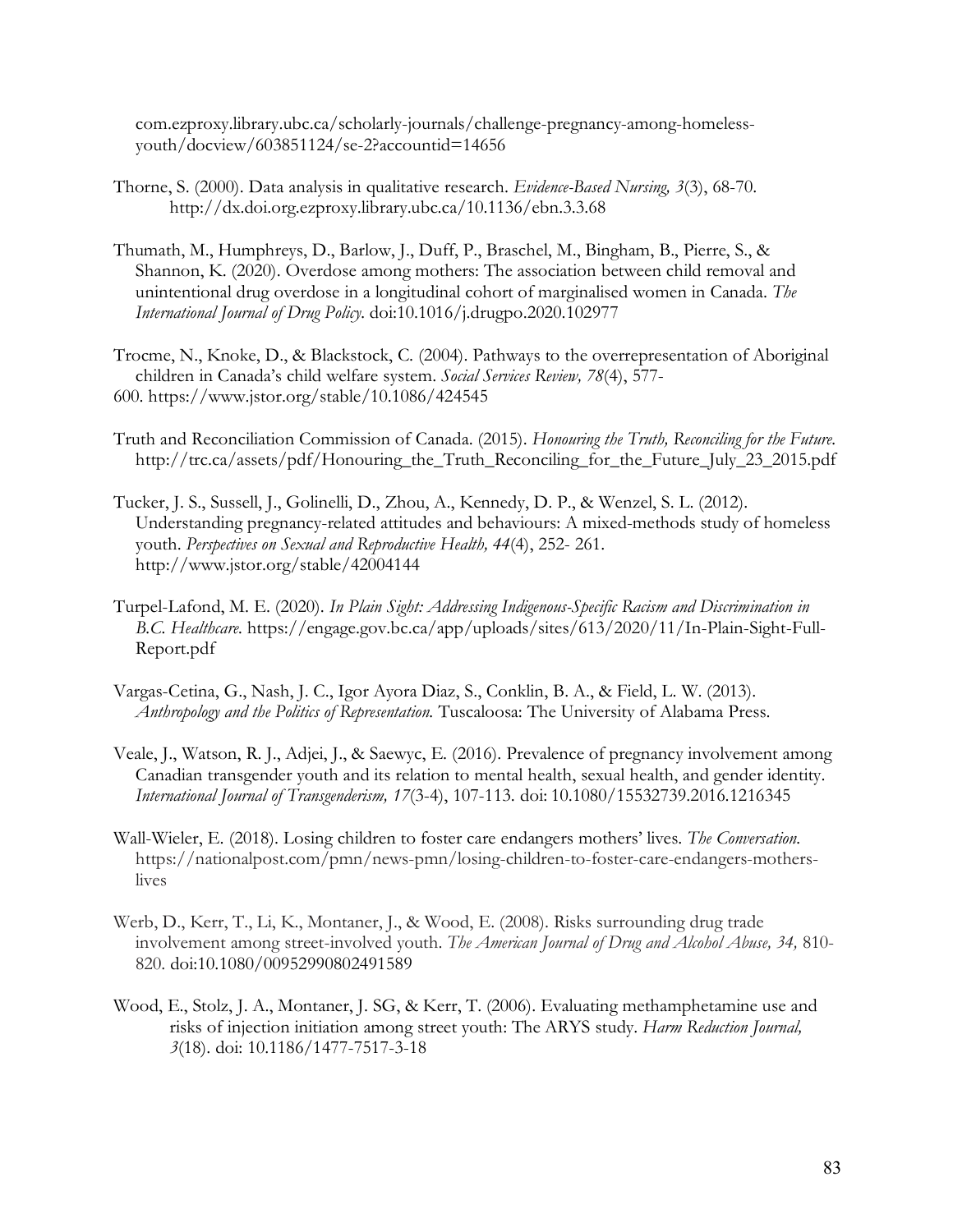com.ezproxy.library.ubc.ca/scholarly-journals/challenge-pregnancy-among-homeless-youth/docview/603851124/se-2?accountid=14656

Thorne, S. (2000). Data analysis in qualitative research. *Evidence-Based Nursing, 3*(3), 68-70. http://dx.doi.org.ezproxy.library.ubc.ca/10.1136/ebn.3.3.68

Thumath, M., Humphreys, D., Barlow, J., Duff, P., Braschel, M., Bingham, B., Pierre, S., & Shannon, K. (2020). Overdose among mothers: The association between child removal and unintentional drug overdose in a longitudinal cohort of marginalised women in Canada. *The International Journal of Drug Policy.* doi:10.1016/j.drugpo.2020.102977

Trocme, N., Knoke, D., & Blackstock, C. (2004). Pathways to the overrepresentation of Aboriginal children in Canada's child welfare system. *Social Services Review, 78*(4), 577-600. https://www.jstor.org/stable/10.1086/424545

Truth and Reconciliation Commission of Canada. (2015). *Honouring the Truth, Reconciling for the Future.* http://trc.ca/assets/pdf/Honouring_the_Truth_Reconciling_for_the_Future_July_23_2015.pdf

Tucker, J. S., Sussell, J., Golinelli, D., Zhou, A., Kennedy, D. P., & Wenzel, S. L. (2012). Understanding pregnancy-related attitudes and behaviours: A mixed-methods study of homeless youth. *Perspectives on Sexual and Reproductive Health, 44*(4), 252- 261. http://www.jstor.org/stable/42004144

Turpel-Lafond, M. E. (2020). *In Plain Sight: Addressing Indigenous-Specific Racism and Discrimination in B.C. Healthcare.* https://engage.gov.bc.ca/app/uploads/sites/613/2020/11/In-Plain-Sight-Full-Report.pdf

Vargas-Cetina, G., Nash, J. C., Igor Ayora Diaz, S., Conklin, B. A., & Field, L. W. (2013). *Anthropology and the Politics of Representation.* Tuscaloosa: The University of Alabama Press.

Veale, J., Watson, R. J., Adjei, J., & Saewyc, E. (2016). Prevalence of pregnancy involvement among Canadian transgender youth and its relation to mental health, sexual health, and gender identity. *International Journal of Transgenderism, 17*(3-4), 107-113. doi: 10.1080/15532739.2016.1216345

Wall-Wieler, E. (2018). Losing children to foster care endangers mothers' lives. *The Conversation.* https://nationalpost.com/pmn/news-pmn/losing-children-to-foster-care-endangers-mothers-lives

Werb, D., Kerr, T., Li, K., Montaner, J., & Wood, E. (2008). Risks surrounding drug trade involvement among street-involved youth. *The American Journal of Drug and Alcohol Abuse, 34,* 810-820. doi:10.1080/00952990802491589

Wood, E., Stolz, J. A., Montaner, J. SG, & Kerr, T. (2006). Evaluating methamphetamine use and risks of injection initiation among street youth: The ARYS study. *Harm Reduction Journal, 3*(18). doi: 10.1186/1477-7517-3-18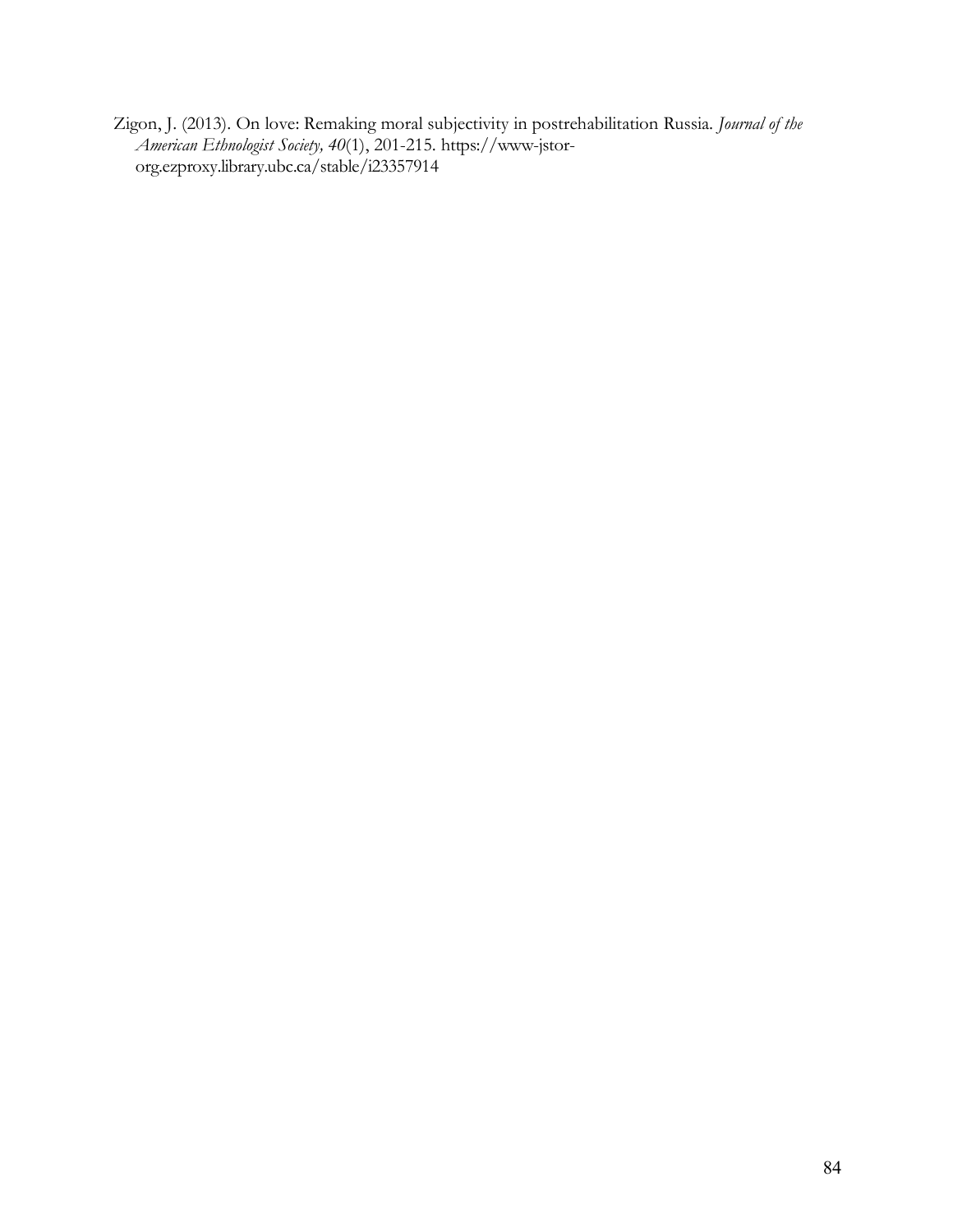Zigon, J. (2013). On love: Remaking moral subjectivity in postrehabilitation Russia. *Journal of the American Ethnologist Society, 40*(1), 201-215. https://www-jstor-org.ezproxy.library.ubc.ca/stable/i23357914